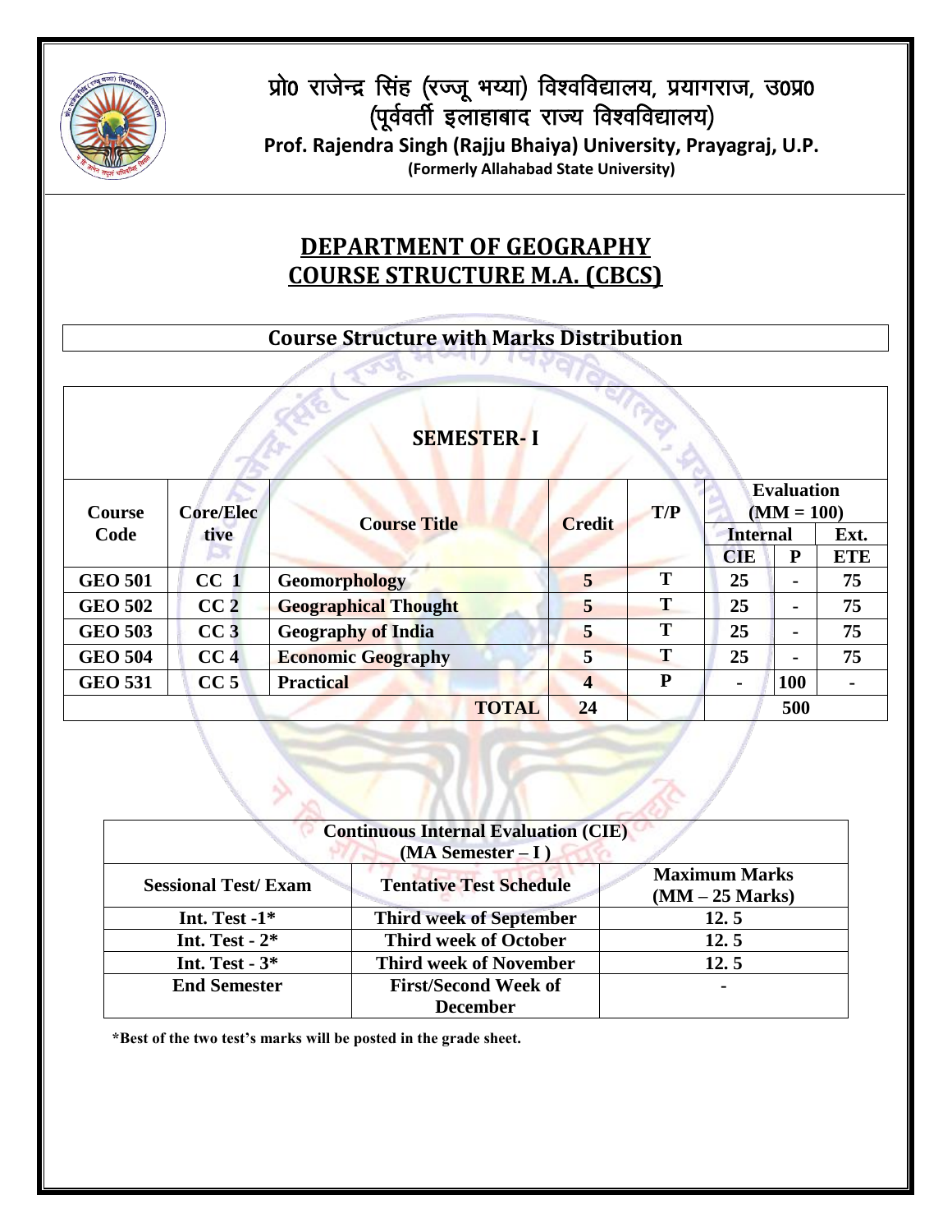प्रो0 राजेन्द्र सिंह (रज्जू भय्या) विश्वविद्यालय, प्रयागराज, उ0प्र0

(पूर्ववर्ती इलाहाबाद राज्य विश्वविद्यालय)

**Prof. Rajendra Singh (Rajju Bhaiya) University, Prayagraj, U.P.**

**(Formerly Allahabad State University)**

# DEPARTMENT OF GEOGRAPHY
# COURSE STRUCTURE M.A. (CBCS)

## Course Structure with Marks Distribution

### SEMESTER- I

| Course Code | Core/Elective | Course Title | Credit | T/P | Evaluation (MM = 100) | | |
|---|---|---|---|---|---|---|---|
| | | | | | Internal | | Ext. |
| | | | | | CIE | P | ETE |
| GEO 501 | CC 1 | Geomorphology | 5 | T | 25 | - | 75 |
| GEO 502 | CC 2 | Geographical Thought | 5 | T | 25 | - | 75 |
| GEO 503 | CC 3 | Geography of India | 5 | T | 25 | - | 75 |
| GEO 504 | CC 4 | Economic Geography | 5 | T | 25 | - | 75 |
| GEO 531 | CC 5 | Practical | 4 | P | - | 100 | - |
| | | TOTAL | 24 | | 500 | | |

| Continuous Internal Evaluation (CIE) (MA Semester – I ) | | |
|---|---|---|
| **Sessional Test/ Exam** | **Tentative Test Schedule** | **Maximum Marks (MM – 25 Marks)** |
| Int. Test -1* | Third week of September | 12. 5 |
| Int. Test - 2* | Third week of October | 12. 5 |
| Int. Test - 3* | Third week of November | 12. 5 |
| End Semester | First/Second Week of December | - |

**\*Best of the two test's marks will be posted in the grade sheet.**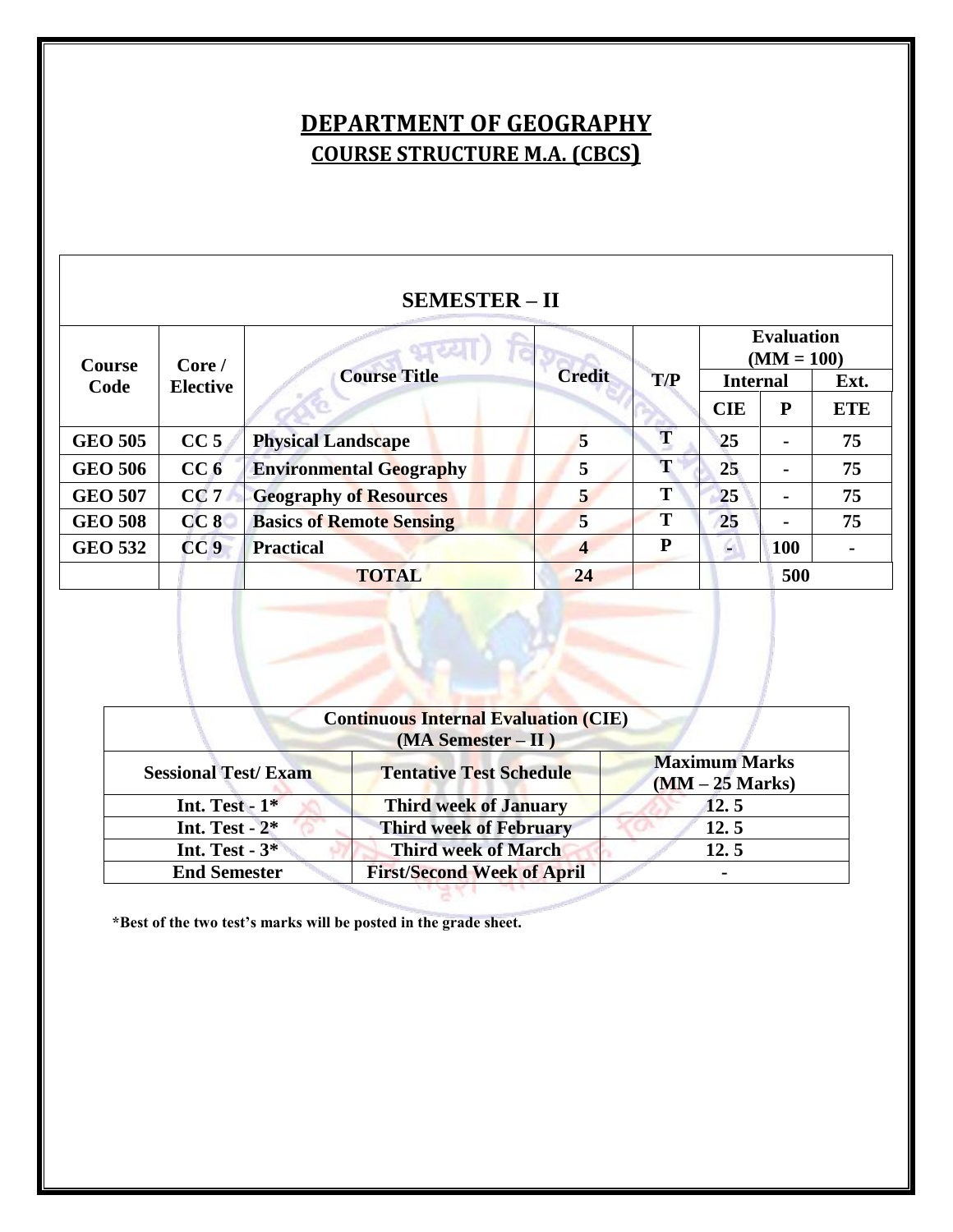# DEPARTMENT OF GEOGRAPHY

## COURSE STRUCTURE M.A. (CBCS)

| SEMESTER – II | | | | | | | |
|---|---|---|---|---|---|---|---|
| **Course Code** | **Core / Elective** | **Course Title** | **Credit** | **T/P** | **Evaluation (MM = 100)** | | |
| | | | | | **Internal** | | **Ext.** |
| | | | | | **CIE** | **P** | **ETE** |
| **GEO 505** | **CC 5** | **Physical Landscape** | **5** | **T** | **25** | **-** | **75** |
| **GEO 506** | **CC 6** | **Environmental Geography** | **5** | **T** | **25** | **-** | **75** |
| **GEO 507** | **CC 7** | **Geography of Resources** | **5** | **T** | **25** | **-** | **75** |
| **GEO 508** | **CC 8** | **Basics of Remote Sensing** | **5** | **T** | **25** | **-** | **75** |
| **GEO 532** | **CC 9** | **Practical** | **4** | **P** | **-** | **100** | **-** |
| | | **TOTAL** | **24** | | **500** | | |

| **Continuous Internal Evaluation (CIE) (MA Semester – II )** | | |
|---|---|---|
| **Sessional Test/ Exam** | **Tentative Test Schedule** | **Maximum Marks (MM – 25 Marks)** |
| **Int. Test - 1*** | **Third week of January** | **12. 5** |
| **Int. Test - 2*** | **Third week of February** | **12. 5** |
| **Int. Test - 3*** | **Third week of March** | **12. 5** |
| **End Semester** | **First/Second Week of April** | **-** |

**\*Best of the two test's marks will be posted in the grade sheet.**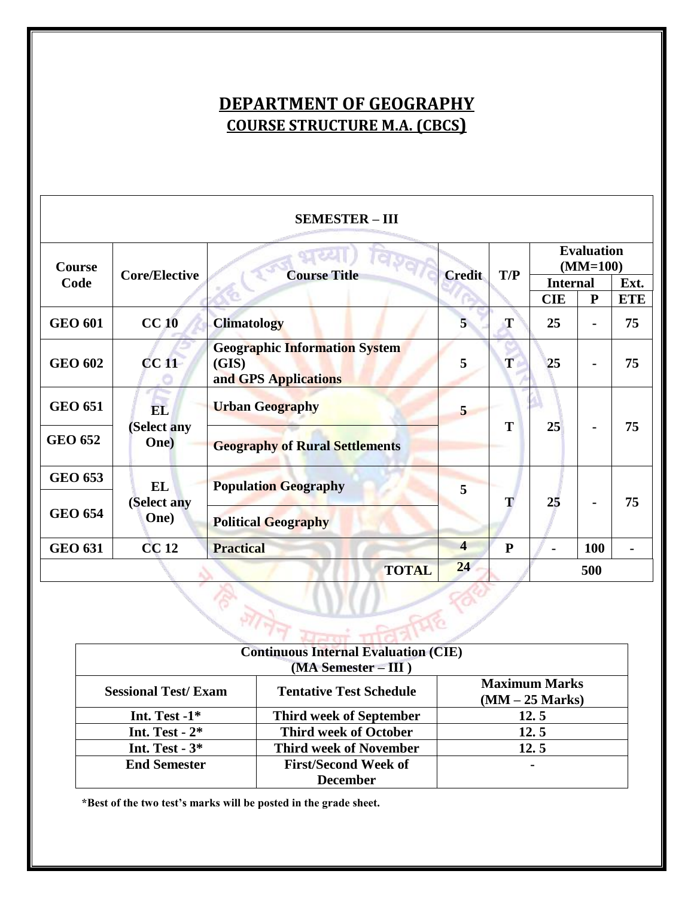# DEPARTMENT OF GEOGRAPHY

## COURSE STRUCTURE M.A. (CBCS)

| SEMESTER – III | | | | | | | |
|---|---|---|---|---|---|---|---|
| **Course Code** | **Core/Elective** | **Course Title** | **Credit** | **T/P** | **Evaluation (MM=100)** | | |
| | | | | | **Internal** | | **Ext.** |
| | | | | | **CIE** | **P** | **ETE** |
| **GEO 601** | **CC 10** | **Climatology** | **5** | **T** | **25** | **-** | **75** |
| **GEO 602** | **CC 11** | **Geographic Information System (GIS) and GPS Applications** | **5** | **T** | **25** | **-** | **75** |
| **GEO 651** | **EL (Select any One)** | **Urban Geography** | **5** | **T** | **25** | **-** | **75** |
| **GEO 652** | | **Geography of Rural Settlements** | | | | | |
| **GEO 653** | **EL (Select any One)** | **Population Geography** | **5** | **T** | **25** | **-** | **75** |
| **GEO 654** | | **Political Geography** | | | | | |
| **GEO 631** | **CC 12** | **Practical** | **4** | **P** | **-** | **100** | **-** |
| | | **TOTAL** | **24** | | **500** | | |

| **Continuous Internal Evaluation (CIE) (MA Semester – III )** | | |
|---|---|---|
| **Sessional Test/ Exam** | **Tentative Test Schedule** | **Maximum Marks (MM – 25 Marks)** |
| **Int. Test -1*** | **Third week of September** | **12. 5** |
| **Int. Test - 2*** | **Third week of October** | **12. 5** |
| **Int. Test - 3*** | **Third week of November** | **12. 5** |
| **End Semester** | **First/Second Week of December** | **-** |

**\*Best of the two test's marks will be posted in the grade sheet.**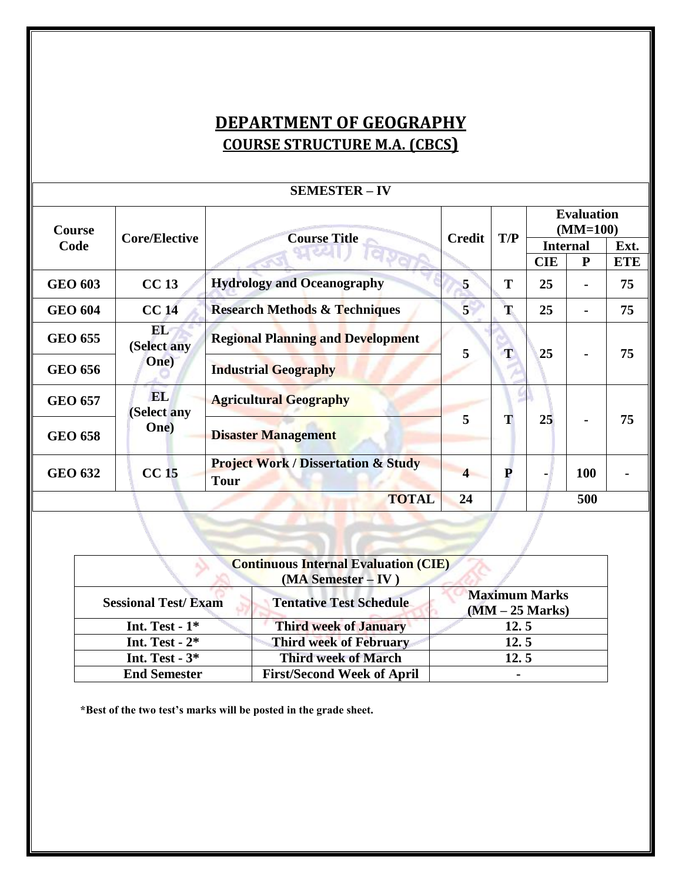# DEPARTMENT OF GEOGRAPHY

## COURSE STRUCTURE M.A. (CBCS)

| SEMESTER – IV | | | | | | | |
|---|---|---|---|---|---|---|---|
| **Course Code** | **Core/Elective** | **Course Title** | **Credit** | **T/P** | **Evaluation (MM=100)** | | |
| | | | | | **Internal** | | **Ext.** |
| | | | | | **CIE** | **P** | **ETE** |
| **GEO 603** | **CC 13** | **Hydrology and Oceanography** | **5** | **T** | **25** | **-** | **75** |
| **GEO 604** | **CC 14** | **Research Methods & Techniques** | **5** | **T** | **25** | **-** | **75** |
| **GEO 655** | **EL (Select any One)** | **Regional Planning and Development** | **5** | **T** | **25** | **-** | **75** |
| **GEO 656** | | **Industrial Geography** | | | | | |
| **GEO 657** | **EL (Select any One)** | **Agricultural Geography** | **5** | **T** | **25** | **-** | **75** |
| **GEO 658** | | **Disaster Management** | | | | | |
| **GEO 632** | **CC 15** | **Project Work / Dissertation & Study Tour** | **4** | **P** | **-** | **100** | **-** |
| | | **TOTAL** | **24** | | **500** | | |

| **Continuous Internal Evaluation (CIE) (MA Semester – IV )** | | |
|---|---|---|
| **Sessional Test/ Exam** | **Tentative Test Schedule** | **Maximum Marks (MM – 25 Marks)** |
| **Int. Test - 1*** | **Third week of January** | **12. 5** |
| **Int. Test - 2*** | **Third week of February** | **12. 5** |
| **Int. Test - 3*** | **Third week of March** | **12. 5** |
| **End Semester** | **First/Second Week of April** | **-** |

***Best of the two test's marks will be posted in the grade sheet.**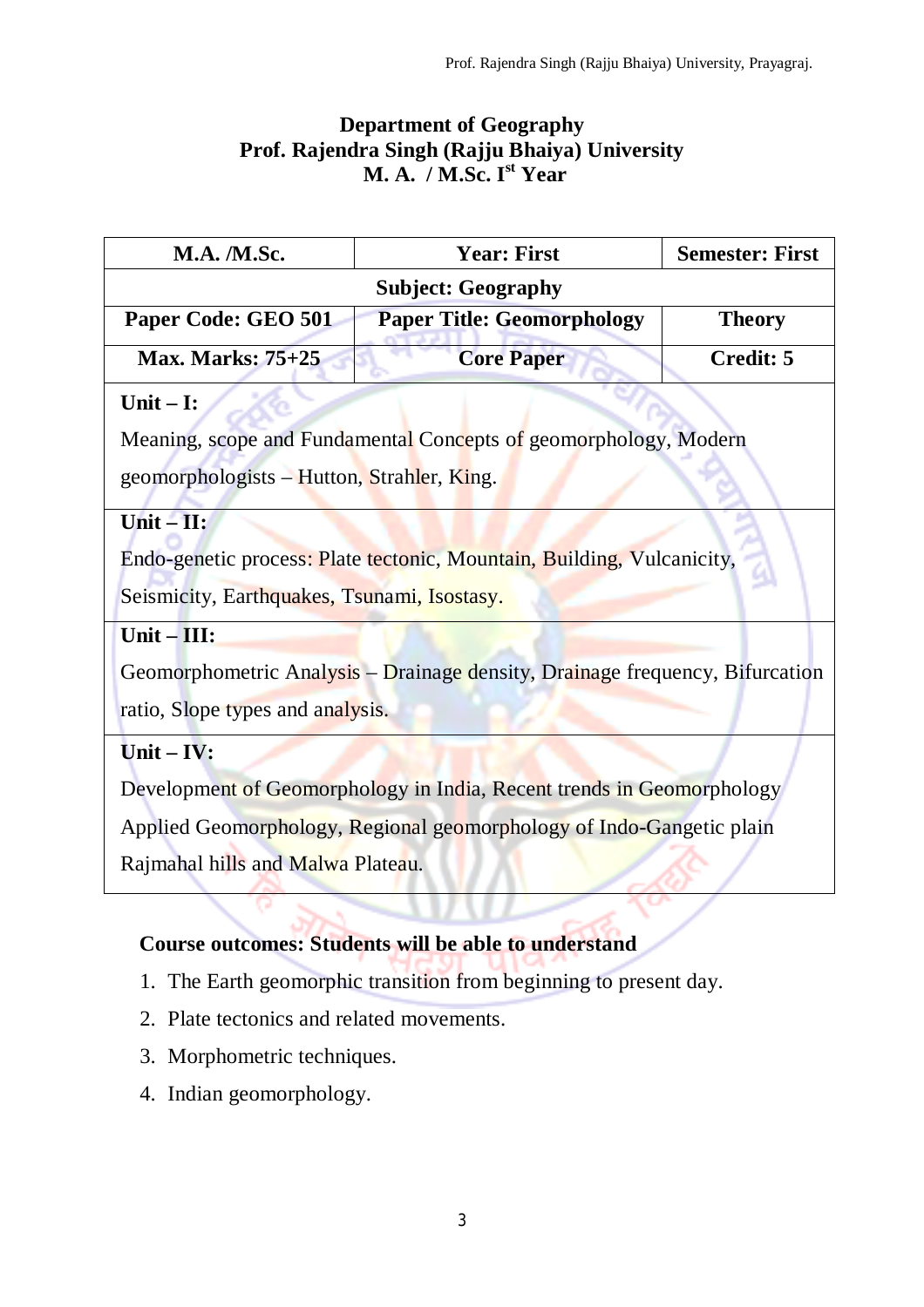# Department of Geography
# Prof. Rajendra Singh (Rajju Bhaiya) University
# M. A. / M.Sc. I[st] Year

| M.A. /M.Sc. | Year: First | Semester: First |
|---|---|---|
| Subject: Geography | | |
| Paper Code: GEO 501 | Paper Title: Geomorphology | Theory |
| Max. Marks: 75+25 | Core Paper | Credit: 5 |
| **Unit – I:** Meaning, scope and Fundamental Concepts of geomorphology, Modern geomorphologists – Hutton, Strahler, King. | | |
| **Unit – II:** Endo-genetic process: Plate tectonic, Mountain, Building, Vulcanicity, Seismicity, Earthquakes, Tsunami, Isostasy. | | |
| **Unit – III:** Geomorphometric Analysis – Drainage density, Drainage frequency, Bifurcation ratio, Slope types and analysis. | | |
| **Unit – IV:** Development of Geomorphology in India, Recent trends in Geomorphology Applied Geomorphology, Regional geomorphology of Indo-Gangetic plain Rajmahal hills and Malwa Plateau. | | |

**Course outcomes: Students will be able to understand**

1. The Earth geomorphic transition from beginning to present day.
2. Plate tectonics and related movements.
3. Morphometric techniques.
4. Indian geomorphology.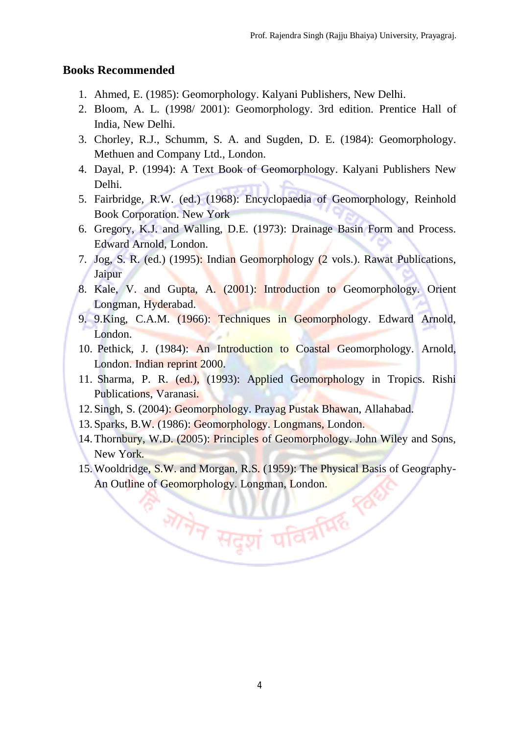## Books Recommended

1. Ahmed, E. (1985): Geomorphology. Kalyani Publishers, New Delhi.
2. Bloom, A. L. (1998/ 2001): Geomorphology. 3rd edition. Prentice Hall of India, New Delhi.
3. Chorley, R.J., Schumm, S. A. and Sugden, D. E. (1984): Geomorphology. Methuen and Company Ltd., London.
4. Dayal, P. (1994): A Text Book of Geomorphology. Kalyani Publishers New Delhi.
5. Fairbridge, R.W. (ed.) (1968): Encyclopaedia of Geomorphology, Reinhold Book Corporation. New York
6. Gregory, K.J. and Walling, D.E. (1973): Drainage Basin Form and Process. Edward Arnold, London.
7. Jog, S. R. (ed.) (1995): Indian Geomorphology (2 vols.). Rawat Publications, Jaipur
8. Kale, V. and Gupta, A. (2001): Introduction to Geomorphology. Orient Longman, Hyderabad.
9. 9.King, C.A.M. (1966): Techniques in Geomorphology. Edward Arnold, London.
10. Pethick, J. (1984): An Introduction to Coastal Geomorphology. Arnold, London. Indian reprint 2000.
11. Sharma, P. R. (ed.), (1993): Applied Geomorphology in Tropics. Rishi Publications, Varanasi.
12. Singh, S. (2004): Geomorphology. Prayag Pustak Bhawan, Allahabad.
13. Sparks, B.W. (1986): Geomorphology. Longmans, London.
14. Thornbury, W.D. (2005): Principles of Geomorphology. John Wiley and Sons, New York.
15. Wooldridge, S.W. and Morgan, R.S. (1959): The Physical Basis of Geography-An Outline of Geomorphology. Longman, London.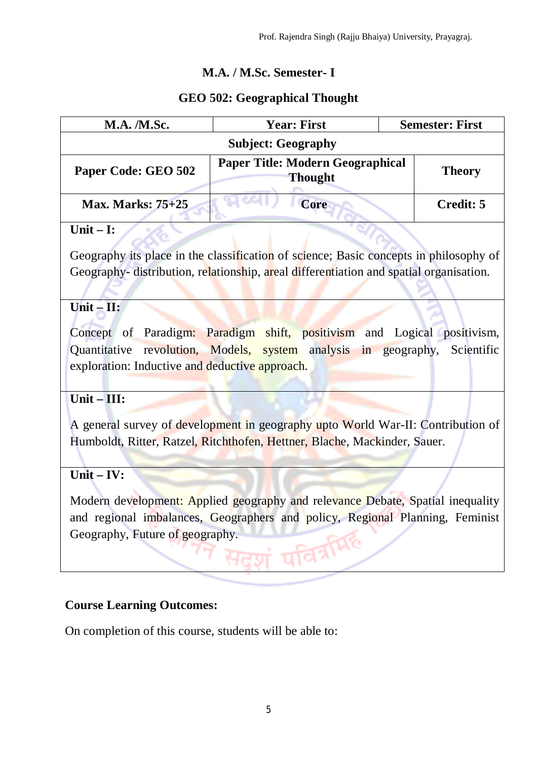## M.A. / M.Sc. Semester- I

## GEO 502: Geographical Thought

| M.A. /M.Sc. | Year: First | Semester: First |
|---|---|---|
| Subject: Geography | | |
| Paper Code: GEO 502 | Paper Title: Modern Geographical Thought | Theory |
| Max. Marks: 75+25 | Core | Credit: 5 |
| **Unit – I:** Geography its place in the classification of science; Basic concepts in philosophy of Geography- distribution, relationship, areal differentiation and spatial organisation. | | |
| **Unit – II:** Concept of Paradigm: Paradigm shift, positivism and Logical positivism, Quantitative revolution, Models, system analysis in geography, Scientific exploration: Inductive and deductive approach. | | |
| **Unit – III:** A general survey of development in geography upto World War-II: Contribution of Humboldt, Ritter, Ratzel, Ritchthofen, Hettner, Blache, Mackinder, Sauer. | | |
| **Unit – IV:** Modern development: Applied geography and relevance Debate, Spatial inequality and regional imbalances, Geographers and policy, Regional Planning, Feminist Geography, Future of geography. | | |

**Course Learning Outcomes:**

On completion of this course, students will be able to: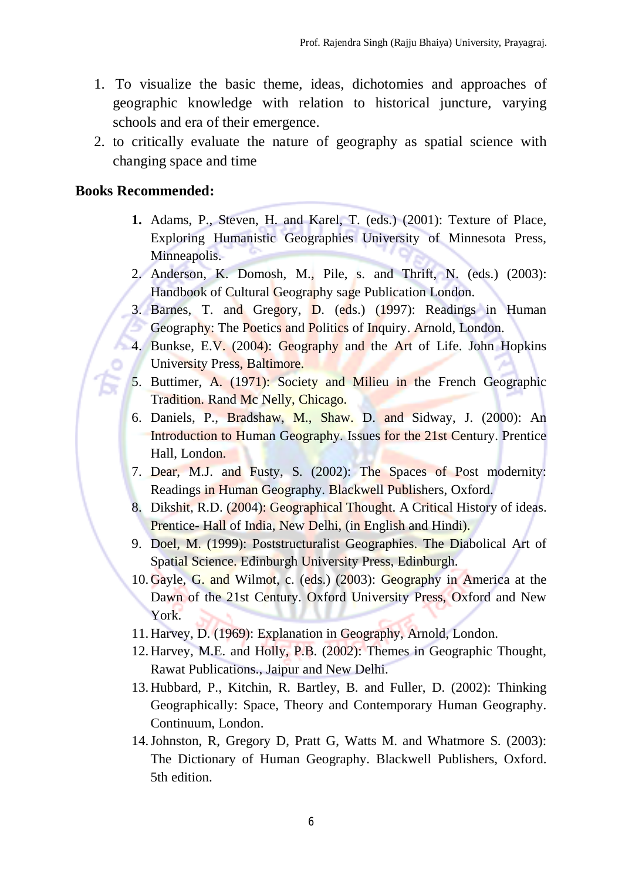1. To visualize the basic theme, ideas, dichotomies and approaches of geographic knowledge with relation to historical juncture, varying schools and era of their emergence.
2. to critically evaluate the nature of geography as spatial science with changing space and time

**Books Recommended:**

1. Adams, P., Steven, H. and Karel, T. (eds.) (2001): Texture of Place, Exploring Humanistic Geographies University of Minnesota Press, Minneapolis.
2. Anderson, K. Domosh, M., Pile, s. and Thrift, N. (eds.) (2003): Handbook of Cultural Geography sage Publication London.
3. Barnes, T. and Gregory, D. (eds.) (1997): Readings in Human Geography: The Poetics and Politics of Inquiry. Arnold, London.
4. Bunkse, E.V. (2004): Geography and the Art of Life. John Hopkins University Press, Baltimore.
5. Buttimer, A. (1971): Society and Milieu in the French Geographic Tradition. Rand Mc Nelly, Chicago.
6. Daniels, P., Bradshaw, M., Shaw. D. and Sidway, J. (2000): An Introduction to Human Geography. Issues for the 21st Century. Prentice Hall, London.
7. Dear, M.J. and Fusty, S. (2002): The Spaces of Post modernity: Readings in Human Geography. Blackwell Publishers, Oxford.
8. Dikshit, R.D. (2004): Geographical Thought. A Critical History of ideas. Prentice- Hall of India, New Delhi, (in English and Hindi).
9. Doel, M. (1999): Poststructuralist Geographies. The Diabolical Art of Spatial Science. Edinburgh University Press, Edinburgh.
10. Gayle, G. and Wilmot, c. (eds.) (2003): Geography in America at the Dawn of the 21st Century. Oxford University Press, Oxford and New York.
11. Harvey, D. (1969): Explanation in Geography, Arnold, London.
12. Harvey, M.E. and Holly, P.B. (2002): Themes in Geographic Thought, Rawat Publications., Jaipur and New Delhi.
13. Hubbard, P., Kitchin, R. Bartley, B. and Fuller, D. (2002): Thinking Geographically: Space, Theory and Contemporary Human Geography. Continuum, London.
14. Johnston, R, Gregory D, Pratt G, Watts M. and Whatmore S. (2003): The Dictionary of Human Geography. Blackwell Publishers, Oxford. 5th edition.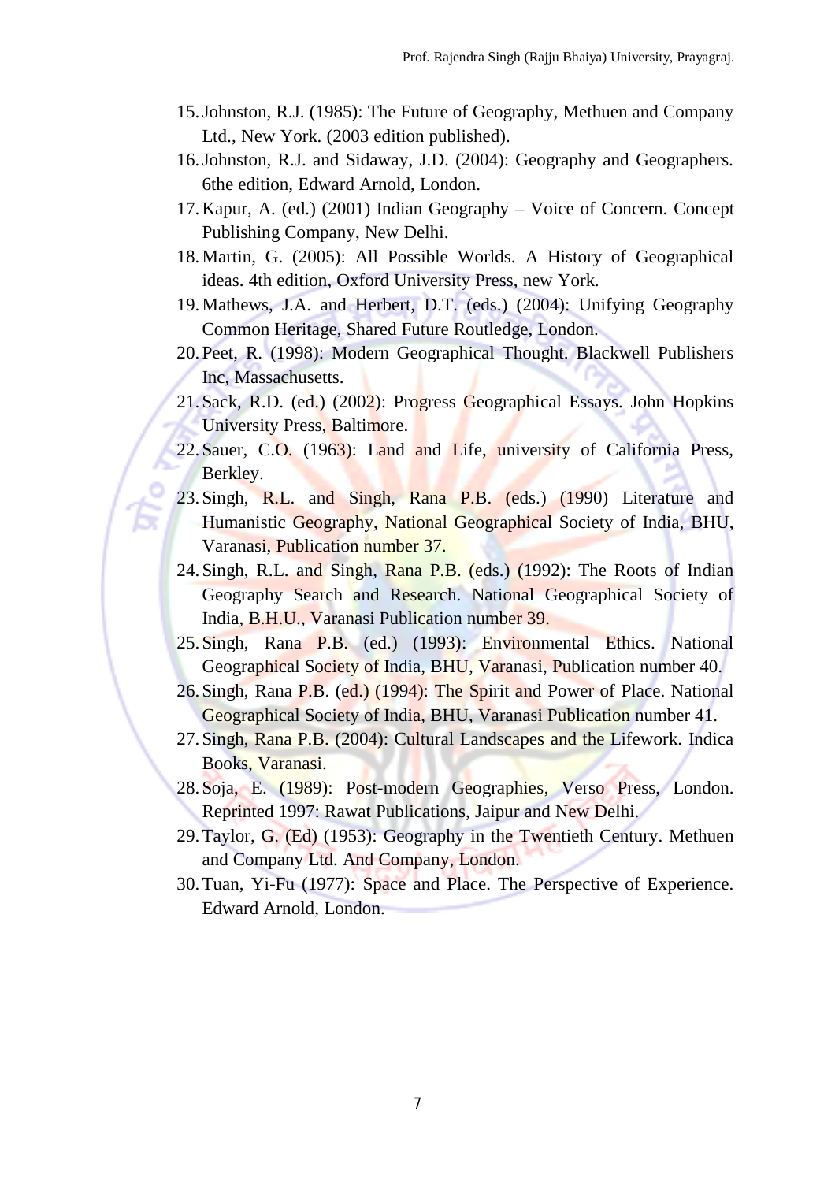15. Johnston, R.J. (1985): The Future of Geography, Methuen and Company Ltd., New York. (2003 edition published).
16. Johnston, R.J. and Sidaway, J.D. (2004): Geography and Geographers. 6the edition, Edward Arnold, London.
17. Kapur, A. (ed.) (2001) Indian Geography – Voice of Concern. Concept Publishing Company, New Delhi.
18. Martin, G. (2005): All Possible Worlds. A History of Geographical ideas. 4th edition, Oxford University Press, new York.
19. Mathews, J.A. and Herbert, D.T. (eds.) (2004): Unifying Geography Common Heritage, Shared Future Routledge, London.
20. Peet, R. (1998): Modern Geographical Thought. Blackwell Publishers Inc, Massachusetts.
21. Sack, R.D. (ed.) (2002): Progress Geographical Essays. John Hopkins University Press, Baltimore.
22. Sauer, C.O. (1963): Land and Life, university of California Press, Berkley.
23. Singh, R.L. and Singh, Rana P.B. (eds.) (1990) Literature and Humanistic Geography, National Geographical Society of India, BHU, Varanasi, Publication number 37.
24. Singh, R.L. and Singh, Rana P.B. (eds.) (1992): The Roots of Indian Geography Search and Research. National Geographical Society of India, B.H.U., Varanasi Publication number 39.
25. Singh, Rana P.B. (ed.) (1993): Environmental Ethics. National Geographical Society of India, BHU, Varanasi, Publication number 40.
26. Singh, Rana P.B. (ed.) (1994): The Spirit and Power of Place. National Geographical Society of India, BHU, Varanasi Publication number 41.
27. Singh, Rana P.B. (2004): Cultural Landscapes and the Lifework. Indica Books, Varanasi.
28. Soja, E. (1989): Post-modern Geographies, Verso Press, London. Reprinted 1997: Rawat Publications, Jaipur and New Delhi.
29. Taylor, G. (Ed) (1953): Geography in the Twentieth Century. Methuen and Company Ltd. And Company, London.
30. Tuan, Yi-Fu (1977): Space and Place. The Perspective of Experience. Edward Arnold, London.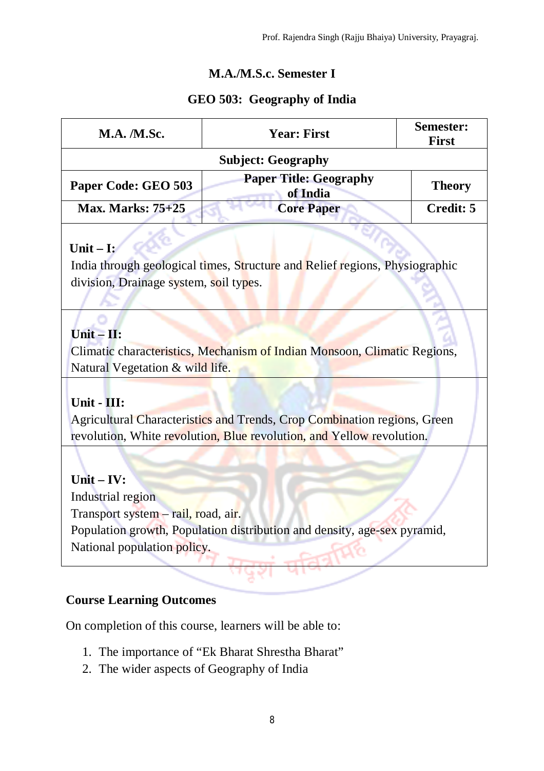## M.A./M.S.c. Semester I

## GEO 503: Geography of India

| M.A. /M.Sc. | Year: First | Semester: First |
|---|---|---|
| Subject: Geography | | |
| Paper Code: GEO 503 | Paper Title: Geography of India | Theory |
| Max. Marks: 75+25 | Core Paper | Credit: 5 |
| **Unit – I:** India through geological times, Structure and Relief regions, Physiographic division, Drainage system, soil types. | | |
| **Unit – II:** Climatic characteristics, Mechanism of Indian Monsoon, Climatic Regions, Natural Vegetation & wild life. | | |
| **Unit - III:** Agricultural Characteristics and Trends, Crop Combination regions, Green revolution, White revolution, Blue revolution, and Yellow revolution. | | |
| **Unit – IV:** Industrial region<br>Transport system – rail, road, air.<br>Population growth, Population distribution and density, age-sex pyramid, National population policy. | | |

**Course Learning Outcomes**

On completion of this course, learners will be able to:

1. The importance of "Ek Bharat Shrestha Bharat"
2. The wider aspects of Geography of India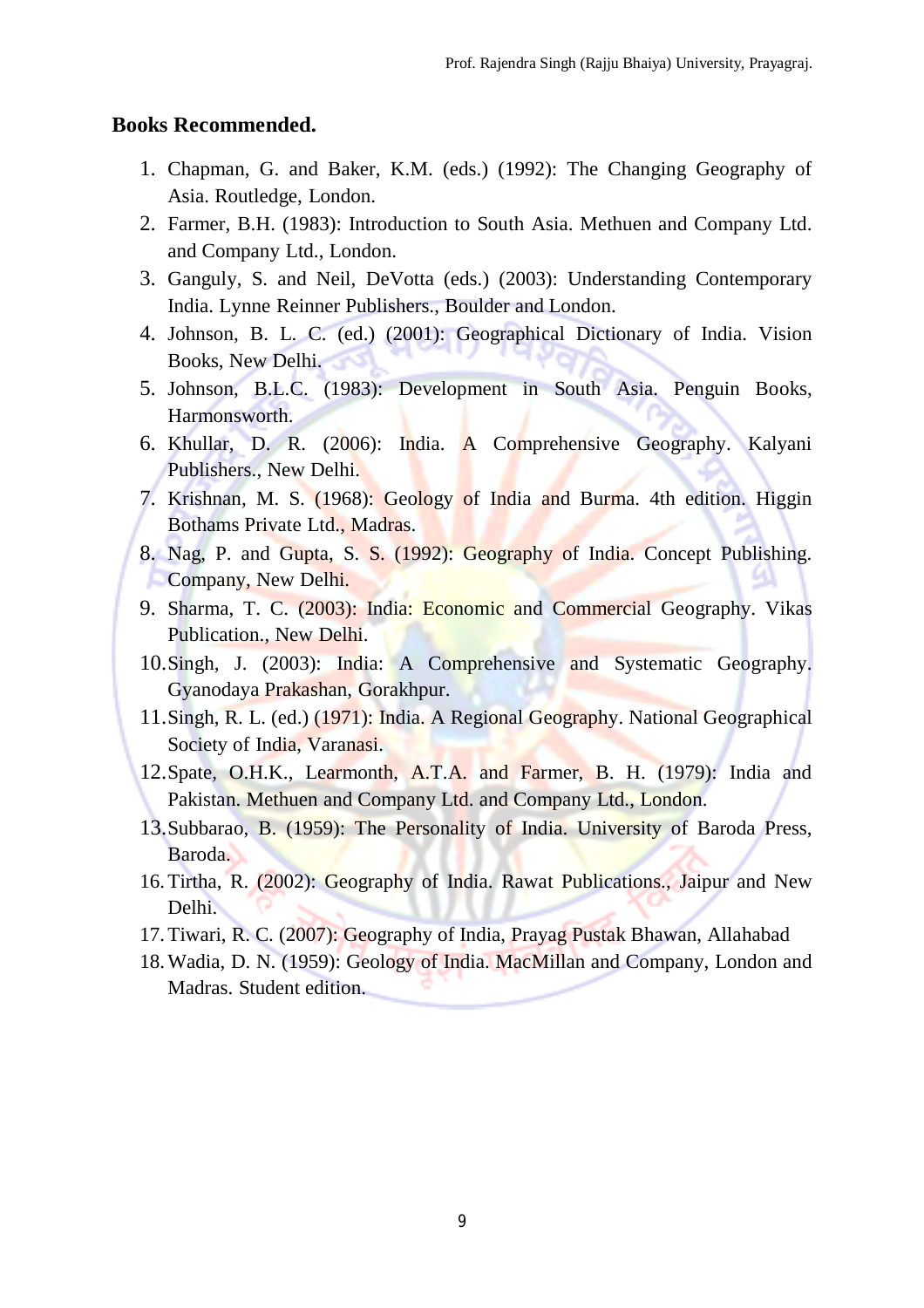## Books Recommended.

1. Chapman, G. and Baker, K.M. (eds.) (1992): The Changing Geography of Asia. Routledge, London.
2. Farmer, B.H. (1983): Introduction to South Asia. Methuen and Company Ltd. and Company Ltd., London.
3. Ganguly, S. and Neil, DeVotta (eds.) (2003): Understanding Contemporary India. Lynne Reinner Publishers., Boulder and London.
4. Johnson, B. L. C. (ed.) (2001): Geographical Dictionary of India. Vision Books, New Delhi.
5. Johnson, B.L.C. (1983): Development in South Asia. Penguin Books, Harmonsworth.
6. Khullar, D. R. (2006): India. A Comprehensive Geography. Kalyani Publishers., New Delhi.
7. Krishnan, M. S. (1968): Geology of India and Burma. 4th edition. Higgin Bothams Private Ltd., Madras.
8. Nag, P. and Gupta, S. S. (1992): Geography of India. Concept Publishing. Company, New Delhi.
9. Sharma, T. C. (2003): India: Economic and Commercial Geography. Vikas Publication., New Delhi.
10. Singh, J. (2003): India: A Comprehensive and Systematic Geography. Gyanodaya Prakashan, Gorakhpur.
11. Singh, R. L. (ed.) (1971): India. A Regional Geography. National Geographical Society of India, Varanasi.
12. Spate, O.H.K., Learmonth, A.T.A. and Farmer, B. H. (1979): India and Pakistan. Methuen and Company Ltd. and Company Ltd., London.
13. Subbarao, B. (1959): The Personality of India. University of Baroda Press, Baroda.

16. Tirtha, R. (2002): Geography of India. Rawat Publications., Jaipur and New Delhi.
17. Tiwari, R. C. (2007): Geography of India, Prayag Pustak Bhawan, Allahabad
18. Wadia, D. N. (1959): Geology of India. MacMillan and Company, London and Madras. Student edition.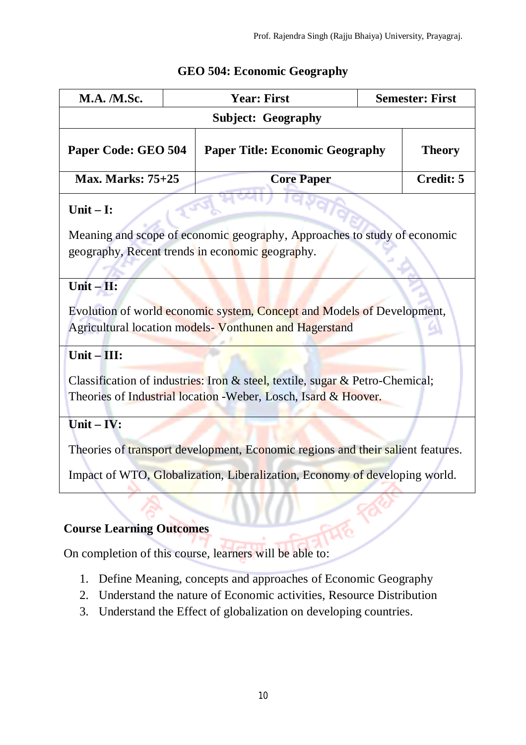## GEO 504: Economic Geography

| M.A. /M.Sc. | Year: First | | Semester: First |
|---|---|---|---|
| Subject: Geography | | | |
| Paper Code: GEO 504 | Paper Title: Economic Geography | | Theory |
| Max. Marks: 75+25 | Core Paper | | Credit: 5 |

**Unit – I:**

Meaning and scope of economic geography, Approaches to study of economic geography, Recent trends in economic geography.

**Unit – II:**

Evolution of world economic system, Concept and Models of Development, Agricultural location models- Vonthunen and Hagerstand

**Unit – III:**

Classification of industries: Iron & steel, textile, sugar & Petro-Chemical; Theories of Industrial location -Weber, Losch, Isard & Hoover.

**Unit – IV:**

Theories of transport development, Economic regions and their salient features.

Impact of WTO, Globalization, Liberalization, Economy of developing world.

### Course Learning Outcomes

On completion of this course, learners will be able to:

1. Define Meaning, concepts and approaches of Economic Geography
2. Understand the nature of Economic activities, Resource Distribution
3. Understand the Effect of globalization on developing countries.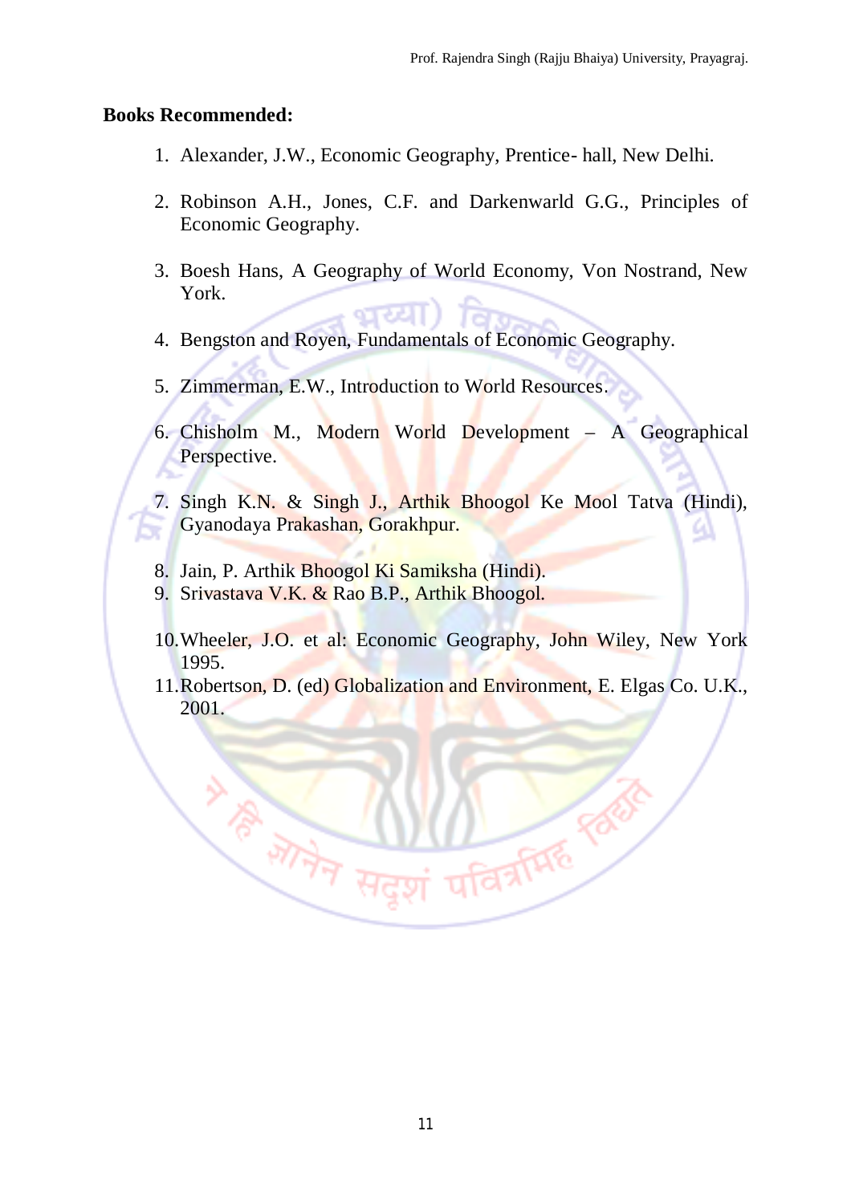**Books Recommended:**

1. Alexander, J.W., Economic Geography, Prentice- hall, New Delhi.
2. Robinson A.H., Jones, C.F. and Darkenwarld G.G., Principles of Economic Geography.
3. Boesh Hans, A Geography of World Economy, Von Nostrand, New York.
4. Bengston and Royen, Fundamentals of Economic Geography.
5. Zimmerman, E.W., Introduction to World Resources.
6. Chisholm M., Modern World Development – A Geographical Perspective.
7. Singh K.N. & Singh J., Arthik Bhoogol Ke Mool Tatva (Hindi), Gyanodaya Prakashan, Gorakhpur.
8. Jain, P. Arthik Bhoogol Ki Samiksha (Hindi).
9. Srivastava V.K. & Rao B.P., Arthik Bhoogol.
10. Wheeler, J.O. et al: Economic Geography, John Wiley, New York 1995.
11. Robertson, D. (ed) Globalization and Environment, E. Elgas Co. U.K., 2001.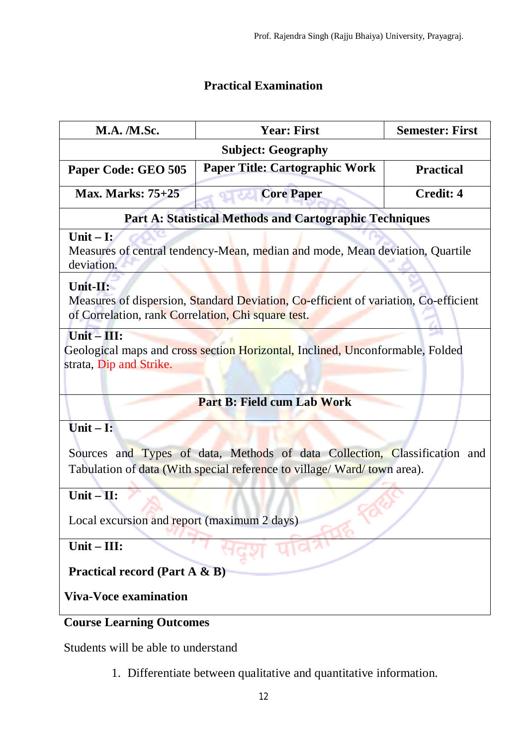## Practical Examination

| M.A. /M.Sc. | Year: First | Semester: First |
|---|---|---|
| **Subject: Geography** | | |
| **Paper Code: GEO 505** | **Paper Title: Cartographic Work** | **Practical** |
| **Max. Marks: 75+25** | **Core Paper** | **Credit: 4** |
| **Part A: Statistical Methods and Cartographic Techniques** | | |
| **Unit – I:** Measures of central tendency-Mean, median and mode, Mean deviation, Quartile deviation. | | |
| **Unit-II:** Measures of dispersion, Standard Deviation, Co-efficient of variation, Co-efficient of Correlation, rank Correlation, Chi square test. | | |
| **Unit – III:** Geological maps and cross section Horizontal, Inclined, Unconformable, Folded strata, Dip and Strike. | | |
| **Part B: Field cum Lab Work** | | |
| **Unit – I:** Sources and Types of data, Methods of data Collection, Classification and Tabulation of data (With special reference to village/ Ward/ town area). | | |
| **Unit – II:** Local excursion and report (maximum 2 days) | | |
| **Unit – III:** **Practical record (Part A & B)** **Viva-Voce examination** | | |

**Course Learning Outcomes**

Students will be able to understand

1. Differentiate between qualitative and quantitative information.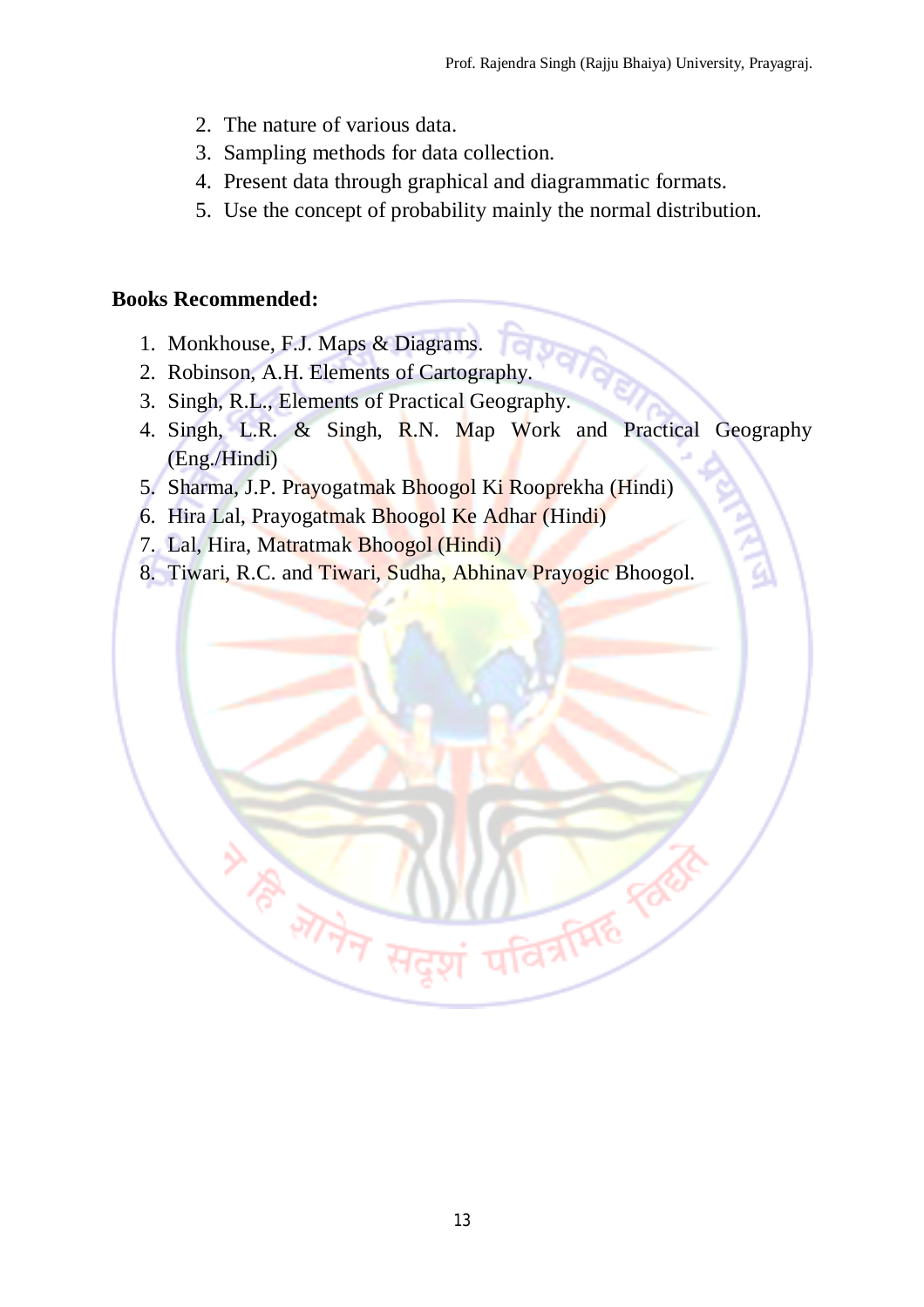2. The nature of various data.
3. Sampling methods for data collection.
4. Present data through graphical and diagrammatic formats.
5. Use the concept of probability mainly the normal distribution.

**Books Recommended:**

1. Monkhouse, F.J. Maps & Diagrams.
2. Robinson, A.H. Elements of Cartography.
3. Singh, R.L., Elements of Practical Geography.
4. Singh, L.R. & Singh, R.N. Map Work and Practical Geography (Eng./Hindi)
5. Sharma, J.P. Prayogatmak Bhoogol Ki Rooprekha (Hindi)
6. Hira Lal, Prayogatmak Bhoogol Ke Adhar (Hindi)
7. Lal, Hira, Matratmak Bhoogol (Hindi)
8. Tiwari, R.C. and Tiwari, Sudha, Abhinav Prayogic Bhoogol.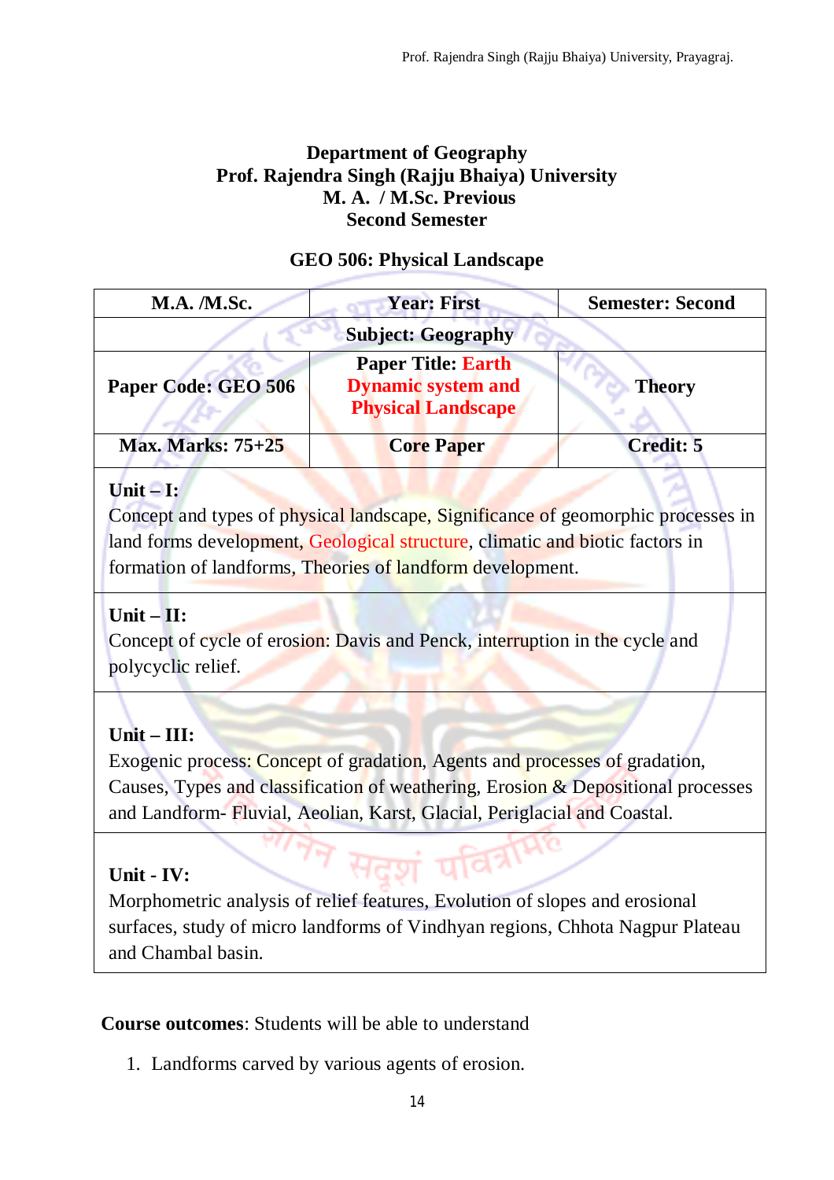**Department of Geography**
**Prof. Rajendra Singh (Rajju Bhaiya) University**
**M. A. / M.Sc. Previous**
**Second Semester**

## GEO 506: Physical Landscape

| M.A. /M.Sc. | Year: First | Semester: Second |
|---|---|---|
| | **Subject: Geography** | |
| **Paper Code: GEO 506** | **Paper Title: Earth Dynamic system and Physical Landscape** | **Theory** |
| **Max. Marks: 75+25** | **Core Paper** | **Credit: 5** |

**Unit – I:**
Concept and types of physical landscape, Significance of geomorphic processes in land forms development, Geological structure, climatic and biotic factors in formation of landforms, Theories of landform development.

**Unit – II:**
Concept of cycle of erosion: Davis and Penck, interruption in the cycle and polycyclic relief.

**Unit – III:**
Exogenic process: Concept of gradation, Agents and processes of gradation, Causes, Types and classification of weathering, Erosion & Depositional processes and Landform- Fluvial, Aeolian, Karst, Glacial, Periglacial and Coastal.

**Unit - IV:**
Morphometric analysis of relief features, Evolution of slopes and erosional surfaces, study of micro landforms of Vindhyan regions, Chhota Nagpur Plateau and Chambal basin.

**Course outcomes**: Students will be able to understand

1. Landforms carved by various agents of erosion.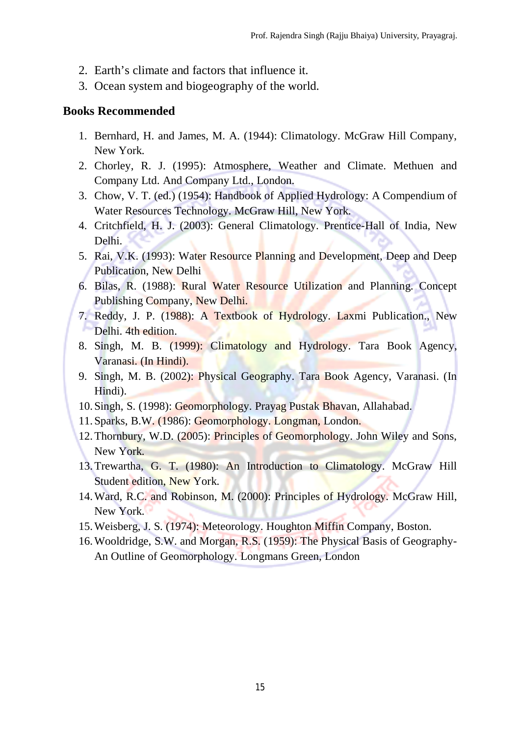2. Earth's climate and factors that influence it.
3. Ocean system and biogeography of the world.

## Books Recommended

1. Bernhard, H. and James, M. A. (1944): Climatology. McGraw Hill Company, New York.
2. Chorley, R. J. (1995): Atmosphere, Weather and Climate. Methuen and Company Ltd. And Company Ltd., London.
3. Chow, V. T. (ed.) (1954): Handbook of Applied Hydrology: A Compendium of Water Resources Technology. McGraw Hill, New York.
4. Critchfield, H. J. (2003): General Climatology. Prentice-Hall of India, New Delhi.
5. Rai, V.K. (1993): Water Resource Planning and Development, Deep and Deep Publication, New Delhi
6. Bilas, R. (1988): Rural Water Resource Utilization and Planning. Concept Publishing Company, New Delhi.
7. Reddy, J. P. (1988): A Textbook of Hydrology. Laxmi Publication., New Delhi. 4th edition.
8. Singh, M. B. (1999): Climatology and Hydrology. Tara Book Agency, Varanasi. (In Hindi).
9. Singh, M. B. (2002): Physical Geography. Tara Book Agency, Varanasi. (In Hindi).
10. Singh, S. (1998): Geomorphology. Prayag Pustak Bhavan, Allahabad.
11. Sparks, B.W. (1986): Geomorphology. Longman, London.
12. Thornbury, W.D. (2005): Principles of Geomorphology. John Wiley and Sons, New York.
13. Trewartha, G. T. (1980): An Introduction to Climatology. McGraw Hill Student edition, New York.
14. Ward, R.C. and Robinson, M. (2000): Principles of Hydrology. McGraw Hill, New York.
15. Weisberg, J. S. (1974): Meteorology. Houghton Miffin Company, Boston.
16. Wooldridge, S.W. and Morgan, R.S. (1959): The Physical Basis of Geography- An Outline of Geomorphology. Longmans Green, London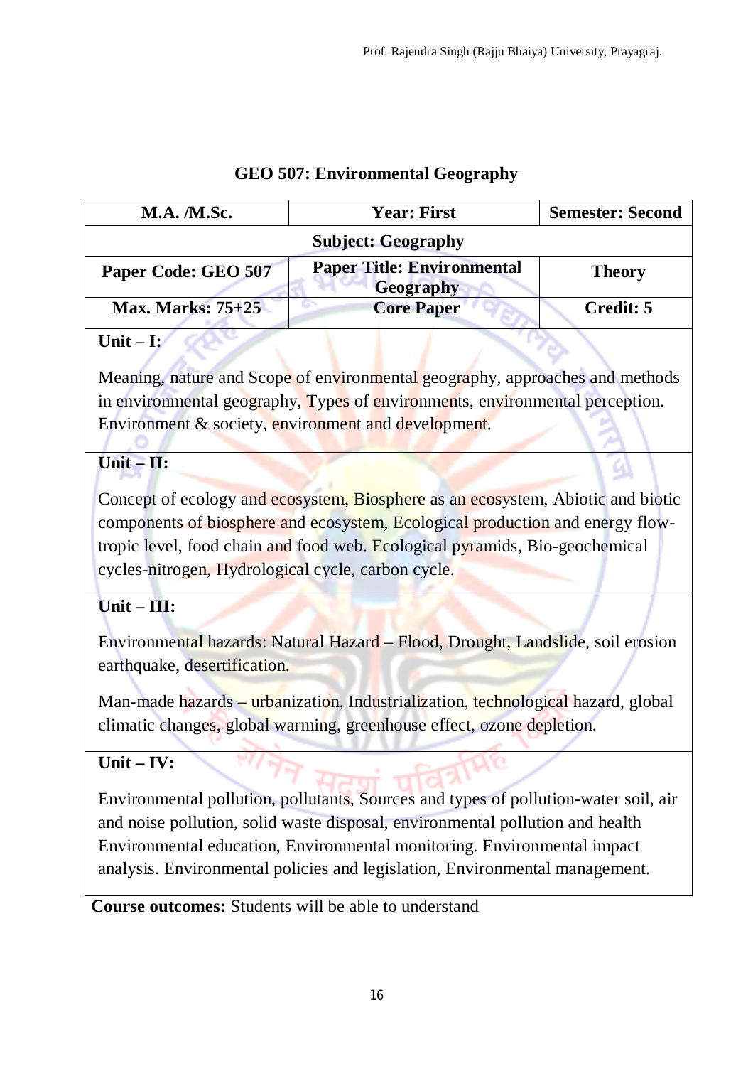# GEO 507: Environmental Geography

| M.A. /M.Sc. | Year: First | Semester: Second |
|---|---|---|
| Subject: Geography | | |
| Paper Code: GEO 507 | Paper Title: Environmental Geography | Theory |
| Max. Marks: 75+25 | Core Paper | Credit: 5 |

**Unit – I:**

Meaning, nature and Scope of environmental geography, approaches and methods in environmental geography, Types of environments, environmental perception. Environment & society, environment and development.

**Unit – II:**

Concept of ecology and ecosystem, Biosphere as an ecosystem, Abiotic and biotic components of biosphere and ecosystem, Ecological production and energy flow-tropic level, food chain and food web. Ecological pyramids, Bio-geochemical cycles-nitrogen, Hydrological cycle, carbon cycle.

**Unit – III:**

Environmental hazards: Natural Hazard – Flood, Drought, Landslide, soil erosion earthquake, desertification.

Man-made hazards – urbanization, Industrialization, technological hazard, global climatic changes, global warming, greenhouse effect, ozone depletion.

**Unit – IV:**

Environmental pollution, pollutants, Sources and types of pollution-water soil, air and noise pollution, solid waste disposal, environmental pollution and health Environmental education, Environmental monitoring. Environmental impact analysis. Environmental policies and legislation, Environmental management.

**Course outcomes:** Students will be able to understand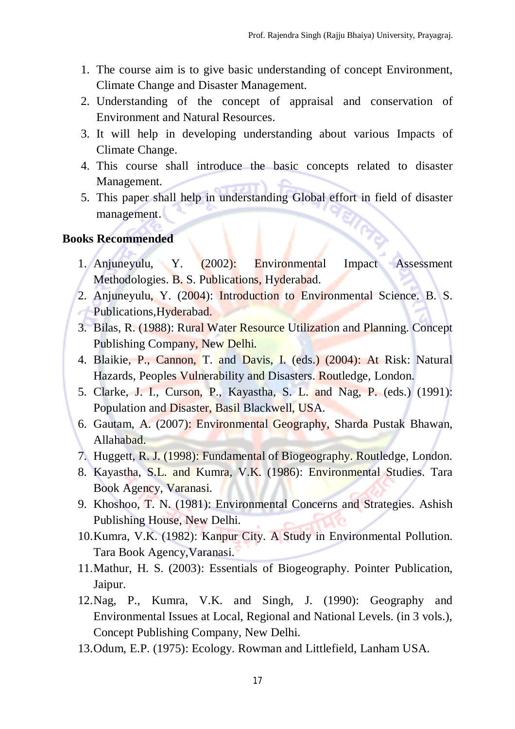1. The course aim is to give basic understanding of concept Environment, Climate Change and Disaster Management.
2. Understanding of the concept of appraisal and conservation of Environment and Natural Resources.
3. It will help in developing understanding about various Impacts of Climate Change.
4. This course shall introduce the basic concepts related to disaster Management.
5. This paper shall help in understanding Global effort in field of disaster management.

**Books Recommended**

1. Anjuneyulu, Y. (2002): Environmental Impact Assessment Methodologies. B. S. Publications, Hyderabad.
2. Anjuneyulu, Y. (2004): Introduction to Environmental Science. B. S. Publications,Hyderabad.
3. Bilas, R. (1988): Rural Water Resource Utilization and Planning. Concept Publishing Company, New Delhi.
4. Blaikie, P., Cannon, T. and Davis, I. (eds.) (2004): At Risk: Natural Hazards, Peoples Vulnerability and Disasters. Routledge, London.
5. Clarke, J. I., Curson, P., Kayastha, S. L. and Nag, P. (eds.) (1991): Population and Disaster, Basil Blackwell, USA.
6. Gautam, A. (2007): Environmental Geography, Sharda Pustak Bhawan, Allahabad.
7. Huggett, R. J. (1998): Fundamental of Biogeography. Routledge, London.
8. Kayastha, S.L. and Kumra, V.K. (1986): Environmental Studies. Tara Book Agency, Varanasi.
9. Khoshoo, T. N. (1981): Environmental Concerns and Strategies. Ashish Publishing House, New Delhi.
10. Kumra, V.K. (1982): Kanpur City. A Study in Environmental Pollution. Tara Book Agency,Varanasi.
11. Mathur, H. S. (2003): Essentials of Biogeography. Pointer Publication, Jaipur.
12. Nag, P., Kumra, V.K. and Singh, J. (1990): Geography and Environmental Issues at Local, Regional and National Levels. (in 3 vols.), Concept Publishing Company, New Delhi.
13. Odum, E.P. (1975): Ecology. Rowman and Littlefield, Lanham USA.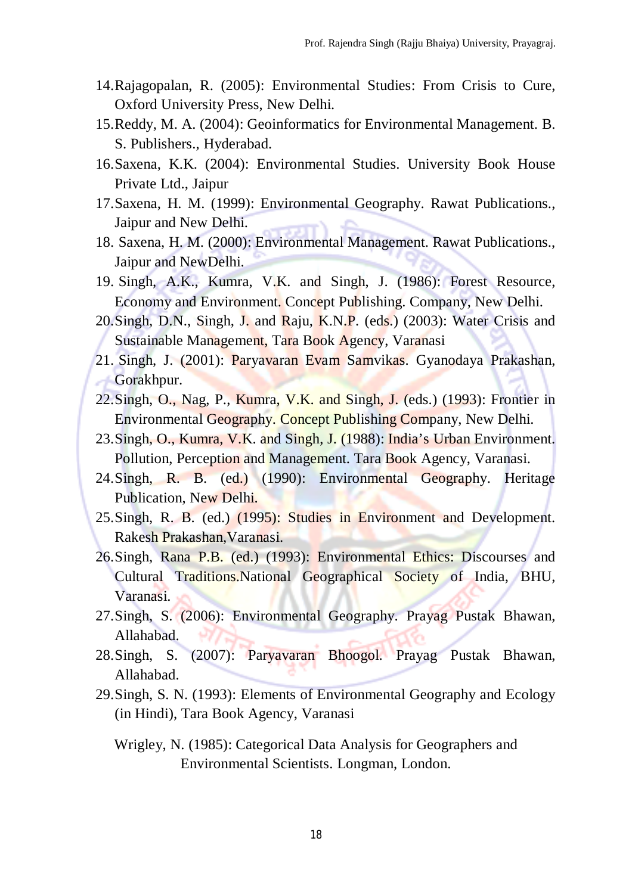14. Rajagopalan, R. (2005): Environmental Studies: From Crisis to Cure, Oxford University Press, New Delhi.
15. Reddy, M. A. (2004): Geoinformatics for Environmental Management. B. S. Publishers., Hyderabad.
16. Saxena, K.K. (2004): Environmental Studies. University Book House Private Ltd., Jaipur
17. Saxena, H. M. (1999): Environmental Geography. Rawat Publications., Jaipur and New Delhi.
18. Saxena, H. M. (2000): Environmental Management. Rawat Publications., Jaipur and NewDelhi.
19. Singh, A.K., Kumra, V.K. and Singh, J. (1986): Forest Resource, Economy and Environment. Concept Publishing. Company, New Delhi.
20. Singh, D.N., Singh, J. and Raju, K.N.P. (eds.) (2003): Water Crisis and Sustainable Management, Tara Book Agency, Varanasi
21. Singh, J. (2001): Paryavaran Evam Samvikas. Gyanodaya Prakashan, Gorakhpur.
22. Singh, O., Nag, P., Kumra, V.K. and Singh, J. (eds.) (1993): Frontier in Environmental Geography. Concept Publishing Company, New Delhi.
23. Singh, O., Kumra, V.K. and Singh, J. (1988): India's Urban Environment. Pollution, Perception and Management. Tara Book Agency, Varanasi.
24. Singh, R. B. (ed.) (1990): Environmental Geography. Heritage Publication, New Delhi.
25. Singh, R. B. (ed.) (1995): Studies in Environment and Development. Rakesh Prakashan,Varanasi.
26. Singh, Rana P.B. (ed.) (1993): Environmental Ethics: Discourses and Cultural Traditions.National Geographical Society of India, BHU, Varanasi.
27. Singh, S. (2006): Environmental Geography. Prayag Pustak Bhawan, Allahabad.
28. Singh, S. (2007): Paryavaran Bhoogol. Prayag Pustak Bhawan, Allahabad.
29. Singh, S. N. (1993): Elements of Environmental Geography and Ecology (in Hindi), Tara Book Agency, Varanasi

Wrigley, N. (1985): Categorical Data Analysis for Geographers and Environmental Scientists. Longman, London.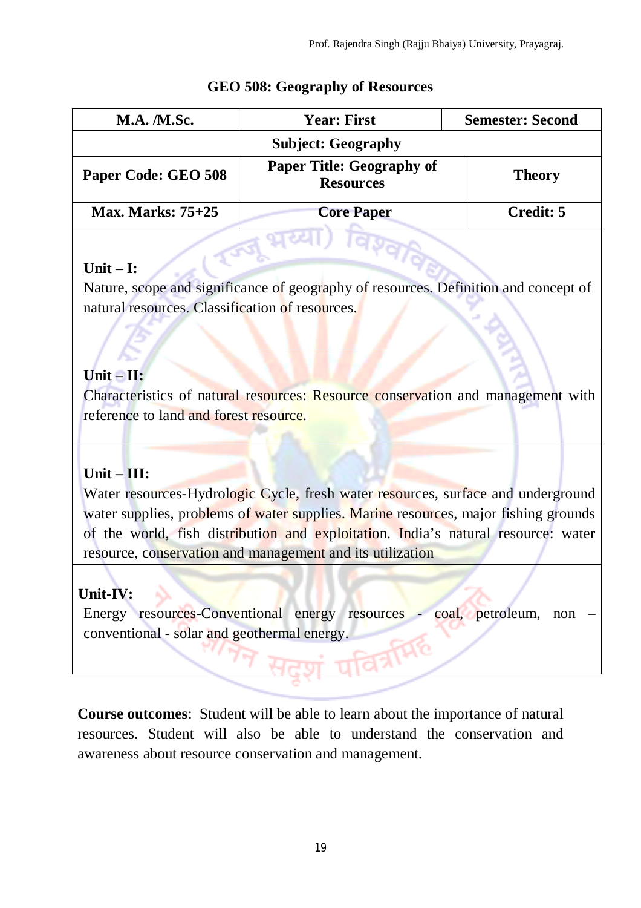## GEO 508: Geography of Resources

| M.A. /M.Sc. | Year: First | Semester: Second |
|---|---|---|
| Subject: Geography | | |
| Paper Code: GEO 508 | Paper Title: Geography of Resources | Theory |
| Max. Marks: 75+25 | Core Paper | Credit: 5 |

**Unit – I:**

Nature, scope and significance of geography of resources. Definition and concept of natural resources. Classification of resources.

**Unit – II:**

Characteristics of natural resources: Resource conservation and management with reference to land and forest resource.

**Unit – III:**

Water resources-Hydrologic Cycle, fresh water resources, surface and underground water supplies, problems of water supplies. Marine resources, major fishing grounds of the world, fish distribution and exploitation. India's natural resource: water resource, conservation and management and its utilization

**Unit-IV:**

Energy resources-Conventional energy resources - coal, petroleum, non – conventional - solar and geothermal energy.

**Course outcomes**: Student will be able to learn about the importance of natural resources. Student will also be able to understand the conservation and awareness about resource conservation and management.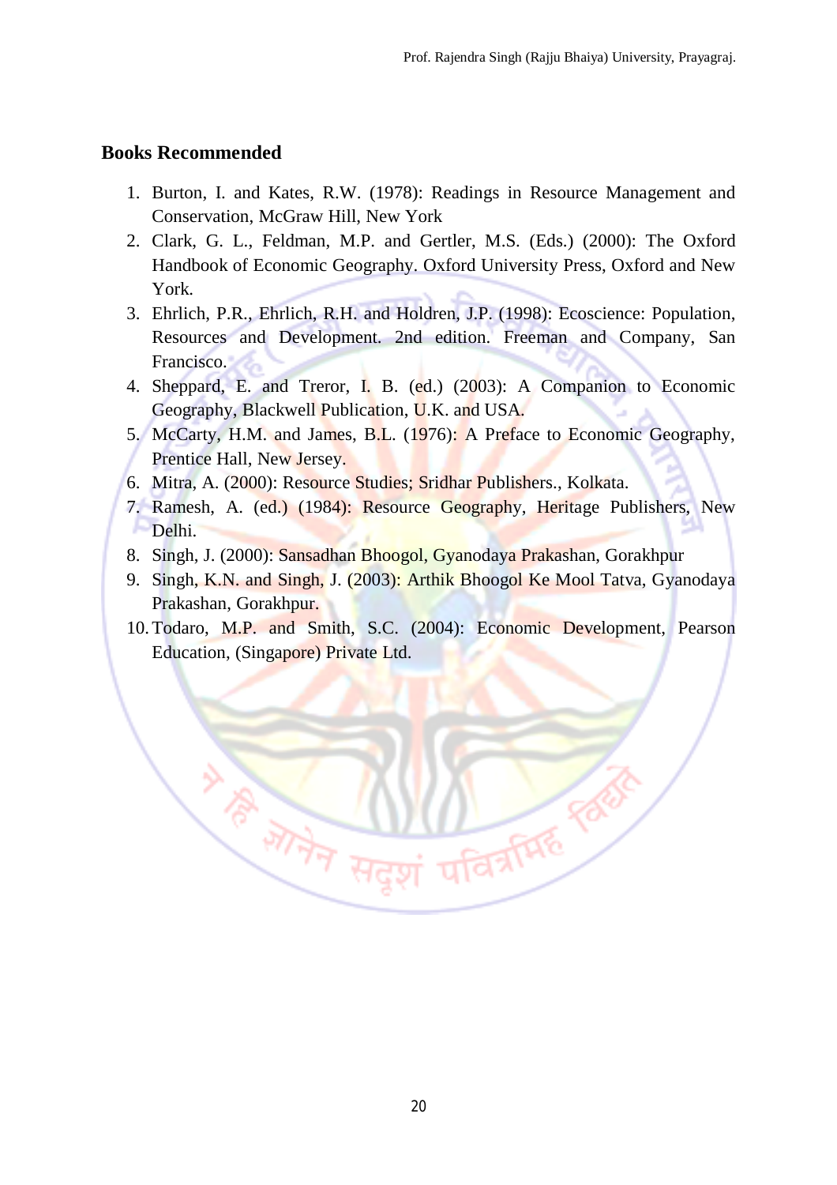## Books Recommended

1. Burton, I. and Kates, R.W. (1978): Readings in Resource Management and Conservation, McGraw Hill, New York
2. Clark, G. L., Feldman, M.P. and Gertler, M.S. (Eds.) (2000): The Oxford Handbook of Economic Geography. Oxford University Press, Oxford and New York.
3. Ehrlich, P.R., Ehrlich, R.H. and Holdren, J.P. (1998): Ecoscience: Population, Resources and Development. 2nd edition. Freeman and Company, San Francisco.
4. Sheppard, E. and Treror, I. B. (ed.) (2003): A Companion to Economic Geography, Blackwell Publication, U.K. and USA.
5. McCarty, H.M. and James, B.L. (1976): A Preface to Economic Geography, Prentice Hall, New Jersey.
6. Mitra, A. (2000): Resource Studies; Sridhar Publishers., Kolkata.
7. Ramesh, A. (ed.) (1984): Resource Geography, Heritage Publishers, New Delhi.
8. Singh, J. (2000): Sansadhan Bhoogol, Gyanodaya Prakashan, Gorakhpur
9. Singh, K.N. and Singh, J. (2003): Arthik Bhoogol Ke Mool Tatva, Gyanodaya Prakashan, Gorakhpur.
10. Todaro, M.P. and Smith, S.C. (2004): Economic Development, Pearson Education, (Singapore) Private Ltd.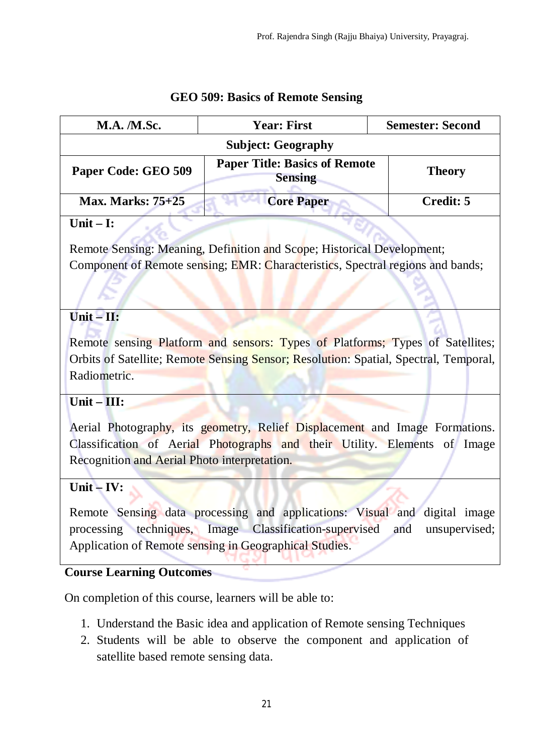# GEO 509: Basics of Remote Sensing

| M.A. /M.Sc. | Year: First | Semester: Second |
|---|---|---|
| Subject: Geography | | |
| Paper Code: GEO 509 | Paper Title: Basics of Remote Sensing | Theory |
| Max. Marks: 75+25 | Core Paper | Credit: 5 |

**Unit – I:**

Remote Sensing: Meaning, Definition and Scope; Historical Development; Component of Remote sensing; EMR: Characteristics, Spectral regions and bands;

**Unit – II:**

Remote sensing Platform and sensors: Types of Platforms; Types of Satellites; Orbits of Satellite; Remote Sensing Sensor; Resolution: Spatial, Spectral, Temporal, Radiometric.

**Unit – III:**

Aerial Photography, its geometry, Relief Displacement and Image Formations. Classification of Aerial Photographs and their Utility. Elements of Image Recognition and Aerial Photo interpretation.

**Unit – IV:**

Remote Sensing data processing and applications: Visual and digital image processing techniques, Image Classification-supervised and unsupervised; Application of Remote sensing in Geographical Studies.

**Course Learning Outcomes**

On completion of this course, learners will be able to:

1. Understand the Basic idea and application of Remote sensing Techniques
2. Students will be able to observe the component and application of satellite based remote sensing data.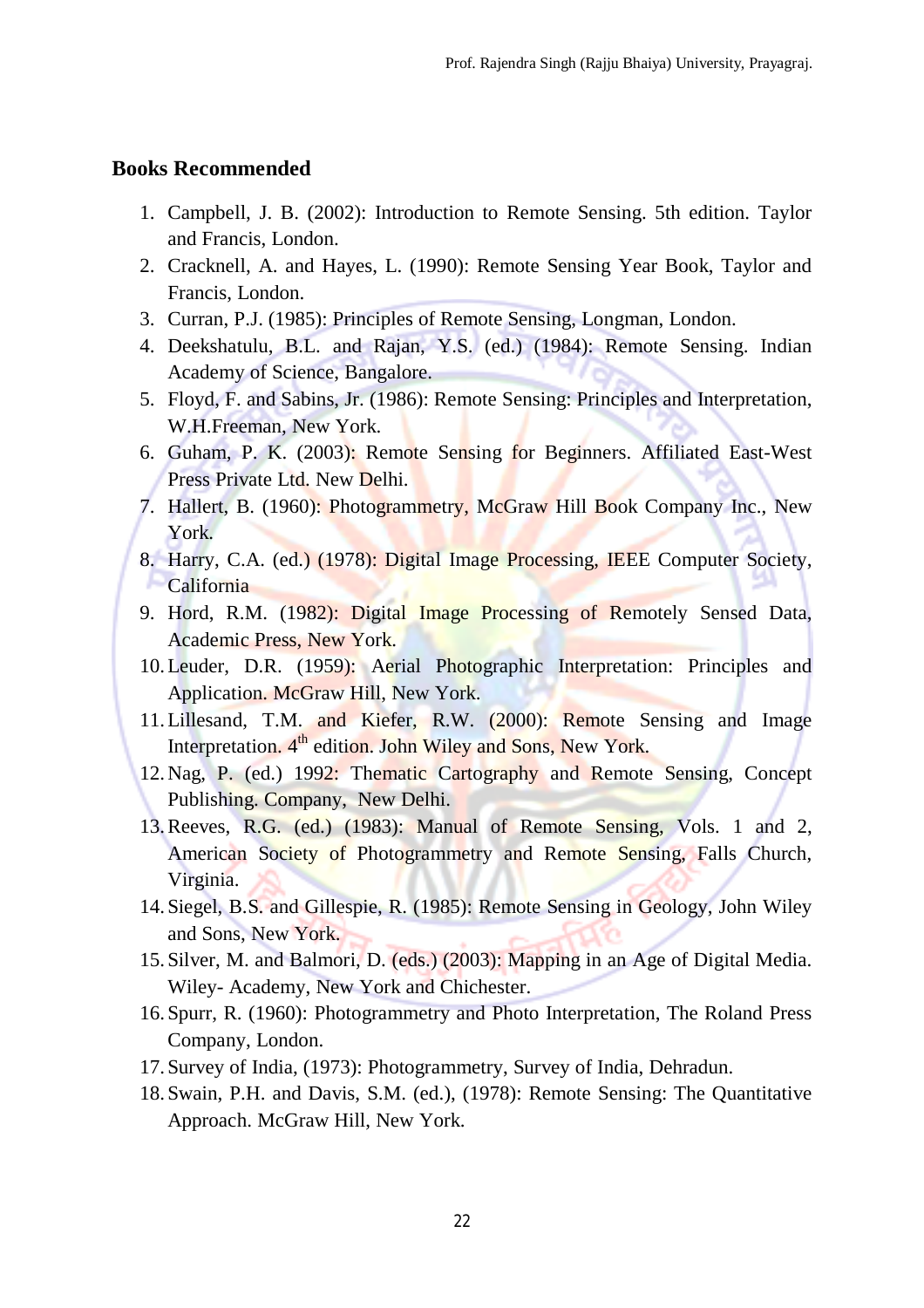## Books Recommended

1. Campbell, J. B. (2002): Introduction to Remote Sensing. 5th edition. Taylor and Francis, London.
2. Cracknell, A. and Hayes, L. (1990): Remote Sensing Year Book, Taylor and Francis, London.
3. Curran, P.J. (1985): Principles of Remote Sensing, Longman, London.
4. Deekshatulu, B.L. and Rajan, Y.S. (ed.) (1984): Remote Sensing. Indian Academy of Science, Bangalore.
5. Floyd, F. and Sabins, Jr. (1986): Remote Sensing: Principles and Interpretation, W.H.Freeman, New York.
6. Guham, P. K. (2003): Remote Sensing for Beginners. Affiliated East-West Press Private Ltd. New Delhi.
7. Hallert, B. (1960): Photogrammetry, McGraw Hill Book Company Inc., New York.
8. Harry, C.A. (ed.) (1978): Digital Image Processing, IEEE Computer Society, California
9. Hord, R.M. (1982): Digital Image Processing of Remotely Sensed Data, Academic Press, New York.
10. Leuder, D.R. (1959): Aerial Photographic Interpretation: Principles and Application. McGraw Hill, New York.
11. Lillesand, T.M. and Kiefer, R.W. (2000): Remote Sensing and Image Interpretation. 4th edition. John Wiley and Sons, New York.
12. Nag, P. (ed.) 1992: Thematic Cartography and Remote Sensing, Concept Publishing. Company, New Delhi.
13. Reeves, R.G. (ed.) (1983): Manual of Remote Sensing, Vols. 1 and 2, American Society of Photogrammetry and Remote Sensing, Falls Church, Virginia.
14. Siegel, B.S. and Gillespie, R. (1985): Remote Sensing in Geology, John Wiley and Sons, New York.
15. Silver, M. and Balmori, D. (eds.) (2003): Mapping in an Age of Digital Media. Wiley- Academy, New York and Chichester.
16. Spurr, R. (1960): Photogrammetry and Photo Interpretation, The Roland Press Company, London.
17. Survey of India, (1973): Photogrammetry, Survey of India, Dehradun.
18. Swain, P.H. and Davis, S.M. (ed.), (1978): Remote Sensing: The Quantitative Approach. McGraw Hill, New York.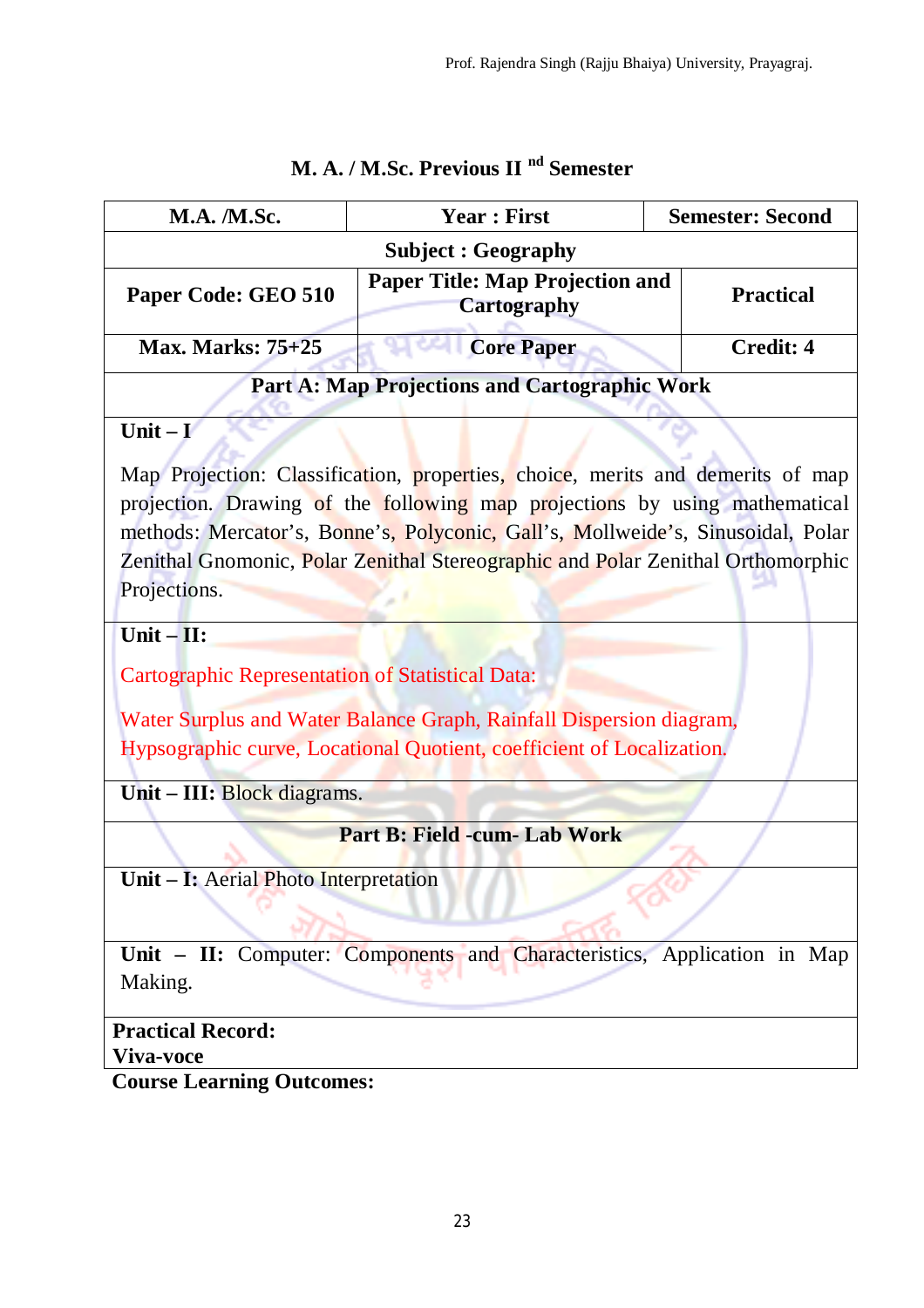## M. A. / M.Sc. Previous II nd Semester

| M.A. /M.Sc. | Year : First | Semester: Second |
|---|---|---|
| **Subject : Geography** | | |
| **Paper Code: GEO 510** | **Paper Title: Map Projection and Cartography** | **Practical** |
| **Max. Marks: 75+25** | **Core Paper** | **Credit: 4** |

### Part A: Map Projections and Cartographic Work

**Unit – I**

Map Projection: Classification, properties, choice, merits and demerits of map projection. Drawing of the following map projections by using mathematical methods: Mercator's, Bonne's, Polyconic, Gall's, Mollweide's, Sinusoidal, Polar Zenithal Gnomonic, Polar Zenithal Stereographic and Polar Zenithal Orthomorphic Projections.

**Unit – II:**

Cartographic Representation of Statistical Data:

Water Surplus and Water Balance Graph, Rainfall Dispersion diagram, Hypsographic curve, Locational Quotient, coefficient of Localization.

**Unit – III:** Block diagrams.

### Part B: Field -cum- Lab Work

**Unit – I:** Aerial Photo Interpretation

**Unit – II:** Computer: Components and Characteristics, Application in Map Making.

**Practical Record:**
**Viva-voce**

**Course Learning Outcomes:**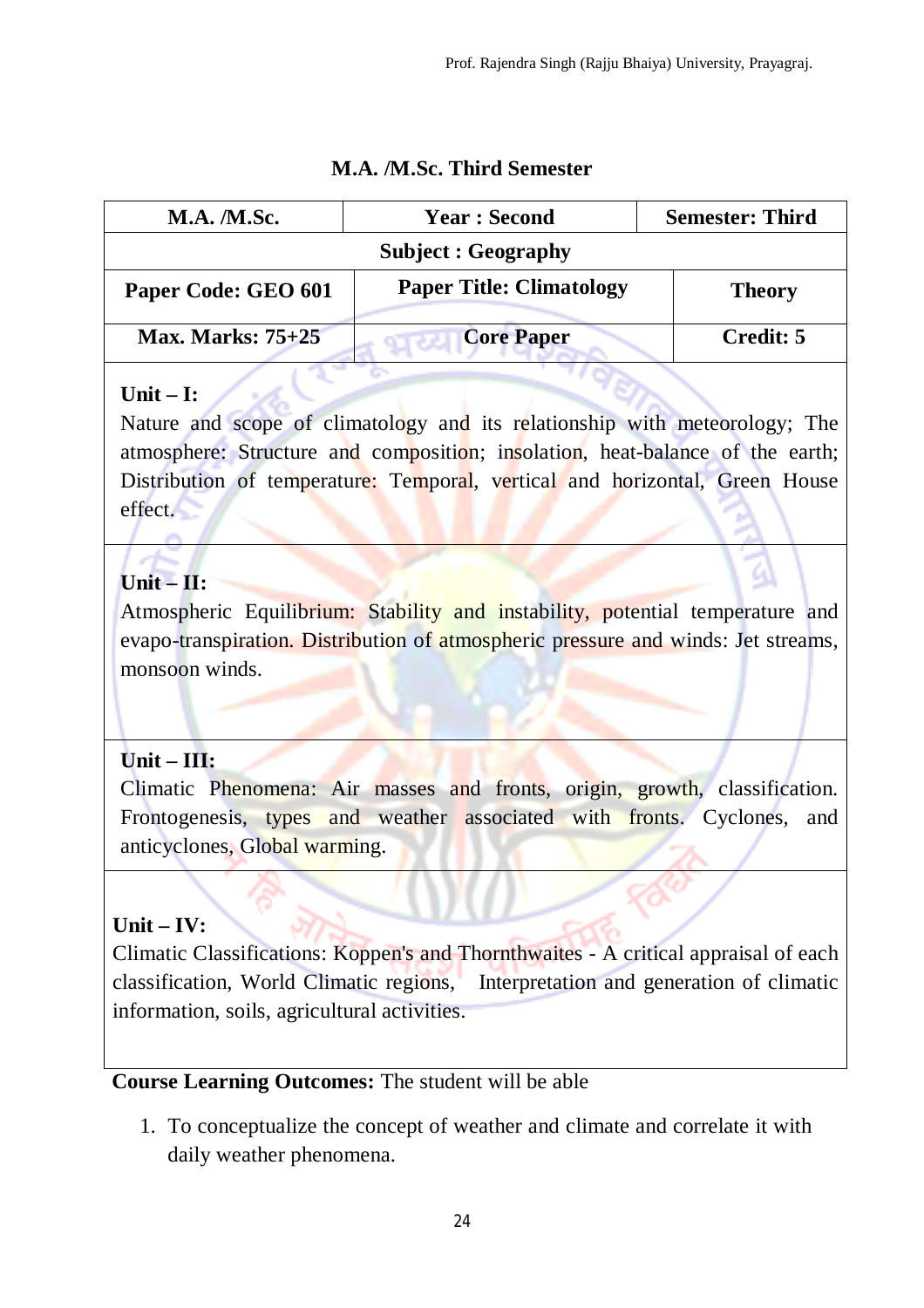## M.A. /M.Sc. Third Semester

| M.A. /M.Sc. | Year : Second | Semester: Third |
|---|---|---|
| **Subject : Geography** | | |
| **Paper Code: GEO 601** | **Paper Title: Climatology** | **Theory** |
| **Max. Marks: 75+25** | **Core Paper** | **Credit: 5** |
| **Unit – I:**<br>Nature and scope of climatology and its relationship with meteorology; The atmosphere: Structure and composition; insolation, heat-balance of the earth; Distribution of temperature: Temporal, vertical and horizontal, Green House effect. | | |
| **Unit – II:**<br>Atmospheric Equilibrium: Stability and instability, potential temperature and evapo-transpiration. Distribution of atmospheric pressure and winds: Jet streams, monsoon winds. | | |
| **Unit – III:**<br>Climatic Phenomena: Air masses and fronts, origin, growth, classification. Frontogenesis, types and weather associated with fronts. Cyclones, and anticyclones, Global warming. | | |
| **Unit – IV:**<br>Climatic Classifications: Koppen's and Thornthwaites - A critical appraisal of each classification, World Climatic regions, Interpretation and generation of climatic information, soils, agricultural activities. | | |

**Course Learning Outcomes:** The student will be able

1. To conceptualize the concept of weather and climate and correlate it with daily weather phenomena.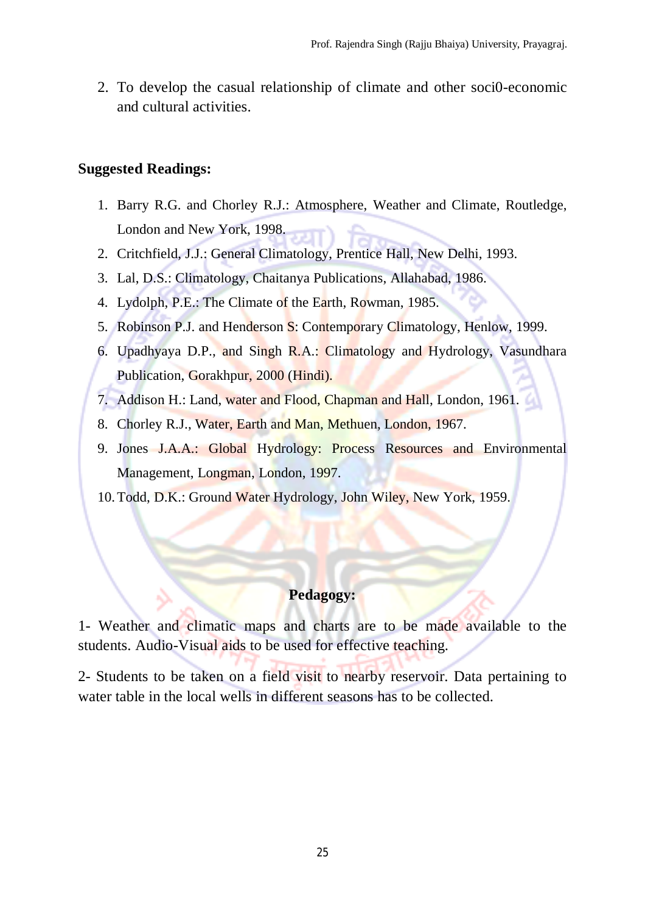2. To develop the casual relationship of climate and other soci0-economic and cultural activities.

**Suggested Readings:**

1. Barry R.G. and Chorley R.J.: Atmosphere, Weather and Climate, Routledge, London and New York, 1998.
2. Critchfield, J.J.: General Climatology, Prentice Hall, New Delhi, 1993.
3. Lal, D.S.: Climatology, Chaitanya Publications, Allahabad, 1986.
4. Lydolph, P.E.: The Climate of the Earth, Rowman, 1985.
5. Robinson P.J. and Henderson S: Contemporary Climatology, Henlow, 1999.
6. Upadhyaya D.P., and Singh R.A.: Climatology and Hydrology, Vasundhara Publication, Gorakhpur, 2000 (Hindi).
7. Addison H.: Land, water and Flood, Chapman and Hall, London, 1961.
8. Chorley R.J., Water, Earth and Man, Methuen, London, 1967.
9. Jones J.A.A.: Global Hydrology: Process Resources and Environmental Management, Longman, London, 1997.
10. Todd, D.K.: Ground Water Hydrology, John Wiley, New York, 1959.

**Pedagogy:**

1- Weather and climatic maps and charts are to be made available to the students. Audio-Visual aids to be used for effective teaching.

2- Students to be taken on a field visit to nearby reservoir. Data pertaining to water table in the local wells in different seasons has to be collected.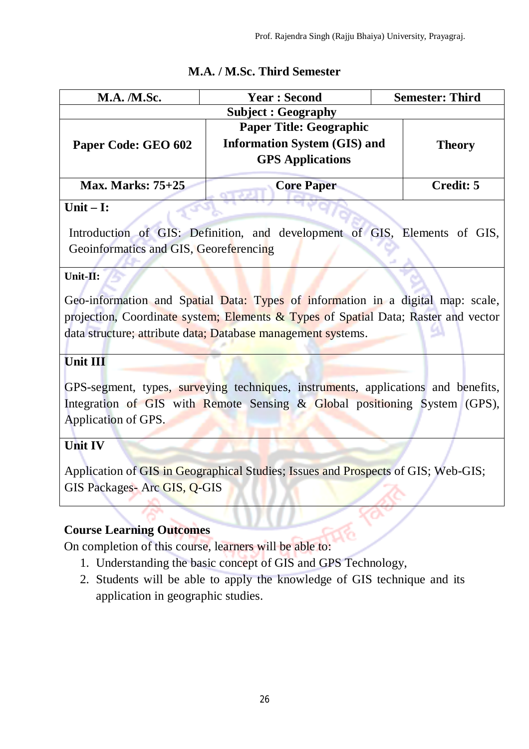## M.A. / M.Sc. Third Semester

| M.A. /M.Sc. | Year : Second | Semester: Third |
|---|---|---|
| Subject : Geography | | |
| Paper Code: GEO 602 | Paper Title: Geographic Information System (GIS) and GPS Applications | Theory |
| Max. Marks: 75+25 | Core Paper | Credit: 5 |

**Unit – I:**

Introduction of GIS: Definition, and development of GIS, Elements of GIS, Geoinformatics and GIS, Georeferencing

**Unit-II:**

Geo-information and Spatial Data: Types of information in a digital map: scale, projection, Coordinate system; Elements & Types of Spatial Data; Raster and vector data structure; attribute data; Database management systems.

**Unit III**

GPS-segment, types, surveying techniques, instruments, applications and benefits, Integration of GIS with Remote Sensing & Global positioning System (GPS), Application of GPS.

**Unit IV**

Application of GIS in Geographical Studies; Issues and Prospects of GIS; Web-GIS; GIS Packages- Arc GIS, Q-GIS

**Course Learning Outcomes**

On completion of this course, learners will be able to:

1. Understanding the basic concept of GIS and GPS Technology,
2. Students will be able to apply the knowledge of GIS technique and its application in geographic studies.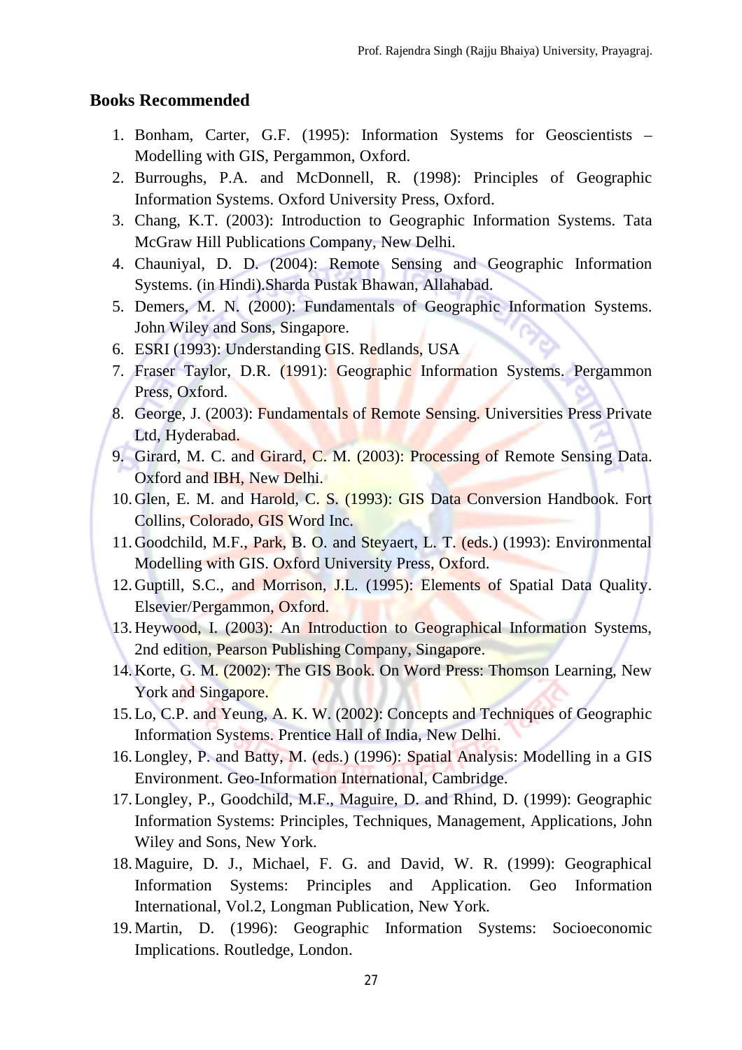## Books Recommended

1. Bonham, Carter, G.F. (1995): Information Systems for Geoscientists – Modelling with GIS, Pergammon, Oxford.
2. Burroughs, P.A. and McDonnell, R. (1998): Principles of Geographic Information Systems. Oxford University Press, Oxford.
3. Chang, K.T. (2003): Introduction to Geographic Information Systems. Tata McGraw Hill Publications Company, New Delhi.
4. Chauniyal, D. D. (2004): Remote Sensing and Geographic Information Systems. (in Hindi).Sharda Pustak Bhawan, Allahabad.
5. Demers, M. N. (2000): Fundamentals of Geographic Information Systems. John Wiley and Sons, Singapore.
6. ESRI (1993): Understanding GIS. Redlands, USA
7. Fraser Taylor, D.R. (1991): Geographic Information Systems. Pergammon Press, Oxford.
8. George, J. (2003): Fundamentals of Remote Sensing. Universities Press Private Ltd, Hyderabad.
9. Girard, M. C. and Girard, C. M. (2003): Processing of Remote Sensing Data. Oxford and IBH, New Delhi.
10. Glen, E. M. and Harold, C. S. (1993): GIS Data Conversion Handbook. Fort Collins, Colorado, GIS Word Inc.
11. Goodchild, M.F., Park, B. O. and Steyaert, L. T. (eds.) (1993): Environmental Modelling with GIS. Oxford University Press, Oxford.
12. Guptill, S.C., and Morrison, J.L. (1995): Elements of Spatial Data Quality. Elsevier/Pergammon, Oxford.
13. Heywood, I. (2003): An Introduction to Geographical Information Systems, 2nd edition, Pearson Publishing Company, Singapore.
14. Korte, G. M. (2002): The GIS Book. On Word Press: Thomson Learning, New York and Singapore.
15. Lo, C.P. and Yeung, A. K. W. (2002): Concepts and Techniques of Geographic Information Systems. Prentice Hall of India, New Delhi.
16. Longley, P. and Batty, M. (eds.) (1996): Spatial Analysis: Modelling in a GIS Environment. Geo-Information International, Cambridge.
17. Longley, P., Goodchild, M.F., Maguire, D. and Rhind, D. (1999): Geographic Information Systems: Principles, Techniques, Management, Applications, John Wiley and Sons, New York.
18. Maguire, D. J., Michael, F. G. and David, W. R. (1999): Geographical Information Systems: Principles and Application. Geo Information International, Vol.2, Longman Publication, New York.
19. Martin, D. (1996): Geographic Information Systems: Socioeconomic Implications. Routledge, London.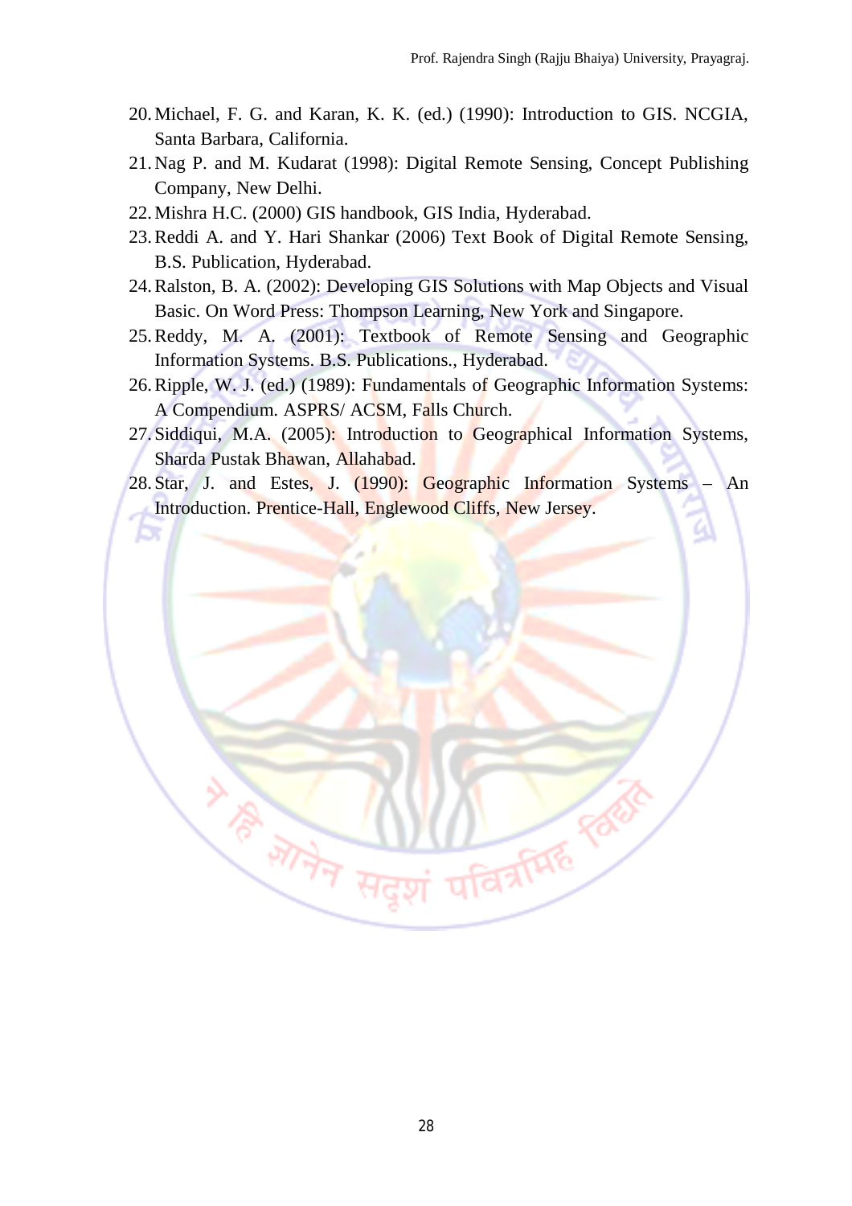20. Michael, F. G. and Karan, K. K. (ed.) (1990): Introduction to GIS. NCGIA, Santa Barbara, California.
21. Nag P. and M. Kudarat (1998): Digital Remote Sensing, Concept Publishing Company, New Delhi.
22. Mishra H.C. (2000) GIS handbook, GIS India, Hyderabad.
23. Reddi A. and Y. Hari Shankar (2006) Text Book of Digital Remote Sensing, B.S. Publication, Hyderabad.
24. Ralston, B. A. (2002): Developing GIS Solutions with Map Objects and Visual Basic. On Word Press: Thompson Learning, New York and Singapore.
25. Reddy, M. A. (2001): Textbook of Remote Sensing and Geographic Information Systems. B.S. Publications., Hyderabad.
26. Ripple, W. J. (ed.) (1989): Fundamentals of Geographic Information Systems: A Compendium. ASPRS/ ACSM, Falls Church.
27. Siddiqui, M.A. (2005): Introduction to Geographical Information Systems, Sharda Pustak Bhawan, Allahabad.
28. Star, J. and Estes, J. (1990): Geographic Information Systems – An Introduction. Prentice-Hall, Englewood Cliffs, New Jersey.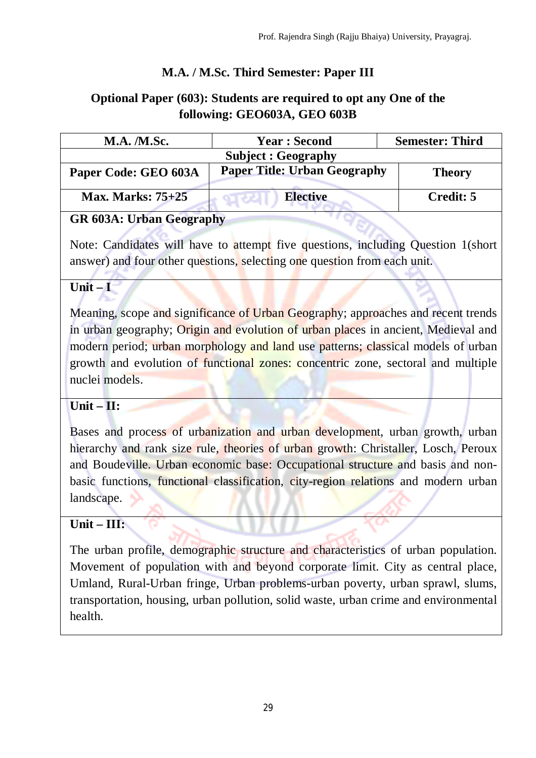## M.A. / M.Sc. Third Semester: Paper III

### Optional Paper (603): Students are required to opt any One of the following: GEO603A, GEO 603B

| M.A. /M.Sc. | Year : Second | Semester: Third |
|---|---|---|
| Subject : Geography | | |
| Paper Code: GEO 603A | Paper Title: Urban Geography | Theory |
| Max. Marks: 75+25 | Elective | Credit: 5 |

**GR 603A: Urban Geography**

Note: Candidates will have to attempt five questions, including Question 1(short answer) and four other questions, selecting one question from each unit.

**Unit – I**

Meaning, scope and significance of Urban Geography; approaches and recent trends in urban geography; Origin and evolution of urban places in ancient, Medieval and modern period; urban morphology and land use patterns; classical models of urban growth and evolution of functional zones: concentric zone, sectoral and multiple nuclei models.

**Unit – II:**

Bases and process of urbanization and urban development, urban growth, urban hierarchy and rank size rule, theories of urban growth: Christaller, Losch, Peroux and Boudeville. Urban economic base: Occupational structure and basis and non-basic functions, functional classification, city-region relations and modern urban landscape.

**Unit – III:**

The urban profile, demographic structure and characteristics of urban population. Movement of population with and beyond corporate limit. City as central place, Umland, Rural-Urban fringe, Urban problems-urban poverty, urban sprawl, slums, transportation, housing, urban pollution, solid waste, urban crime and environmental health.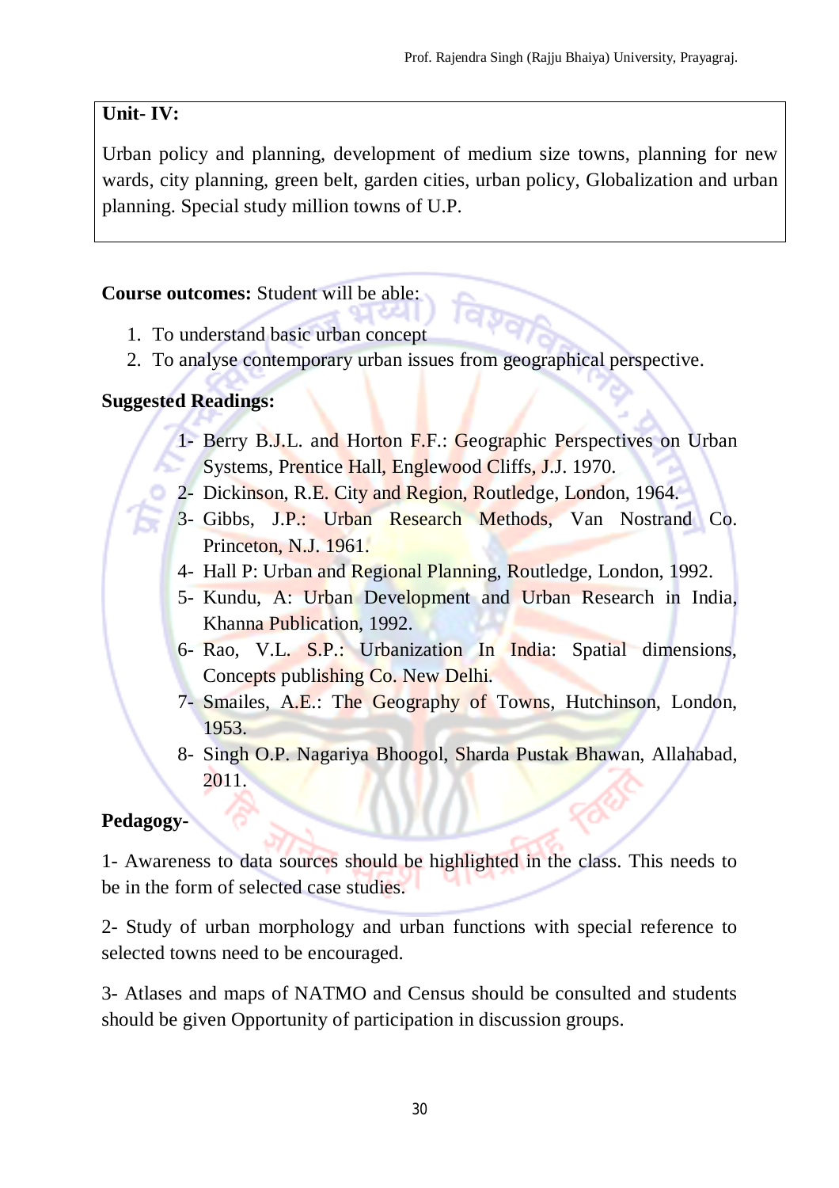**Unit- IV:**

Urban policy and planning, development of medium size towns, planning for new wards, city planning, green belt, garden cities, urban policy, Globalization and urban planning. Special study million towns of U.P.

**Course outcomes:** Student will be able:

1. To understand basic urban concept
2. To analyse contemporary urban issues from geographical perspective.

**Suggested Readings:**

1- Berry B.J.L. and Horton F.F.: Geographic Perspectives on Urban Systems, Prentice Hall, Englewood Cliffs, J.J. 1970.

2- Dickinson, R.E. City and Region, Routledge, London, 1964.

3- Gibbs, J.P.: Urban Research Methods, Van Nostrand Co. Princeton, N.J. 1961.

4- Hall P: Urban and Regional Planning, Routledge, London, 1992.

5- Kundu, A: Urban Development and Urban Research in India, Khanna Publication, 1992.

6- Rao, V.L. S.P.: Urbanization In India: Spatial dimensions, Concepts publishing Co. New Delhi.

7- Smailes, A.E.: The Geography of Towns, Hutchinson, London, 1953.

8- Singh O.P. Nagariya Bhoogol, Sharda Pustak Bhawan, Allahabad, 2011.

**Pedagogy-**

1- Awareness to data sources should be highlighted in the class. This needs to be in the form of selected case studies.

2- Study of urban morphology and urban functions with special reference to selected towns need to be encouraged.

3- Atlases and maps of NATMO and Census should be consulted and students should be given Opportunity of participation in discussion groups.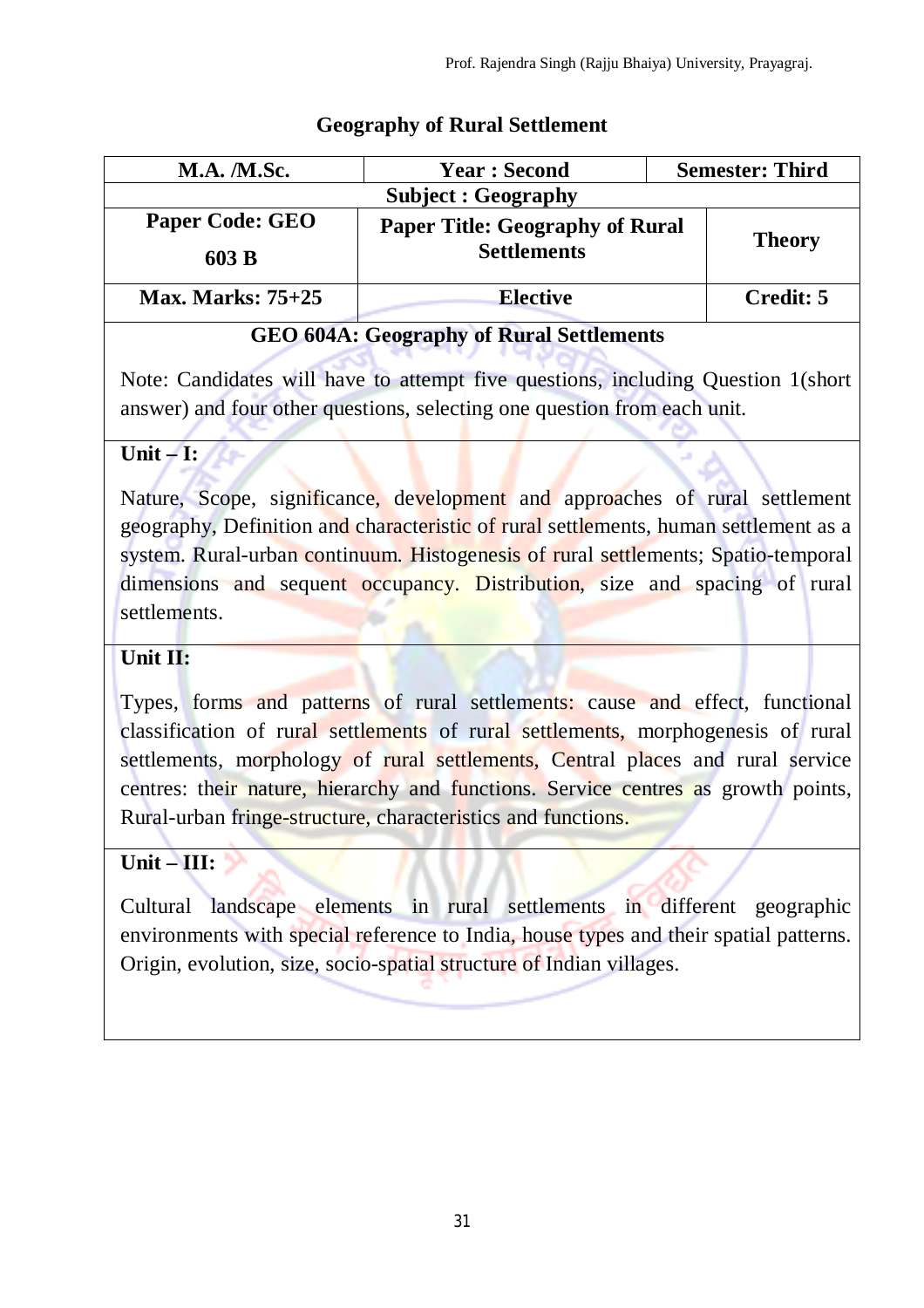## Geography of Rural Settlement

| M.A. /M.Sc. | Year : Second | Semester: Third |
|---|---|---|
| Subject : Geography | | |
| Paper Code: GEO 603 B | Paper Title: Geography of Rural Settlements | Theory |
| Max. Marks: 75+25 | Elective | Credit: 5 |

### GEO 604A: Geography of Rural Settlements

Note: Candidates will have to attempt five questions, including Question 1(short answer) and four other questions, selecting one question from each unit.

**Unit – I:**

Nature, Scope, significance, development and approaches of rural settlement geography, Definition and characteristic of rural settlements, human settlement as a system. Rural-urban continuum. Histogenesis of rural settlements; Spatio-temporal dimensions and sequent occupancy. Distribution, size and spacing of rural settlements.

**Unit II:**

Types, forms and patterns of rural settlements: cause and effect, functional classification of rural settlements of rural settlements, morphogenesis of rural settlements, morphology of rural settlements, Central places and rural service centres: their nature, hierarchy and functions. Service centres as growth points, Rural-urban fringe-structure, characteristics and functions.

**Unit – III:**

Cultural landscape elements in rural settlements in different geographic environments with special reference to India, house types and their spatial patterns. Origin, evolution, size, socio-spatial structure of Indian villages.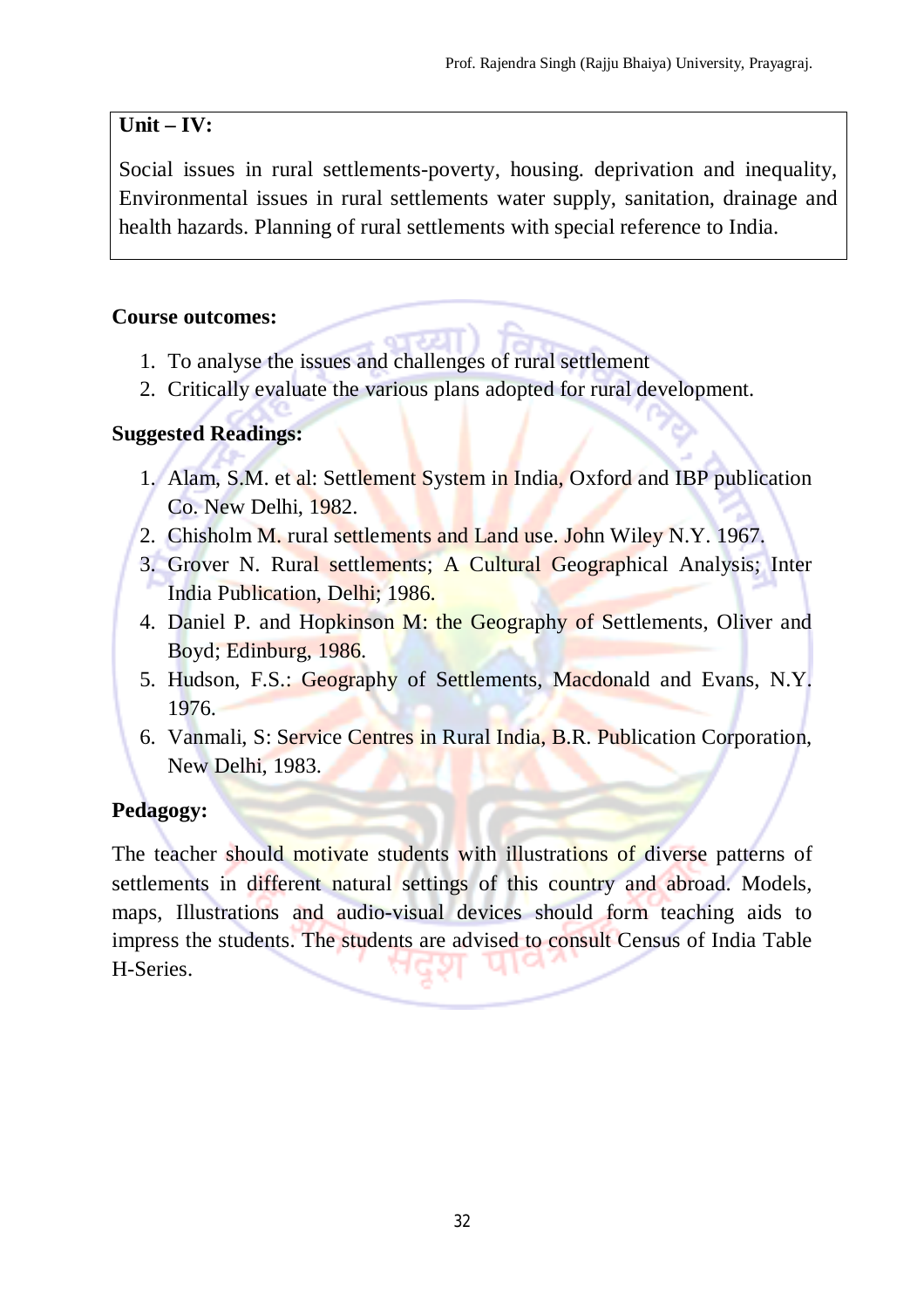**Unit – IV:**

Social issues in rural settlements-poverty, housing. deprivation and inequality, Environmental issues in rural settlements water supply, sanitation, drainage and health hazards. Planning of rural settlements with special reference to India.

**Course outcomes:**

1. To analyse the issues and challenges of rural settlement
2. Critically evaluate the various plans adopted for rural development.

**Suggested Readings:**

1. Alam, S.M. et al: Settlement System in India, Oxford and IBP publication Co. New Delhi, 1982.
2. Chisholm M. rural settlements and Land use. John Wiley N.Y. 1967.
3. Grover N. Rural settlements; A Cultural Geographical Analysis; Inter India Publication, Delhi; 1986.
4. Daniel P. and Hopkinson M: the Geography of Settlements, Oliver and Boyd; Edinburg, 1986.
5. Hudson, F.S.: Geography of Settlements, Macdonald and Evans, N.Y. 1976.
6. Vanmali, S: Service Centres in Rural India, B.R. Publication Corporation, New Delhi, 1983.

**Pedagogy:**

The teacher should motivate students with illustrations of diverse patterns of settlements in different natural settings of this country and abroad. Models, maps, Illustrations and audio-visual devices should form teaching aids to impress the students. The students are advised to consult Census of India Table H-Series.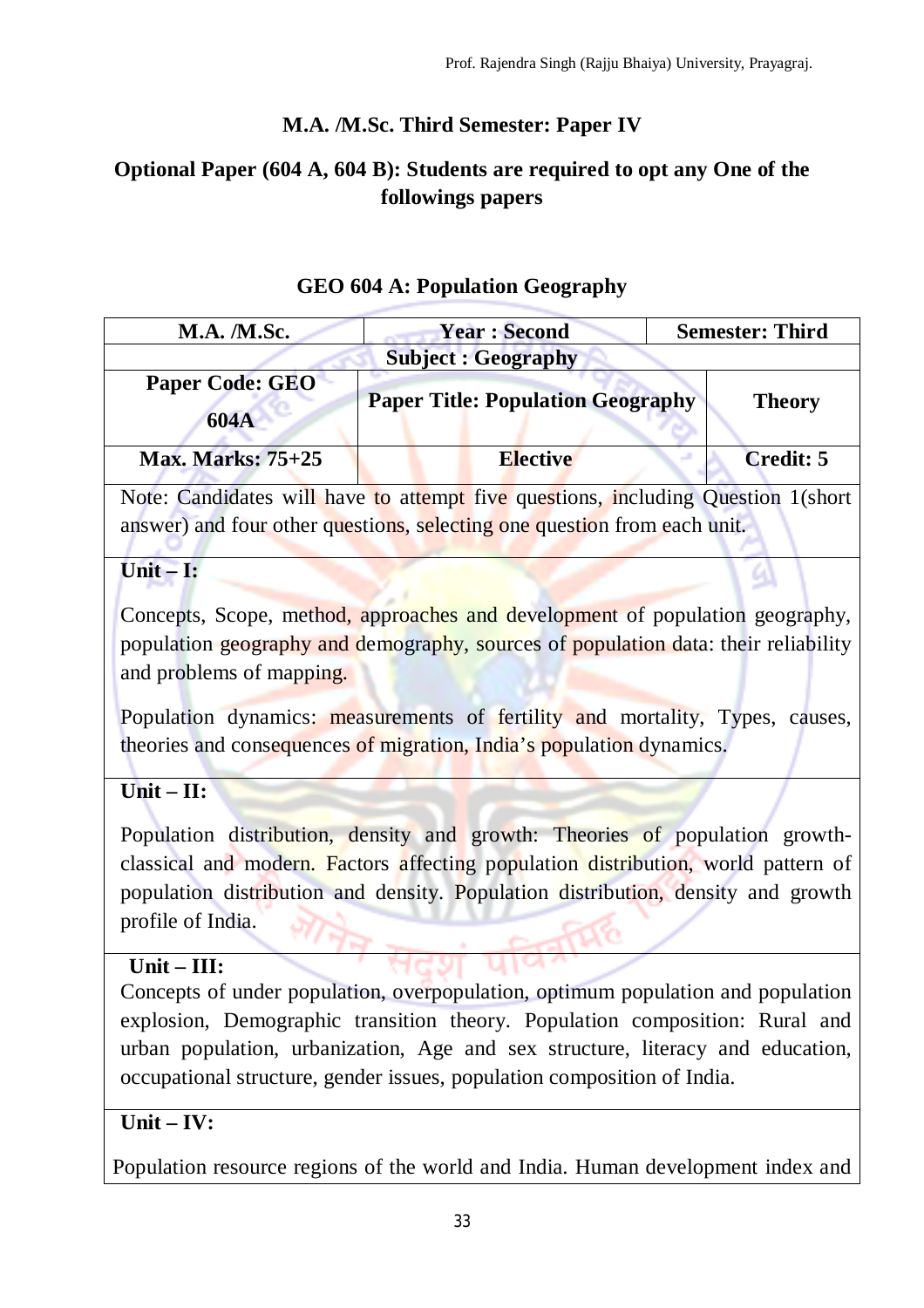## M.A. /M.Sc. Third Semester: Paper IV

### Optional Paper (604 A, 604 B): Students are required to opt any One of the followings papers

### GEO 604 A: Population Geography

| M.A. /M.Sc. | Year : Second | Semester: Third |
|---|---|---|
| Subject : Geography | | |
| Paper Code: GEO 604A | Paper Title: Population Geography | Theory |
| Max. Marks: 75+25 | Elective | Credit: 5 |

Note: Candidates will have to attempt five questions, including Question 1(short answer) and four other questions, selecting one question from each unit.

**Unit – I:**

Concepts, Scope, method, approaches and development of population geography, population geography and demography, sources of population data: their reliability and problems of mapping.

Population dynamics: measurements of fertility and mortality, Types, causes, theories and consequences of migration, India's population dynamics.

**Unit – II:**

Population distribution, density and growth: Theories of population growth-classical and modern. Factors affecting population distribution, world pattern of population distribution and density. Population distribution, density and growth profile of India.

**Unit – III:**

Concepts of under population, overpopulation, optimum population and population explosion, Demographic transition theory. Population composition: Rural and urban population, urbanization, Age and sex structure, literacy and education, occupational structure, gender issues, population composition of India.

**Unit – IV:**

Population resource regions of the world and India. Human development index and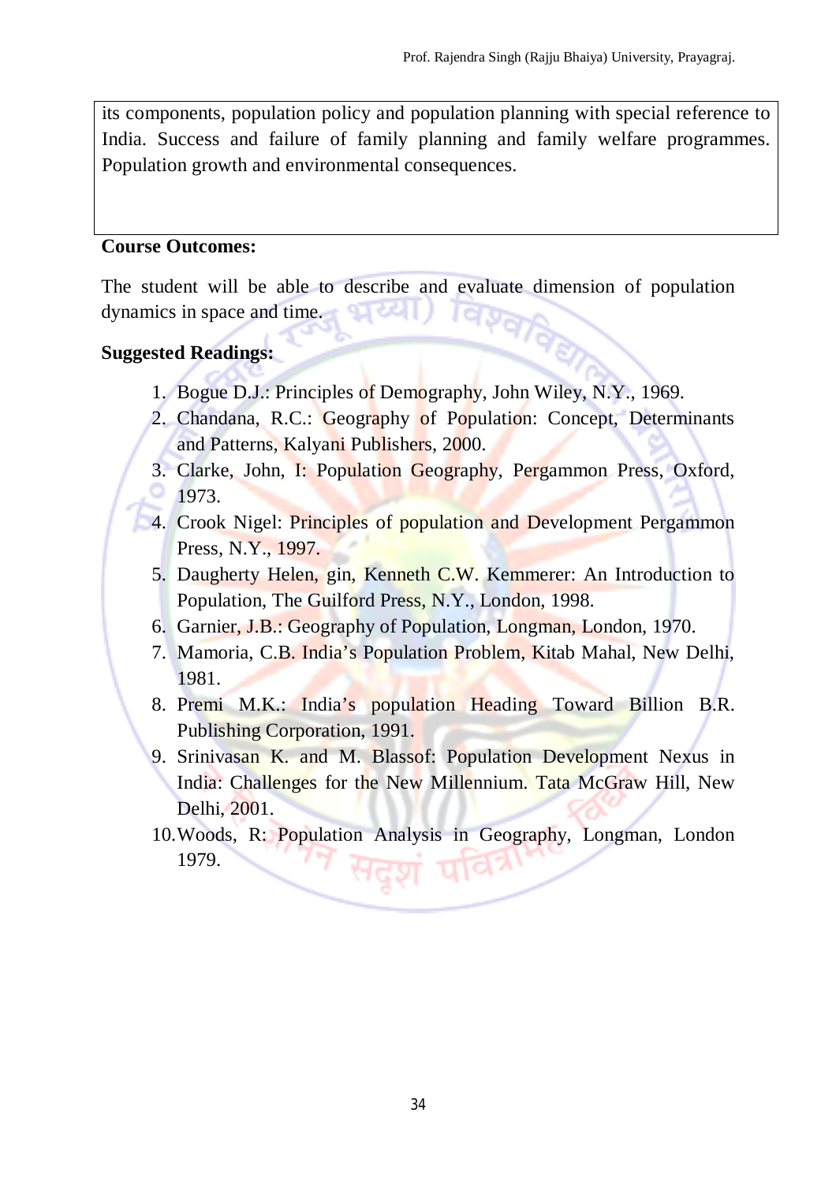its components, population policy and population planning with special reference to India. Success and failure of family planning and family welfare programmes. Population growth and environmental consequences.

**Course Outcomes:**

The student will be able to describe and evaluate dimension of population dynamics in space and time.

**Suggested Readings:**

1. Bogue D.J.: Principles of Demography, John Wiley, N.Y., 1969.
2. Chandana, R.C.: Geography of Population: Concept, Determinants and Patterns, Kalyani Publishers, 2000.
3. Clarke, John, I: Population Geography, Pergammon Press, Oxford, 1973.
4. Crook Nigel: Principles of population and Development Pergammon Press, N.Y., 1997.
5. Daugherty Helen, gin, Kenneth C.W. Kemmerer: An Introduction to Population, The Guilford Press, N.Y., London, 1998.
6. Garnier, J.B.: Geography of Population, Longman, London, 1970.
7. Mamoria, C.B. India's Population Problem, Kitab Mahal, New Delhi, 1981.
8. Premi M.K.: India's population Heading Toward Billion B.R. Publishing Corporation, 1991.
9. Srinivasan K. and M. Blassof: Population Development Nexus in India: Challenges for the New Millennium. Tata McGraw Hill, New Delhi, 2001.
10. Woods, R: Population Analysis in Geography, Longman, London 1979.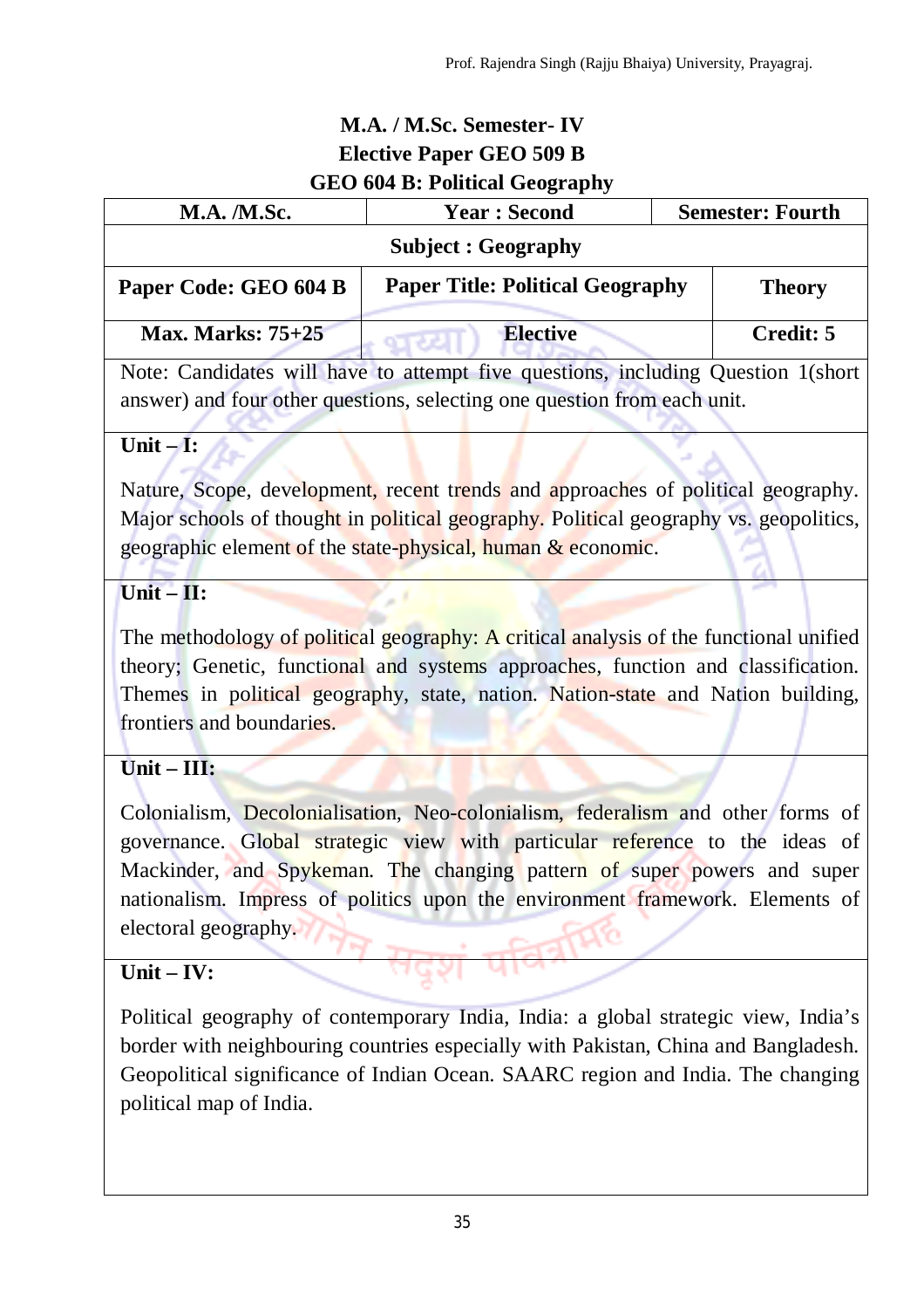**M.A. / M.Sc. Semester- IV**
**Elective Paper GEO 509 B**
**GEO 604 B: Political Geography**

| M.A. /M.Sc. | Year : Second | Semester: Fourth |
|---|---|---|
| **Subject : Geography** | | |
| **Paper Code: GEO 604 B** | **Paper Title: Political Geography** | **Theory** |
| **Max. Marks: 75+25** | **Elective** | **Credit: 5** |

Note: Candidates will have to attempt five questions, including Question 1(short answer) and four other questions, selecting one question from each unit.

**Unit – I:**

Nature, Scope, development, recent trends and approaches of political geography. Major schools of thought in political geography. Political geography vs. geopolitics, geographic element of the state-physical, human & economic.

**Unit – II:**

The methodology of political geography: A critical analysis of the functional unified theory; Genetic, functional and systems approaches, function and classification. Themes in political geography, state, nation. Nation-state and Nation building, frontiers and boundaries.

**Unit – III:**

Colonialism, Decolonialisation, Neo-colonialism, federalism and other forms of governance. Global strategic view with particular reference to the ideas of Mackinder, and Spykeman. The changing pattern of super powers and super nationalism. Impress of politics upon the environment framework. Elements of electoral geography.

**Unit – IV:**

Political geography of contemporary India, India: a global strategic view, India's border with neighbouring countries especially with Pakistan, China and Bangladesh. Geopolitical significance of Indian Ocean. SAARC region and India. The changing political map of India.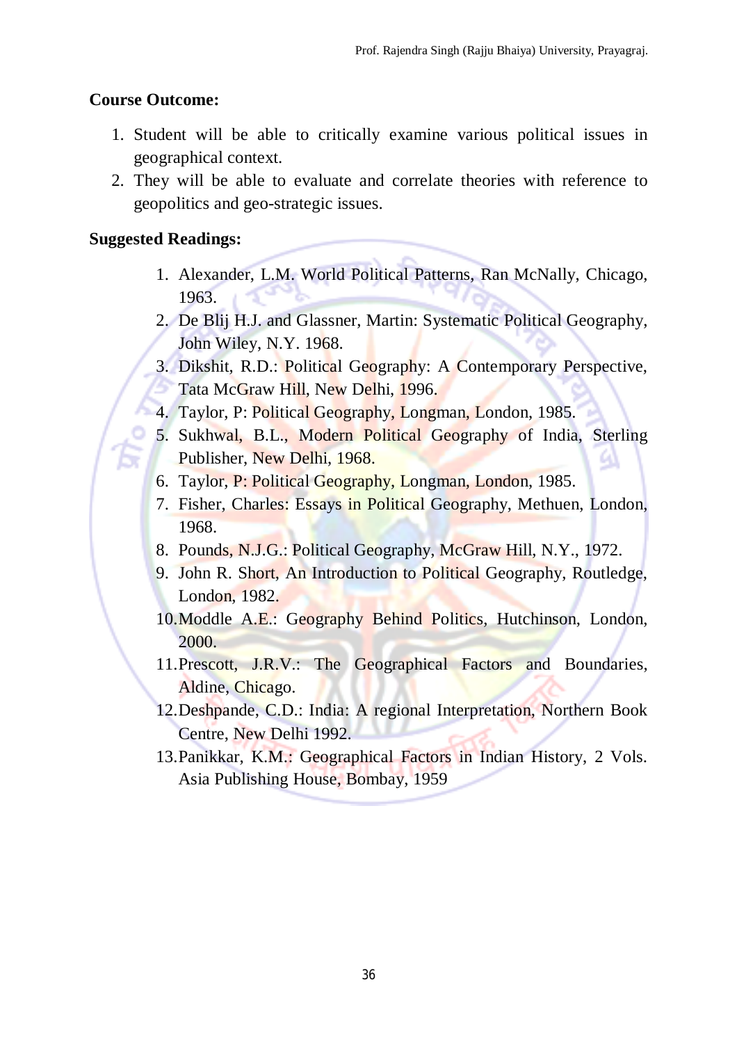**Course Outcome:**

1. Student will be able to critically examine various political issues in geographical context.
2. They will be able to evaluate and correlate theories with reference to geopolitics and geo-strategic issues.

**Suggested Readings:**

1. Alexander, L.M. World Political Patterns, Ran McNally, Chicago, 1963.
2. De Blij H.J. and Glassner, Martin: Systematic Political Geography, John Wiley, N.Y. 1968.
3. Dikshit, R.D.: Political Geography: A Contemporary Perspective, Tata McGraw Hill, New Delhi, 1996.
4. Taylor, P: Political Geography, Longman, London, 1985.
5. Sukhwal, B.L., Modern Political Geography of India, Sterling Publisher, New Delhi, 1968.
6. Taylor, P: Political Geography, Longman, London, 1985.
7. Fisher, Charles: Essays in Political Geography, Methuen, London, 1968.
8. Pounds, N.J.G.: Political Geography, McGraw Hill, N.Y., 1972.
9. John R. Short, An Introduction to Political Geography, Routledge, London, 1982.
10. Moddle A.E.: Geography Behind Politics, Hutchinson, London, 2000.
11. Prescott, J.R.V.: The Geographical Factors and Boundaries, Aldine, Chicago.
12. Deshpande, C.D.: India: A regional Interpretation, Northern Book Centre, New Delhi 1992.
13. Panikkar, K.M.: Geographical Factors in Indian History, 2 Vols. Asia Publishing House, Bombay, 1959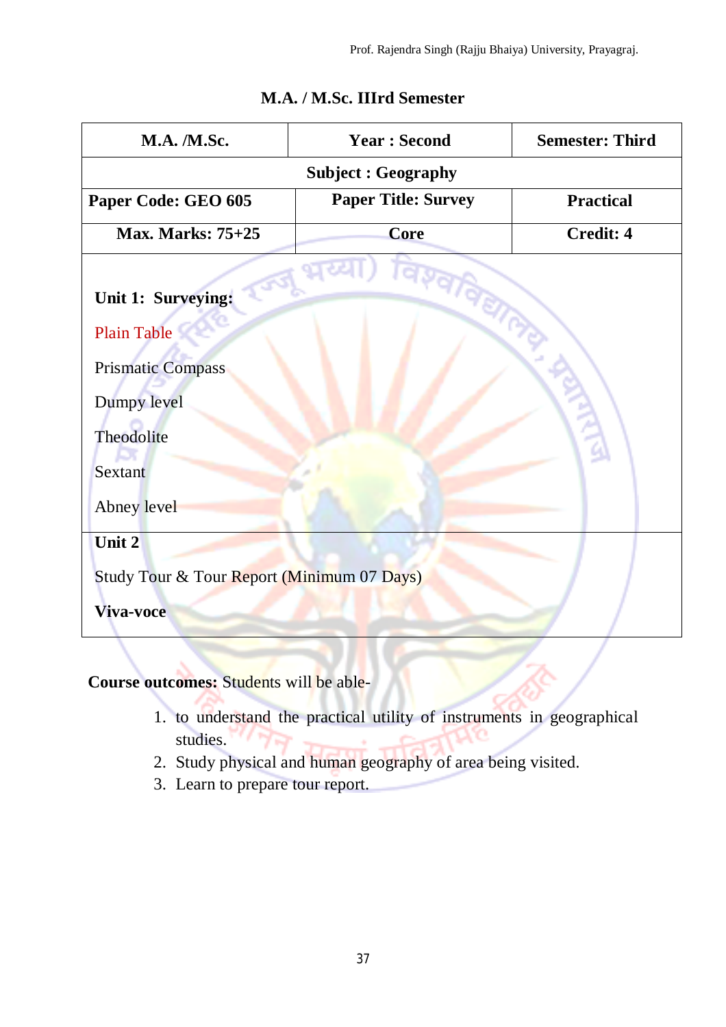## M.A. / M.Sc. IIIrd Semester

| M.A. /M.Sc. | Year : Second | Semester: Third |
|---|---|---|
| Subject : Geography | | |
| Paper Code: GEO 605 | Paper Title: Survey | Practical |
| Max. Marks: 75+25 | Core | Credit: 4 |

**Unit 1: Surveying:**

Plain Table

Prismatic Compass

Dumpy level

Theodolite

Sextant

Abney level

**Unit 2**

Study Tour & Tour Report (Minimum 07 Days)

**Viva-voce**

**Course outcomes:** Students will be able-

1. to understand the practical utility of instruments in geographical studies.
2. Study physical and human geography of area being visited.
3. Learn to prepare tour report.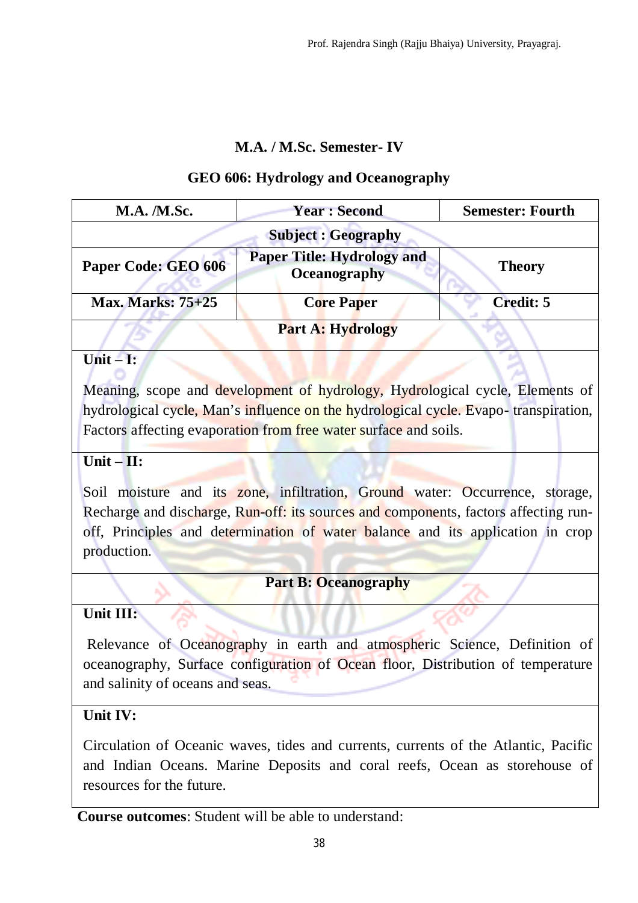## M.A. / M.Sc. Semester- IV

## GEO 606: Hydrology and Oceanography

| M.A. /M.Sc. | Year : Second | Semester: Fourth |
|---|---|---|
| **Subject : Geography** | | |
| **Paper Code: GEO 606** | **Paper Title: Hydrology and Oceanography** | **Theory** |
| **Max. Marks: 75+25** | **Core Paper** | **Credit: 5** |
| **Part A: Hydrology** | | |
| **Unit – I:** Meaning, scope and development of hydrology, Hydrological cycle, Elements of hydrological cycle, Man's influence on the hydrological cycle. Evapo- transpiration, Factors affecting evaporation from free water surface and soils. | | |
| **Unit – II:** Soil moisture and its zone, infiltration, Ground water: Occurrence, storage, Recharge and discharge, Run-off: its sources and components, factors affecting run-off, Principles and determination of water balance and its application in crop production. | | |
| **Part B: Oceanography** | | |
| **Unit III:** Relevance of Oceanography in earth and atmospheric Science, Definition of oceanography, Surface configuration of Ocean floor, Distribution of temperature and salinity of oceans and seas. | | |
| **Unit IV:** Circulation of Oceanic waves, tides and currents, currents of the Atlantic, Pacific and Indian Oceans. Marine Deposits and coral reefs, Ocean as storehouse of resources for the future. | | |

**Course outcomes**: Student will be able to understand: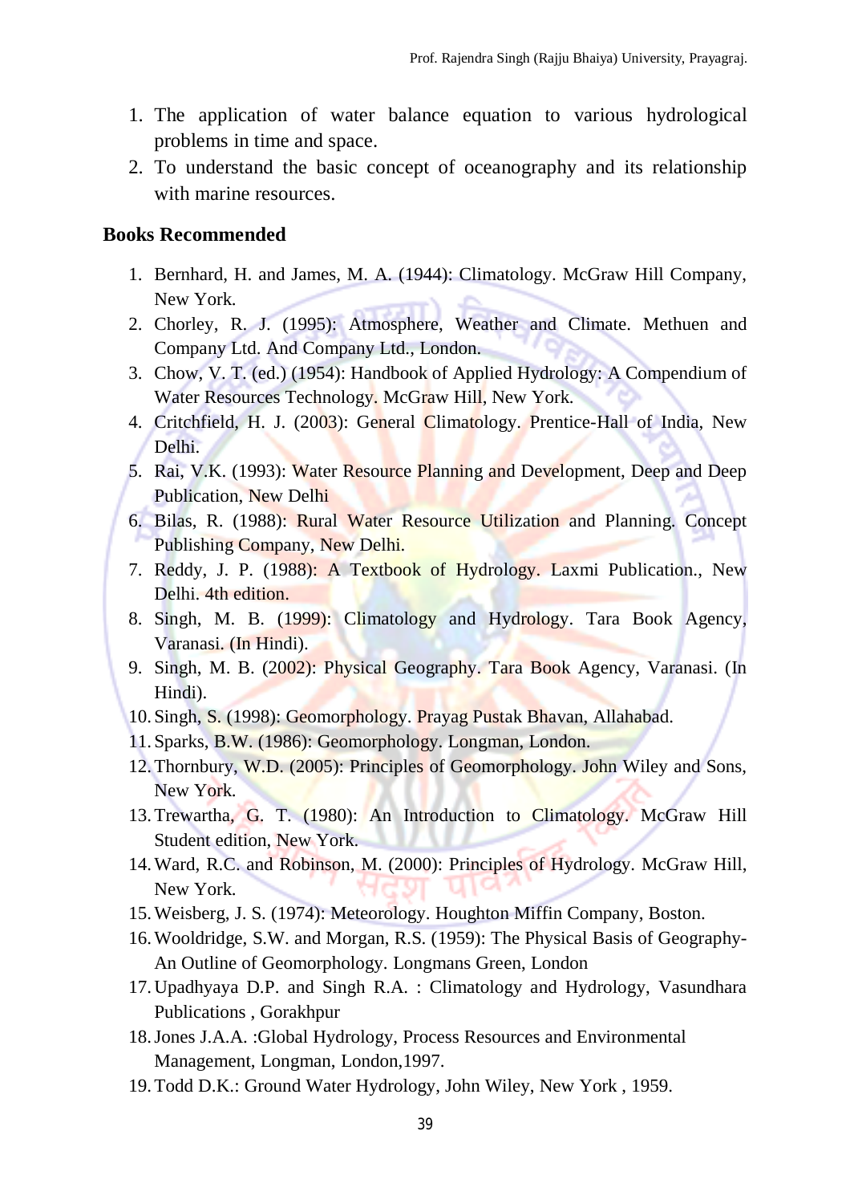1. The application of water balance equation to various hydrological problems in time and space.
2. To understand the basic concept of oceanography and its relationship with marine resources.

## Books Recommended

1. Bernhard, H. and James, M. A. (1944): Climatology. McGraw Hill Company, New York.
2. Chorley, R. J. (1995): Atmosphere, Weather and Climate. Methuen and Company Ltd. And Company Ltd., London.
3. Chow, V. T. (ed.) (1954): Handbook of Applied Hydrology: A Compendium of Water Resources Technology. McGraw Hill, New York.
4. Critchfield, H. J. (2003): General Climatology. Prentice-Hall of India, New Delhi.
5. Rai, V.K. (1993): Water Resource Planning and Development, Deep and Deep Publication, New Delhi
6. Bilas, R. (1988): Rural Water Resource Utilization and Planning. Concept Publishing Company, New Delhi.
7. Reddy, J. P. (1988): A Textbook of Hydrology. Laxmi Publication., New Delhi. 4th edition.
8. Singh, M. B. (1999): Climatology and Hydrology. Tara Book Agency, Varanasi. (In Hindi).
9. Singh, M. B. (2002): Physical Geography. Tara Book Agency, Varanasi. (In Hindi).
10. Singh, S. (1998): Geomorphology. Prayag Pustak Bhavan, Allahabad.
11. Sparks, B.W. (1986): Geomorphology. Longman, London.
12. Thornbury, W.D. (2005): Principles of Geomorphology. John Wiley and Sons, New York.
13. Trewartha, G. T. (1980): An Introduction to Climatology. McGraw Hill Student edition, New York.
14. Ward, R.C. and Robinson, M. (2000): Principles of Hydrology. McGraw Hill, New York.
15. Weisberg, J. S. (1974): Meteorology. Houghton Miffin Company, Boston.
16. Wooldridge, S.W. and Morgan, R.S. (1959): The Physical Basis of Geography- An Outline of Geomorphology. Longmans Green, London
17. Upadhyaya D.P. and Singh R.A. : Climatology and Hydrology, Vasundhara Publications , Gorakhpur
18. Jones J.A.A. :Global Hydrology, Process Resources and Environmental Management, Longman, London,1997.
19. Todd D.K.: Ground Water Hydrology, John Wiley, New York , 1959.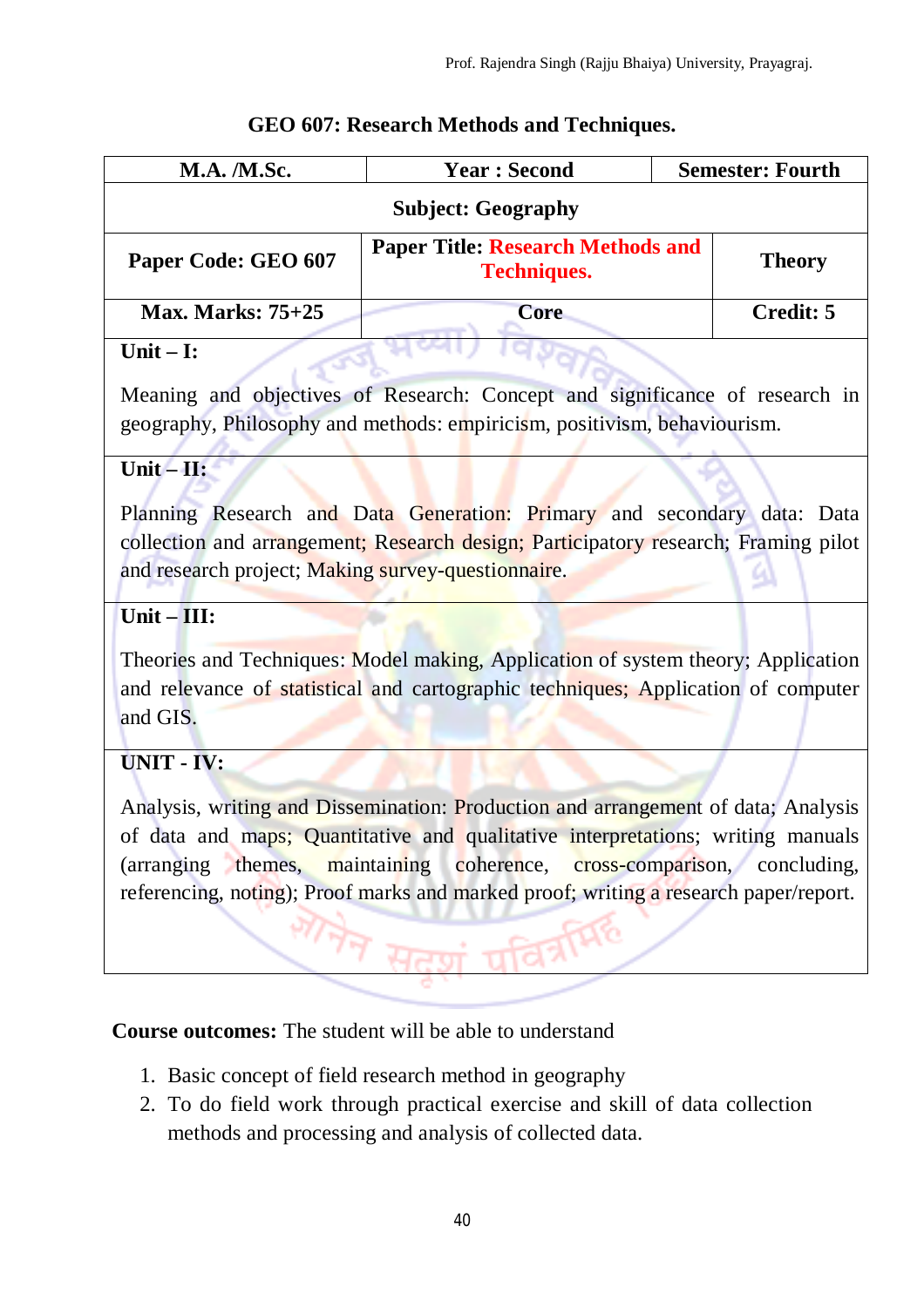## GEO 607: Research Methods and Techniques.

| M.A. /M.Sc. | Year : Second | Semester: Fourth |
|---|---|---|
| **Subject: Geography** | | |
| **Paper Code: GEO 607** | **Paper Title: Research Methods and Techniques.** | **Theory** |
| **Max. Marks: 75+25** | **Core** | **Credit: 5** |

**Unit – I:**

Meaning and objectives of Research: Concept and significance of research in geography, Philosophy and methods: empiricism, positivism, behaviourism.

**Unit – II:**

Planning Research and Data Generation: Primary and secondary data: Data collection and arrangement; Research design; Participatory research; Framing pilot and research project; Making survey-questionnaire.

**Unit – III:**

Theories and Techniques: Model making, Application of system theory; Application and relevance of statistical and cartographic techniques; Application of computer and GIS.

**UNIT - IV:**

Analysis, writing and Dissemination: Production and arrangement of data; Analysis of data and maps; Quantitative and qualitative interpretations; writing manuals (arranging themes, maintaining coherence, cross-comparison, concluding, referencing, noting); Proof marks and marked proof; writing a research paper/report.

**Course outcomes:** The student will be able to understand

1. Basic concept of field research method in geography
2. To do field work through practical exercise and skill of data collection methods and processing and analysis of collected data.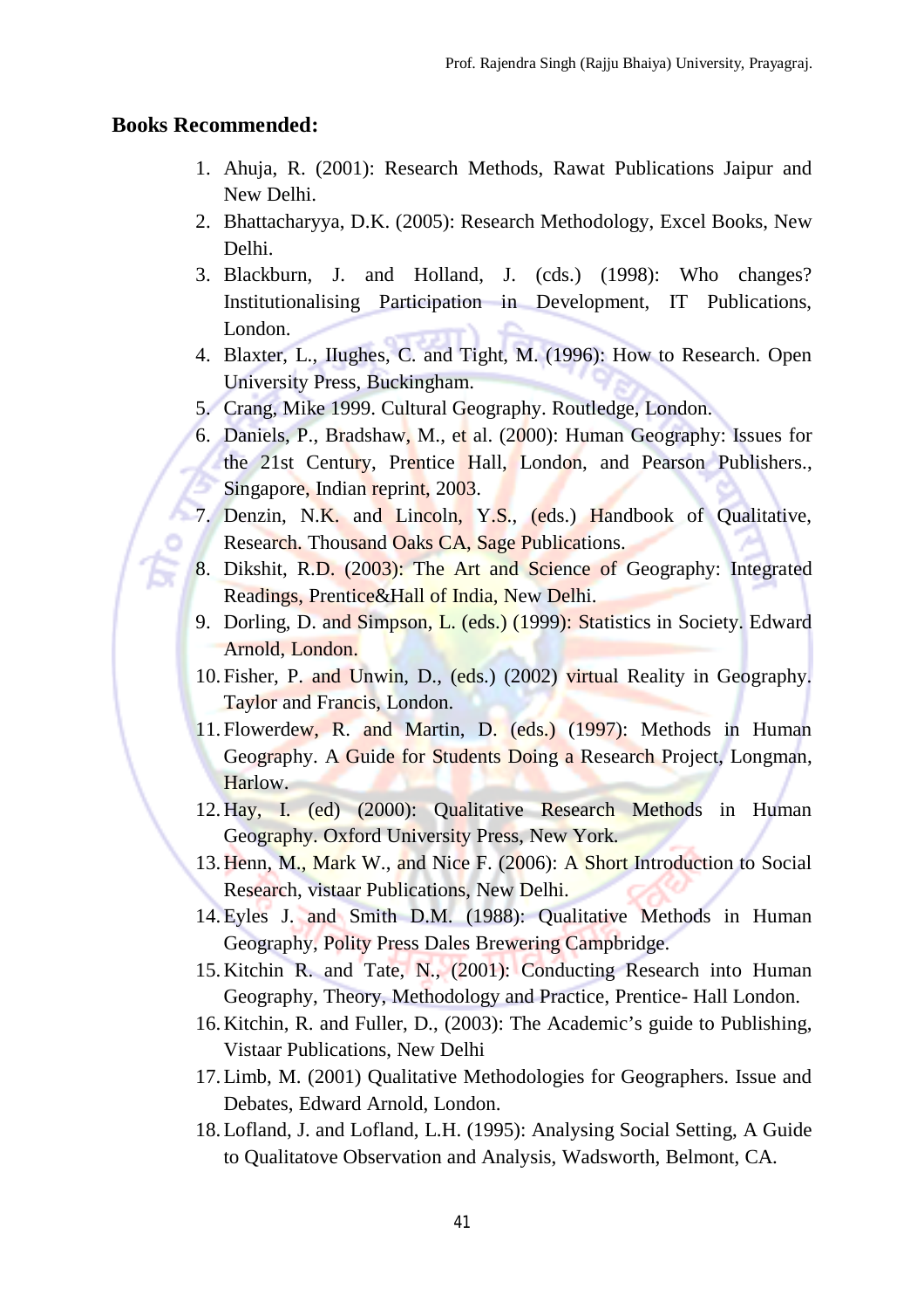## Books Recommended:

1. Ahuja, R. (2001): Research Methods, Rawat Publications Jaipur and New Delhi.
2. Bhattacharyya, D.K. (2005): Research Methodology, Excel Books, New Delhi.
3. Blackburn, J. and Holland, J. (cds.) (1998): Who changes? Institutionalising Participation in Development, IT Publications, London.
4. Blaxter, L., Ilughes, C. and Tight, M. (1996): How to Research. Open University Press, Buckingham.
5. Crang, Mike 1999. Cultural Geography. Routledge, London.
6. Daniels, P., Bradshaw, M., et al. (2000): Human Geography: Issues for the 21st Century, Prentice Hall, London, and Pearson Publishers., Singapore, Indian reprint, 2003.
7. Denzin, N.K. and Lincoln, Y.S., (eds.) Handbook of Qualitative, Research. Thousand Oaks CA, Sage Publications.
8. Dikshit, R.D. (2003): The Art and Science of Geography: Integrated Readings, Prentice&Hall of India, New Delhi.
9. Dorling, D. and Simpson, L. (eds.) (1999): Statistics in Society. Edward Arnold, London.
10. Fisher, P. and Unwin, D., (eds.) (2002) virtual Reality in Geography. Taylor and Francis, London.
11. Flowerdew, R. and Martin, D. (eds.) (1997): Methods in Human Geography. A Guide for Students Doing a Research Project, Longman, Harlow.
12. Hay, I. (ed) (2000): Qualitative Research Methods in Human Geography. Oxford University Press, New York.
13. Henn, M., Mark W., and Nice F. (2006): A Short Introduction to Social Research, vistaar Publications, New Delhi.
14. Eyles J. and Smith D.M. (1988): Qualitative Methods in Human Geography, Polity Press Dales Brewering Campbridge.
15. Kitchin R. and Tate, N., (2001): Conducting Research into Human Geography, Theory, Methodology and Practice, Prentice- Hall London.
16. Kitchin, R. and Fuller, D., (2003): The Academic's guide to Publishing, Vistaar Publications, New Delhi
17. Limb, M. (2001) Qualitative Methodologies for Geographers. Issue and Debates, Edward Arnold, London.
18. Lofland, J. and Lofland, L.H. (1995): Analysing Social Setting, A Guide to Qualitatove Observation and Analysis, Wadsworth, Belmont, CA.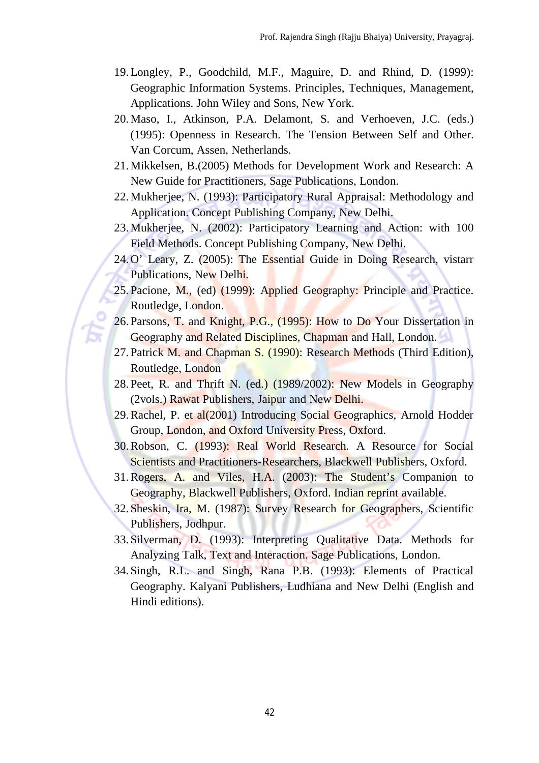19. Longley, P., Goodchild, M.F., Maguire, D. and Rhind, D. (1999): Geographic Information Systems. Principles, Techniques, Management, Applications. John Wiley and Sons, New York.
20. Maso, I., Atkinson, P.A. Delamont, S. and Verhoeven, J.C. (eds.) (1995): Openness in Research. The Tension Between Self and Other. Van Corcum, Assen, Netherlands.
21. Mikkelsen, B.(2005) Methods for Development Work and Research: A New Guide for Practitioners, Sage Publications, London.
22. Mukherjee, N. (1993): Participatory Rural Appraisal: Methodology and Application. Concept Publishing Company, New Delhi.
23. Mukherjee, N. (2002): Participatory Learning and Action: with 100 Field Methods. Concept Publishing Company, New Delhi.
24. O' Leary, Z. (2005): The Essential Guide in Doing Research, vistarr Publications, New Delhi.
25. Pacione, M., (ed) (1999): Applied Geography: Principle and Practice. Routledge, London.
26. Parsons, T. and Knight, P.G., (1995): How to Do Your Dissertation in Geography and Related Disciplines, Chapman and Hall, London.
27. Patrick M. and Chapman S. (1990): Research Methods (Third Edition), Routledge, London
28. Peet, R. and Thrift N. (ed.) (1989/2002): New Models in Geography (2vols.) Rawat Publishers, Jaipur and New Delhi.
29. Rachel, P. et al(2001) Introducing Social Geographics, Arnold Hodder Group, London, and Oxford University Press, Oxford.
30. Robson, C. (1993): Real World Research. A Resource for Social Scientists and Practitioners-Researchers, Blackwell Publishers, Oxford.
31. Rogers, A. and Viles, H.A. (2003): The Student's Companion to Geography, Blackwell Publishers, Oxford. Indian reprint available.
32. Sheskin, Ira, M. (1987): Survey Research for Geographers, Scientific Publishers, Jodhpur.
33. Silverman, D. (1993): Interpreting Qualitative Data. Methods for Analyzing Talk, Text and Interaction. Sage Publications, London.
34. Singh, R.L. and Singh, Rana P.B. (1993): Elements of Practical Geography. Kalyani Publishers, Ludhiana and New Delhi (English and Hindi editions).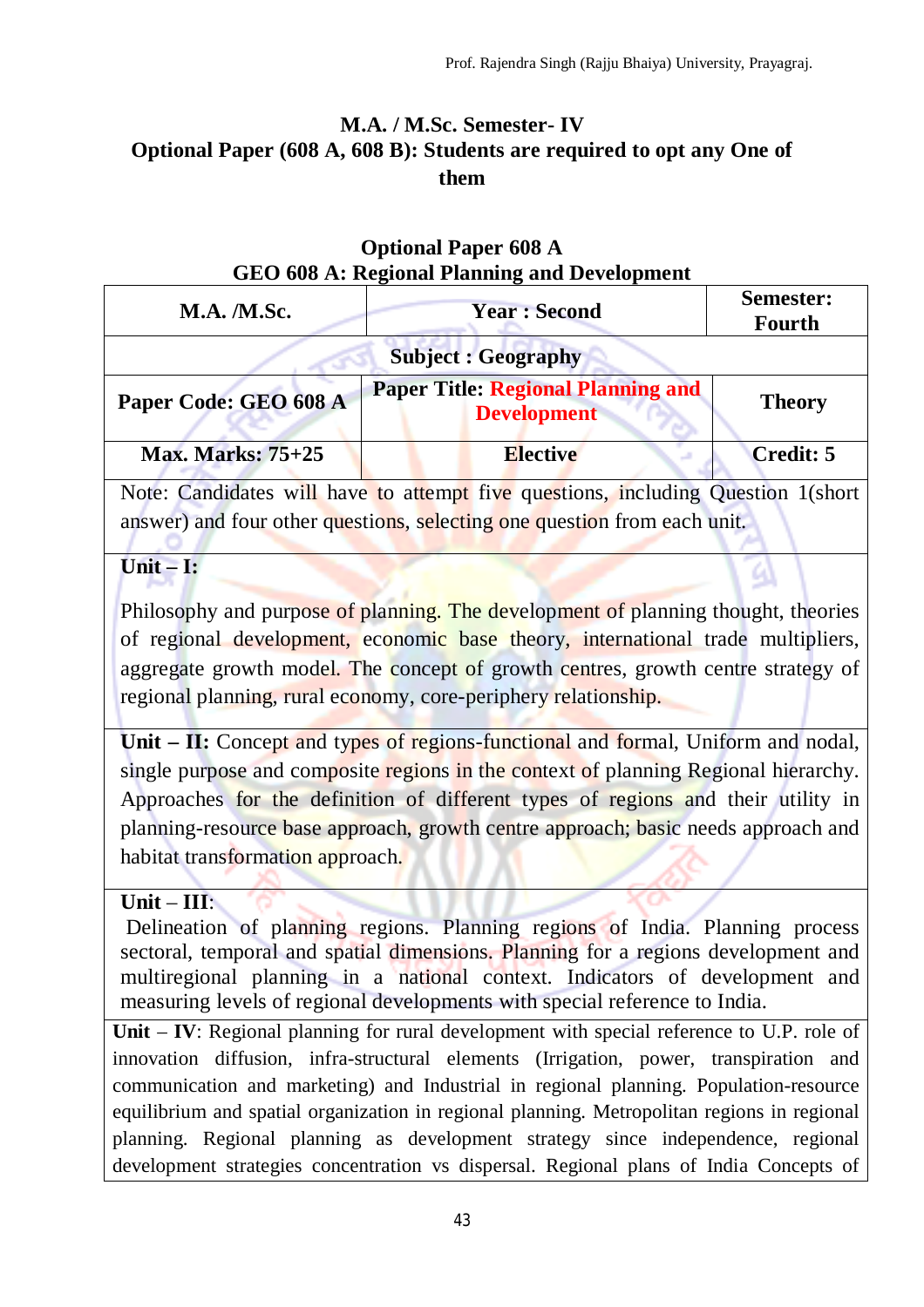## M.A. / M.Sc. Semester- IV

## Optional Paper (608 A, 608 B): Students are required to opt any One of them

### Optional Paper 608 A

### GEO 608 A: Regional Planning and Development

| M.A. /M.Sc. | Year : Second | Semester: Fourth |
|---|---|---|
| **Subject : Geography** | | |
| **Paper Code: GEO 608 A** | **Paper Title: Regional Planning and Development** | **Theory** |
| **Max. Marks: 75+25** | **Elective** | **Credit: 5** |
| Note: Candidates will have to attempt five questions, including Question 1(short answer) and four other questions, selecting one question from each unit. | | |
| **Unit – I:** Philosophy and purpose of planning. The development of planning thought, theories of regional development, economic base theory, international trade multipliers, aggregate growth model. The concept of growth centres, growth centre strategy of regional planning, rural economy, core-periphery relationship. | | |
| **Unit – II:** Concept and types of regions-functional and formal, Uniform and nodal, single purpose and composite regions in the context of planning Regional hierarchy. Approaches for the definition of different types of regions and their utility in planning-resource base approach, growth centre approach; basic needs approach and habitat transformation approach. | | |
| **Unit – III**: Delineation of planning regions. Planning regions of India. Planning process sectoral, temporal and spatial dimensions. Planning for a regions development and multiregional planning in a national context. Indicators of development and measuring levels of regional developments with special reference to India. | | |
| **Unit – IV**: Regional planning for rural development with special reference to U.P. role of innovation diffusion, infra-structural elements (Irrigation, power, transpiration and communication and marketing) and Industrial in regional planning. Population-resource equilibrium and spatial organization in regional planning. Metropolitan regions in regional planning. Regional planning as development strategy since independence, regional development strategies concentration vs dispersal. Regional plans of India Concepts of | | |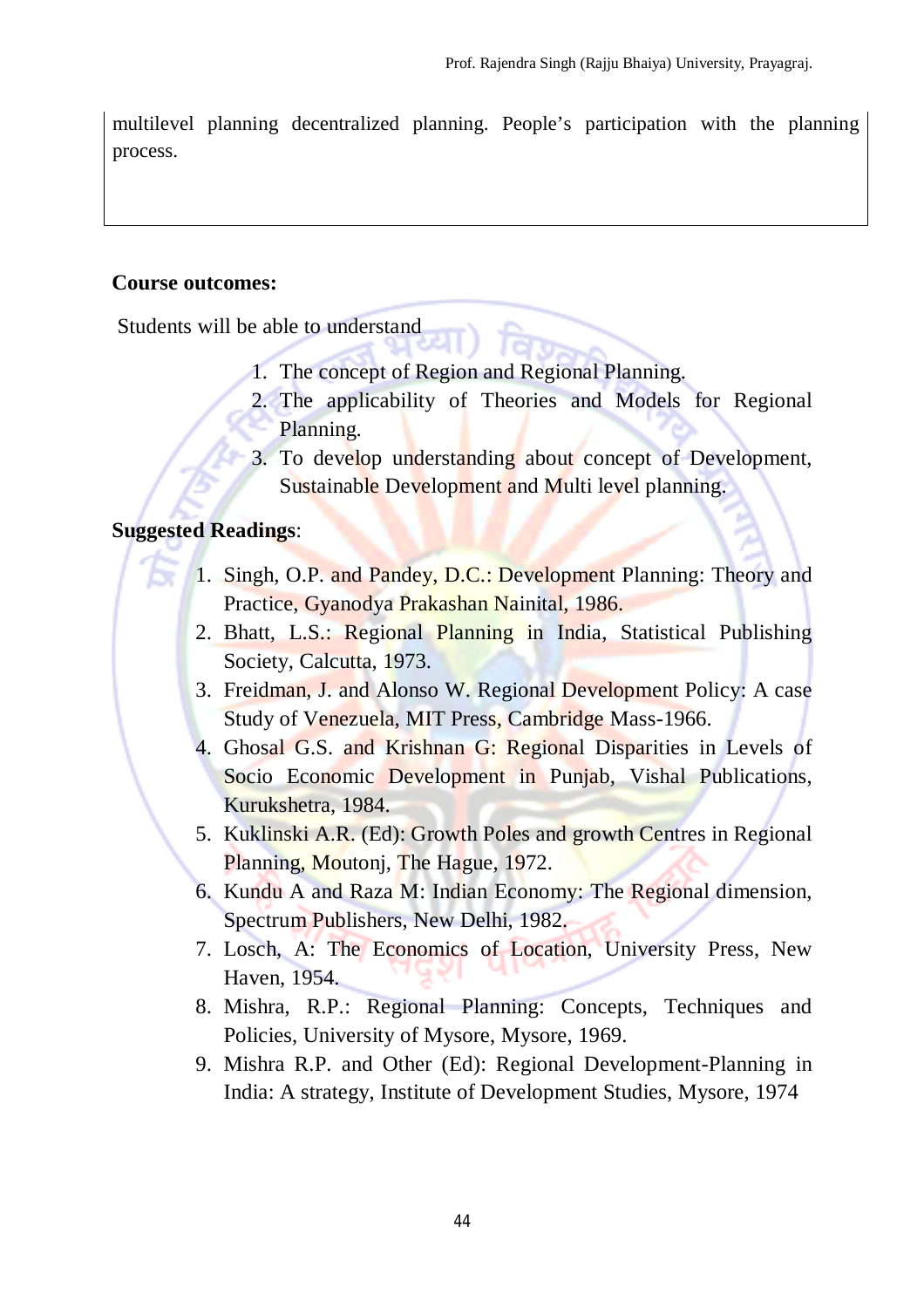multilevel planning decentralized planning. People's participation with the planning process.

**Course outcomes:**

Students will be able to understand

1. The concept of Region and Regional Planning.
2. The applicability of Theories and Models for Regional Planning.
3. To develop understanding about concept of Development, Sustainable Development and Multi level planning.

**Suggested Readings**:

1. Singh, O.P. and Pandey, D.C.: Development Planning: Theory and Practice, Gyanodya Prakashan Nainital, 1986.
2. Bhatt, L.S.: Regional Planning in India, Statistical Publishing Society, Calcutta, 1973.
3. Freidman, J. and Alonso W. Regional Development Policy: A case Study of Venezuela, MIT Press, Cambridge Mass-1966.
4. Ghosal G.S. and Krishnan G: Regional Disparities in Levels of Socio Economic Development in Punjab, Vishal Publications, Kurukshetra, 1984.
5. Kuklinski A.R. (Ed): Growth Poles and growth Centres in Regional Planning, Moutonj, The Hague, 1972.
6. Kundu A and Raza M: Indian Economy: The Regional dimension, Spectrum Publishers, New Delhi, 1982.
7. Losch, A: The Economics of Location, University Press, New Haven, 1954.
8. Mishra, R.P.: Regional Planning: Concepts, Techniques and Policies, University of Mysore, Mysore, 1969.
9. Mishra R.P. and Other (Ed): Regional Development-Planning in India: A strategy, Institute of Development Studies, Mysore, 1974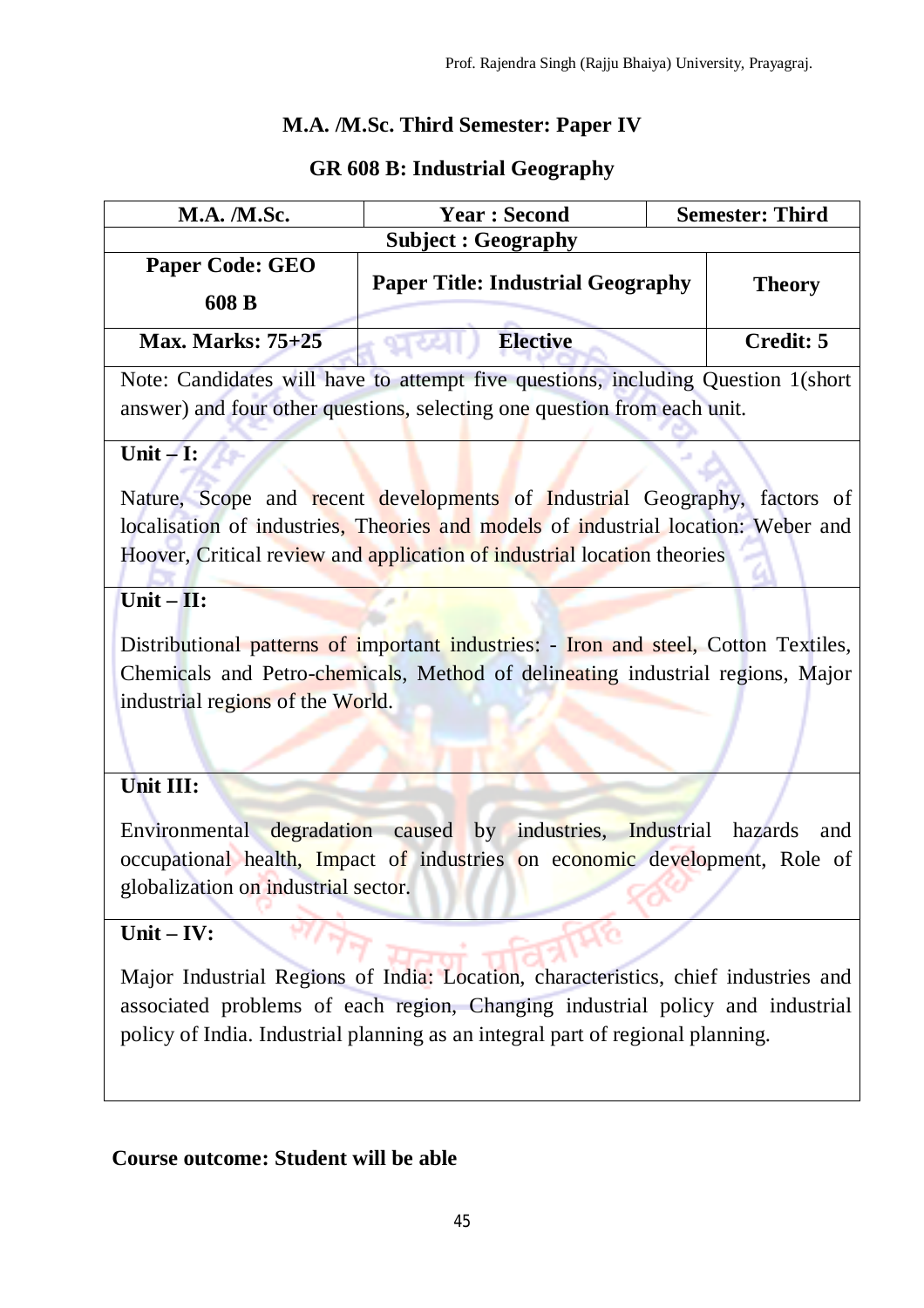## M.A. /M.Sc. Third Semester: Paper IV

## GR 608 B: Industrial Geography

| M.A. /M.Sc. | Year : Second | Semester: Third |
|---|---|---|
| Subject : Geography | | |
| Paper Code: GEO 608 B | Paper Title: Industrial Geography | Theory |
| Max. Marks: 75+25 | Elective | Credit: 5 |

Note: Candidates will have to attempt five questions, including Question 1(short answer) and four other questions, selecting one question from each unit.

**Unit – I:**

Nature, Scope and recent developments of Industrial Geography, factors of localisation of industries, Theories and models of industrial location: Weber and Hoover, Critical review and application of industrial location theories

**Unit – II:**

Distributional patterns of important industries: - Iron and steel, Cotton Textiles, Chemicals and Petro-chemicals, Method of delineating industrial regions, Major industrial regions of the World.

**Unit III:**

Environmental degradation caused by industries, Industrial hazards and occupational health, Impact of industries on economic development, Role of globalization on industrial sector.

**Unit – IV:**

Major Industrial Regions of India: Location, characteristics, chief industries and associated problems of each region, Changing industrial policy and industrial policy of India. Industrial planning as an integral part of regional planning.

**Course outcome: Student will be able**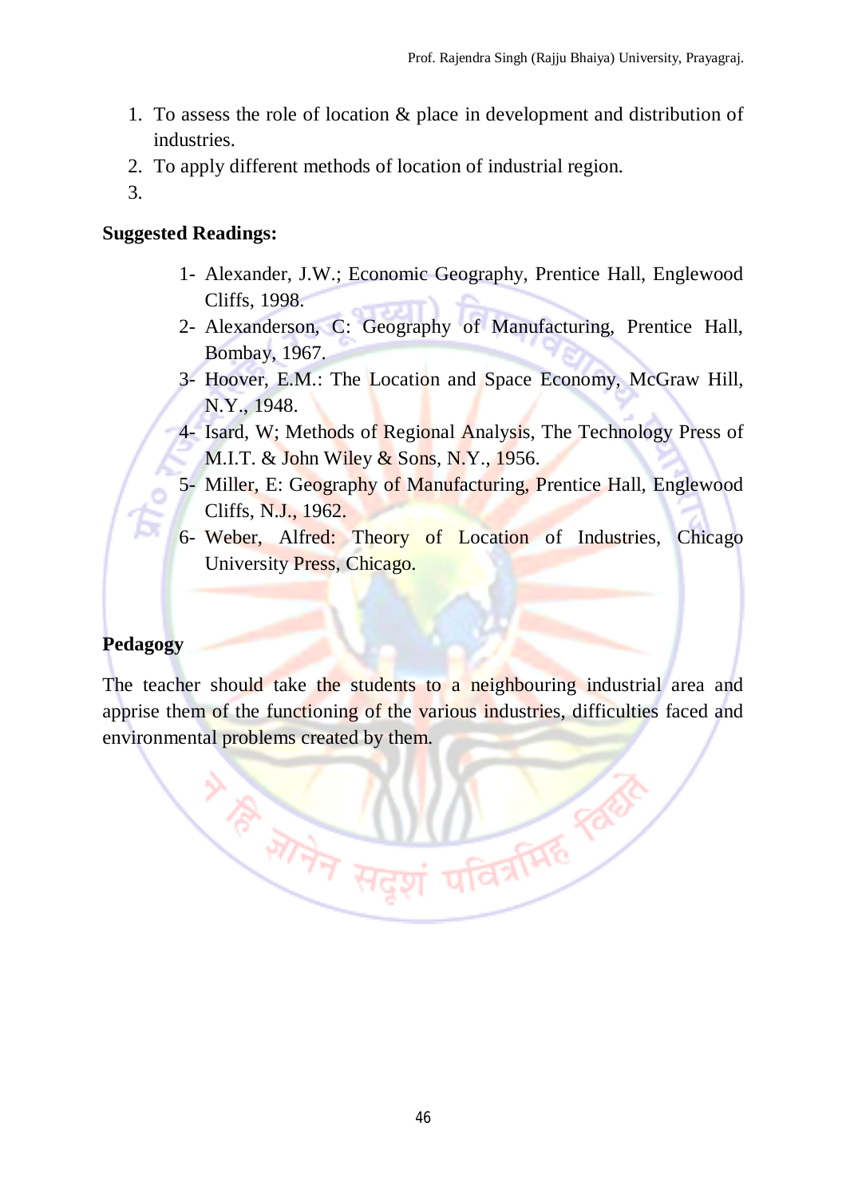1. To assess the role of location & place in development and distribution of industries.
2. To apply different methods of location of industrial region.
3.

**Suggested Readings:**

1- Alexander, J.W.; Economic Geography, Prentice Hall, Englewood Cliffs, 1998.

2- Alexanderson, C: Geography of Manufacturing, Prentice Hall, Bombay, 1967.

3- Hoover, E.M.: The Location and Space Economy, McGraw Hill, N.Y., 1948.

4- Isard, W; Methods of Regional Analysis, The Technology Press of M.I.T. & John Wiley & Sons, N.Y., 1956.

5- Miller, E: Geography of Manufacturing, Prentice Hall, Englewood Cliffs, N.J., 1962.

6- Weber, Alfred: Theory of Location of Industries, Chicago University Press, Chicago.

**Pedagogy**

The teacher should take the students to a neighbouring industrial area and apprise them of the functioning of the various industries, difficulties faced and environmental problems created by them.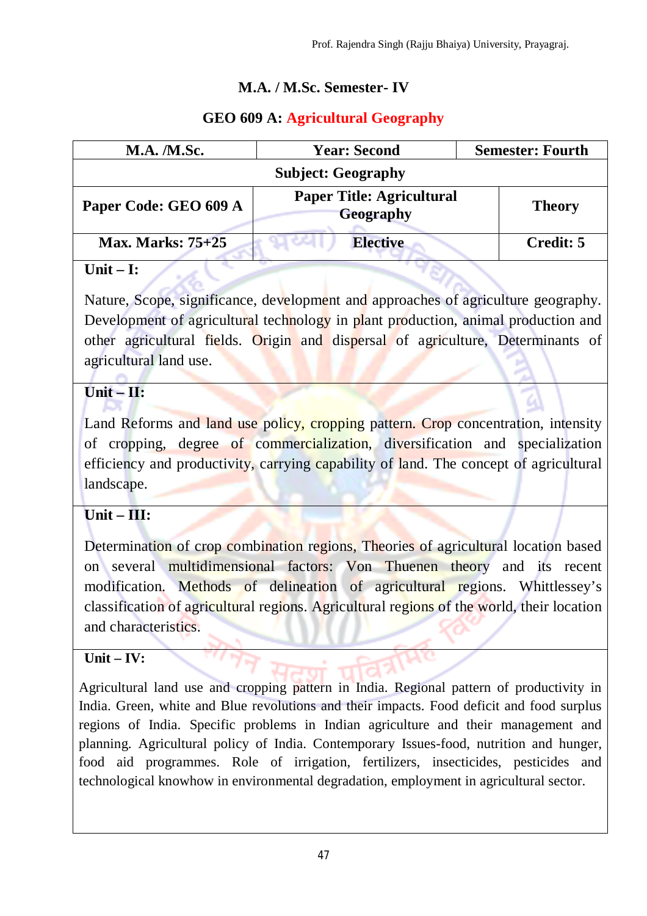## M.A. / M.Sc. Semester- IV

## GEO 609 A: Agricultural Geography

| M.A. /M.Sc. | Year: Second | Semester: Fourth |
|---|---|---|
| Subject: Geography | | |
| Paper Code: GEO 609 A | Paper Title: Agricultural Geography | Theory |
| Max. Marks: 75+25 | Elective | Credit: 5 |

**Unit – I:**

Nature, Scope, significance, development and approaches of agriculture geography. Development of agricultural technology in plant production, animal production and other agricultural fields. Origin and dispersal of agriculture, Determinants of agricultural land use.

**Unit – II:**

Land Reforms and land use policy, cropping pattern. Crop concentration, intensity of cropping, degree of commercialization, diversification and specialization efficiency and productivity, carrying capability of land. The concept of agricultural landscape.

**Unit – III:**

Determination of crop combination regions, Theories of agricultural location based on several multidimensional factors: Von Thuenen theory and its recent modification. Methods of delineation of agricultural regions. Whittlessey's classification of agricultural regions. Agricultural regions of the world, their location and characteristics.

**Unit – IV:**

Agricultural land use and cropping pattern in India. Regional pattern of productivity in India. Green, white and Blue revolutions and their impacts. Food deficit and food surplus regions of India. Specific problems in Indian agriculture and their management and planning. Agricultural policy of India. Contemporary Issues-food, nutrition and hunger, food aid programmes. Role of irrigation, fertilizers, insecticides, pesticides and technological knowhow in environmental degradation, employment in agricultural sector.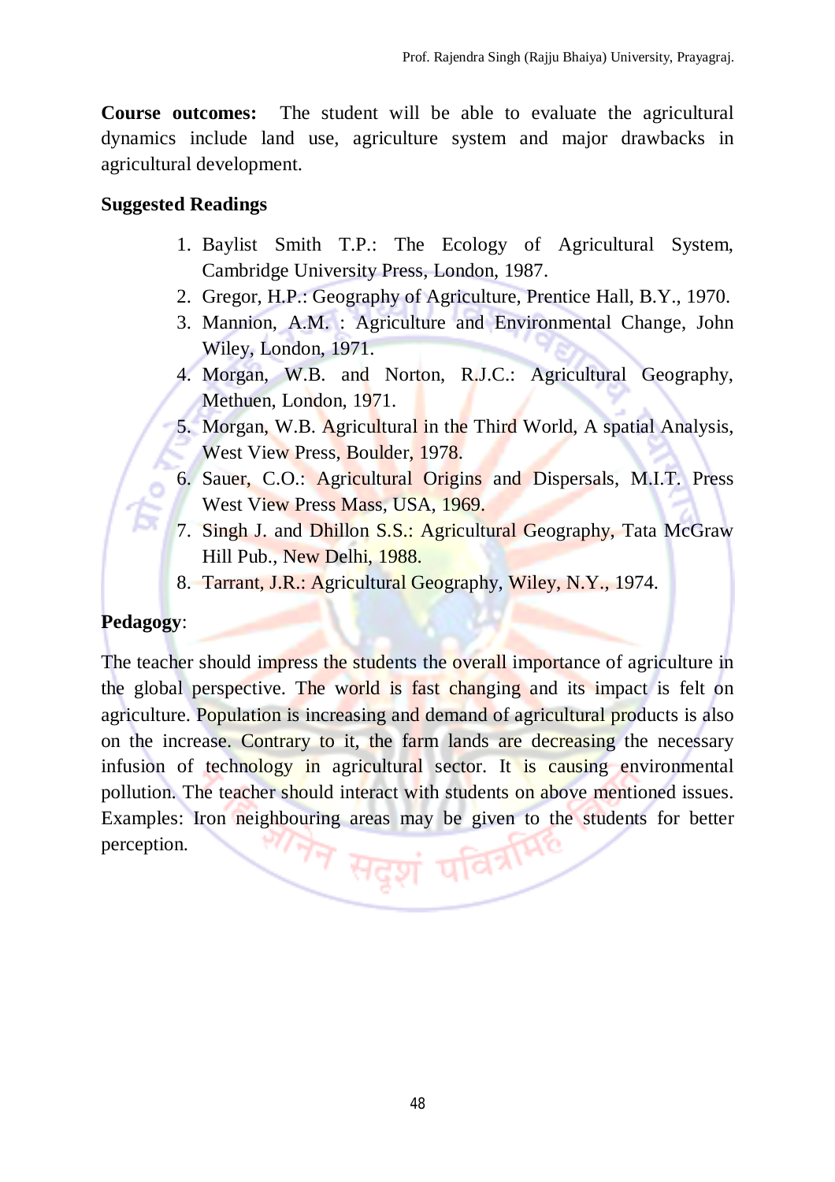**Course outcomes:** The student will be able to evaluate the agricultural dynamics include land use, agriculture system and major drawbacks in agricultural development.

**Suggested Readings**

1. Baylist Smith T.P.: The Ecology of Agricultural System, Cambridge University Press, London, 1987.
2. Gregor, H.P.: Geography of Agriculture, Prentice Hall, B.Y., 1970.
3. Mannion, A.M. : Agriculture and Environmental Change, John Wiley, London, 1971.
4. Morgan, W.B. and Norton, R.J.C.: Agricultural Geography, Methuen, London, 1971.
5. Morgan, W.B. Agricultural in the Third World, A spatial Analysis, West View Press, Boulder, 1978.
6. Sauer, C.O.: Agricultural Origins and Dispersals, M.I.T. Press West View Press Mass, USA, 1969.
7. Singh J. and Dhillon S.S.: Agricultural Geography, Tata McGraw Hill Pub., New Delhi, 1988.
8. Tarrant, J.R.: Agricultural Geography, Wiley, N.Y., 1974.

**Pedagogy**:

The teacher should impress the students the overall importance of agriculture in the global perspective. The world is fast changing and its impact is felt on agriculture. Population is increasing and demand of agricultural products is also on the increase. Contrary to it, the farm lands are decreasing the necessary infusion of technology in agricultural sector. It is causing environmental pollution. The teacher should interact with students on above mentioned issues. Examples: Iron neighbouring areas may be given to the students for better perception.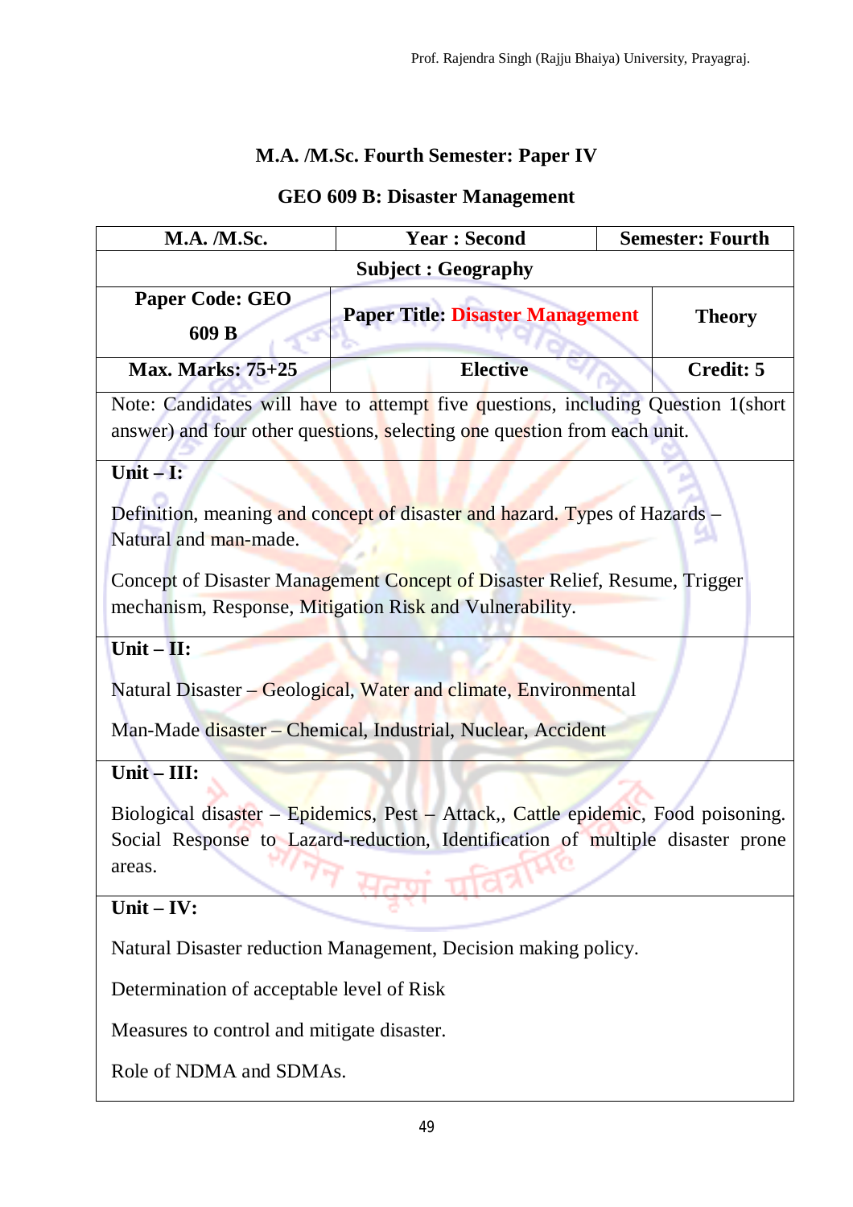## M.A. /M.Sc. Fourth Semester: Paper IV

## GEO 609 B: Disaster Management

| M.A. /M.Sc. | Year : Second | Semester: Fourth |
|---|---|---|
| Subject : Geography | | |
| Paper Code: GEO 609 B | Paper Title: Disaster Management | Theory |
| Max. Marks: 75+25 | Elective | Credit: 5 |

Note: Candidates will have to attempt five questions, including Question 1(short answer) and four other questions, selecting one question from each unit.

**Unit – I:**

Definition, meaning and concept of disaster and hazard. Types of Hazards – Natural and man-made.

Concept of Disaster Management Concept of Disaster Relief, Resume, Trigger mechanism, Response, Mitigation Risk and Vulnerability.

**Unit – II:**

Natural Disaster – Geological, Water and climate, Environmental

Man-Made disaster – Chemical, Industrial, Nuclear, Accident

**Unit – III:**

Biological disaster – Epidemics, Pest – Attack,, Cattle epidemic, Food poisoning. Social Response to Lazard-reduction, Identification of multiple disaster prone areas.

**Unit – IV:**

Natural Disaster reduction Management, Decision making policy.

Determination of acceptable level of Risk

Measures to control and mitigate disaster.

Role of NDMA and SDMAs.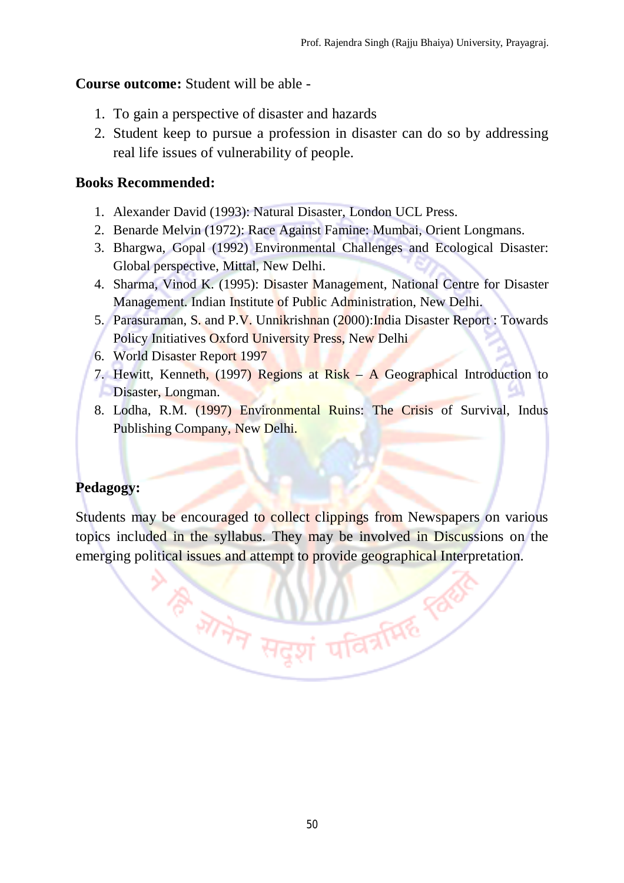**Course outcome:** Student will be able -

1. To gain a perspective of disaster and hazards
2. Student keep to pursue a profession in disaster can do so by addressing real life issues of vulnerability of people.

**Books Recommended:**

1. Alexander David (1993): Natural Disaster, London UCL Press.
2. Benarde Melvin (1972): Race Against Famine: Mumbai, Orient Longmans.
3. Bhargwa, Gopal (1992) Environmental Challenges and Ecological Disaster: Global perspective, Mittal, New Delhi.
4. Sharma, Vinod K. (1995): Disaster Management, National Centre for Disaster Management. Indian Institute of Public Administration, New Delhi.
5. Parasuraman, S. and P.V. Unnikrishnan (2000):India Disaster Report : Towards Policy Initiatives Oxford University Press, New Delhi
6. World Disaster Report 1997
7. Hewitt, Kenneth, (1997) Regions at Risk – A Geographical Introduction to Disaster, Longman.
8. Lodha, R.M. (1997) Environmental Ruins: The Crisis of Survival, Indus Publishing Company, New Delhi.

**Pedagogy:**

Students may be encouraged to collect clippings from Newspapers on various topics included in the syllabus. They may be involved in Discussions on the emerging political issues and attempt to provide geographical Interpretation.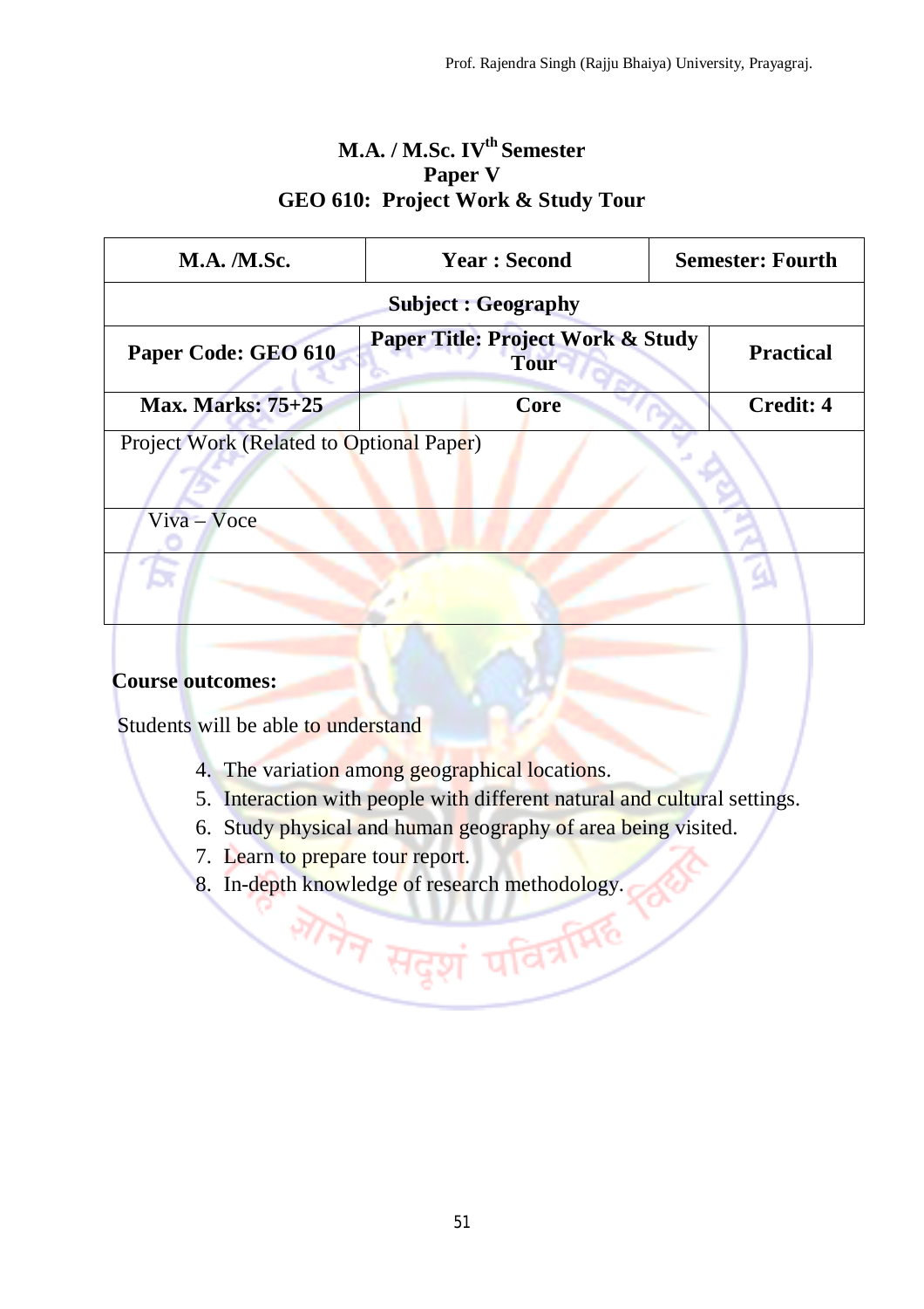## M.A. / M.Sc. IV[th] Semester
## Paper V
## GEO 610: Project Work & Study Tour

| | | |
|---|---|---|
| **M.A. /M.Sc.** | **Year : Second** | **Semester: Fourth** |
| **Subject : Geography** | | |
| **Paper Code: GEO 610** | **Paper Title: Project Work & Study Tour** | **Practical** |
| **Max. Marks: 75+25** | **Core** | **Credit: 4** |
| Project Work (Related to Optional Paper) | | |
| Viva – Voce | | |
| | | |

**Course outcomes:**

Students will be able to understand

4. The variation among geographical locations.
5. Interaction with people with different natural and cultural settings.
6. Study physical and human geography of area being visited.
7. Learn to prepare tour report.
8. In-depth knowledge of research methodology.